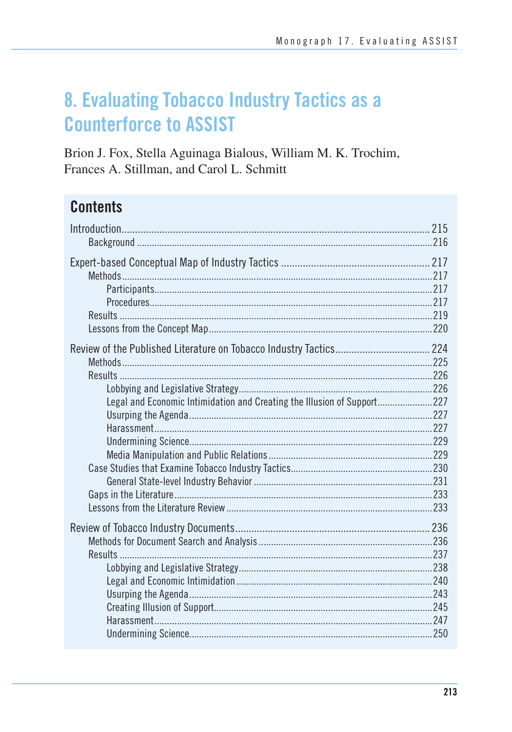# 8. Evaluating Tobacco Industry Tactics as a Counterforce to ASSIST

Brion J. Fox, Stella Aguinaga Bialous, William M. K. Trochim, Frances A. Stillman, and Carol L. Schmitt

## Contents

Introduction .......... 215
- Background .......... 216

Expert-based Conceptual Map of Industry Tactics .......... 217
- Methods .......... 217
  - Participants .......... 217
  - Procedures .......... 217
- Results .......... 219
- Lessons from the Concept Map .......... 220

Review of the Published Literature on Tobacco Industry Tactics .......... 224
- Methods .......... 225
- Results .......... 226
  - Lobbying and Legislative Strategy .......... 226
  - Legal and Economic Intimidation and Creating the Illusion of Support .......... 227
  - Usurping the Agenda .......... 227
  - Harassment .......... 227
  - Undermining Science .......... 229
  - Media Manipulation and Public Relations .......... 229
- Case Studies that Examine Tobacco Industry Tactics .......... 230
  - General State-level Industry Behavior .......... 231
- Gaps in the Literature .......... 233
- Lessons from the Literature Review .......... 233

Review of Tobacco Industry Documents .......... 236
- Methods for Document Search and Analysis .......... 236
- Results .......... 237
  - Lobbying and Legislative Strategy .......... 238
  - Legal and Economic Intimidation .......... 240
  - Usurping the Agenda .......... 243
  - Creating Illusion of Support .......... 245
  - Harassment .......... 247
  - Undermining Science .......... 250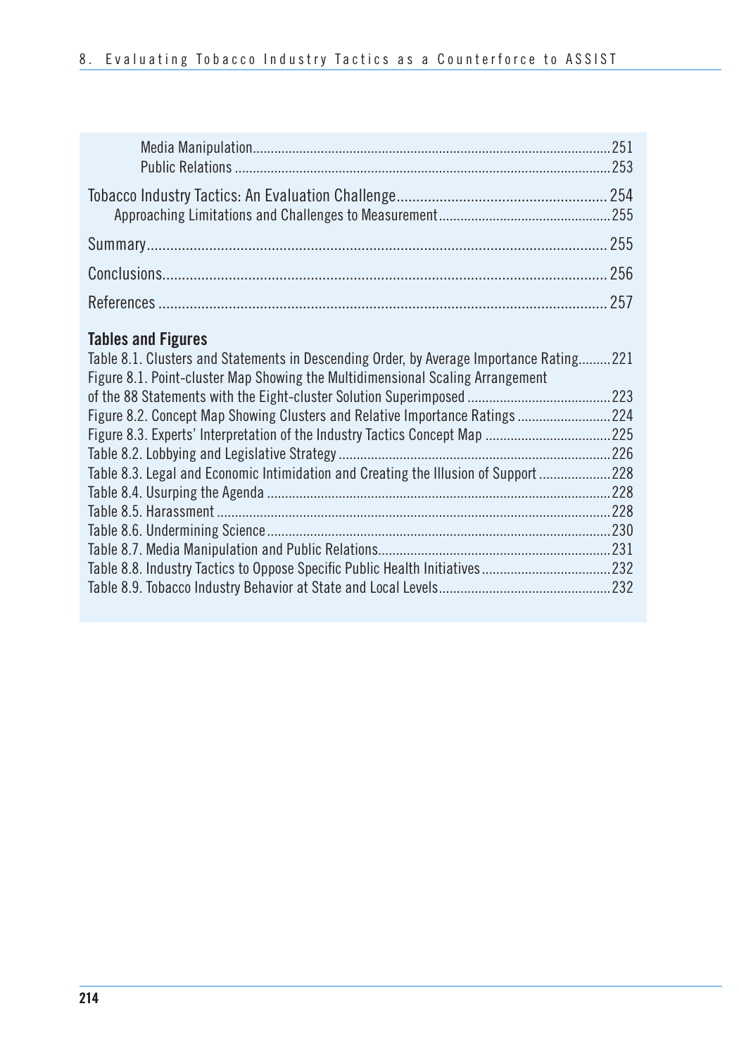Media Manipulation .......... 251
Public Relations .......... 253

Tobacco Industry Tactics: An Evaluation Challenge .......... 254
Approaching Limitations and Challenges to Measurement .......... 255

Summary .......... 255

Conclusions .......... 256

References .......... 257

**Tables and Figures**

Table 8.1. Clusters and Statements in Descending Order, by Average Importance Rating .......... 221
Figure 8.1. Point-cluster Map Showing the Multidimensional Scaling Arrangement of the 88 Statements with the Eight-cluster Solution Superimposed .......... 223
Figure 8.2. Concept Map Showing Clusters and Relative Importance Ratings .......... 224
Figure 8.3. Experts' Interpretation of the Industry Tactics Concept Map .......... 225
Table 8.2. Lobbying and Legislative Strategy .......... 226
Table 8.3. Legal and Economic Intimidation and Creating the Illusion of Support .......... 228
Table 8.4. Usurping the Agenda .......... 228
Table 8.5. Harassment .......... 228
Table 8.6. Undermining Science .......... 230
Table 8.7. Media Manipulation and Public Relations .......... 231
Table 8.8. Industry Tactics to Oppose Specific Public Health Initiatives .......... 232
Table 8.9. Tobacco Industry Behavior at State and Local Levels .......... 232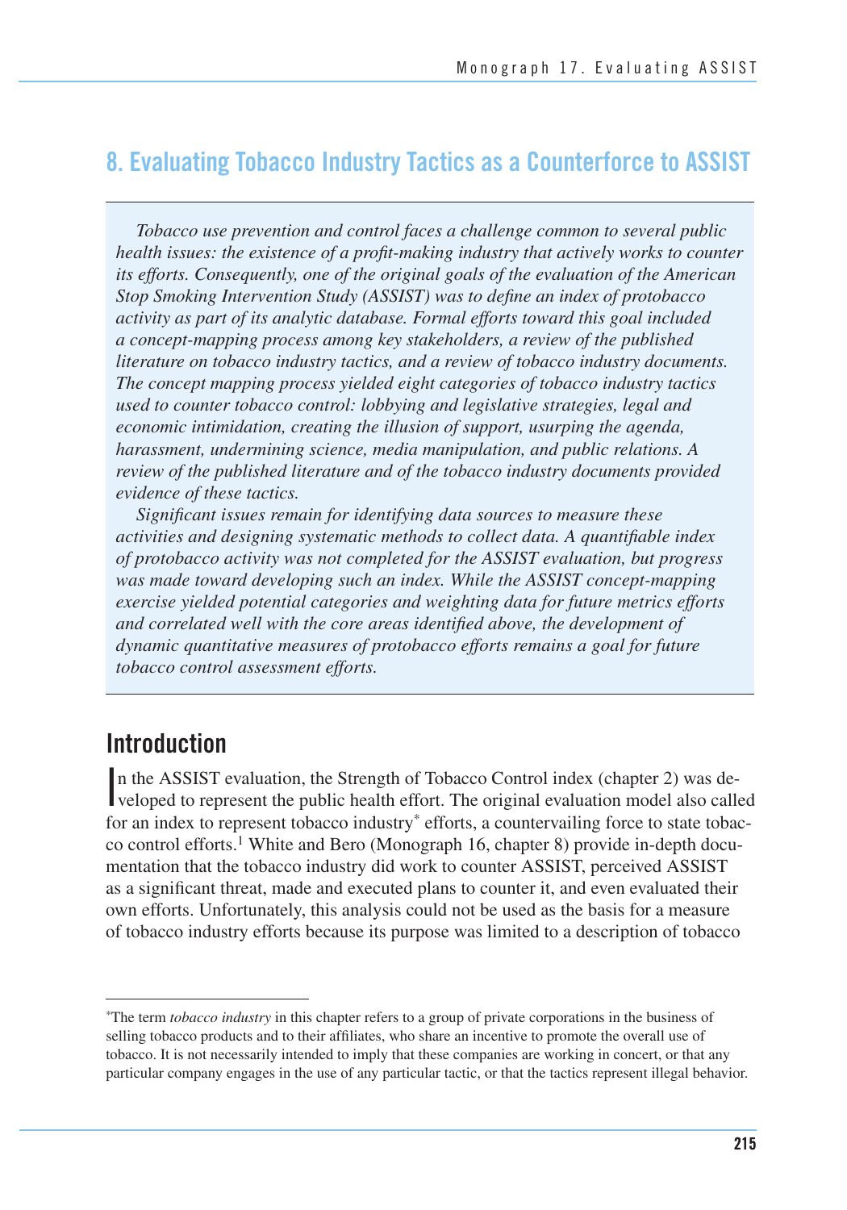# 8. Evaluating Tobacco Industry Tactics as a Counterforce to ASSIST

*Tobacco use prevention and control faces a challenge common to several public health issues: the existence of a profit-making industry that actively works to counter its efforts. Consequently, one of the original goals of the evaluation of the American Stop Smoking Intervention Study (ASSIST) was to define an index of protobacco activity as part of its analytic database. Formal efforts toward this goal included a concept-mapping process among key stakeholders, a review of the published literature on tobacco industry tactics, and a review of tobacco industry documents. The concept mapping process yielded eight categories of tobacco industry tactics used to counter tobacco control: lobbying and legislative strategies, legal and economic intimidation, creating the illusion of support, usurping the agenda, harassment, undermining science, media manipulation, and public relations. A review of the published literature and of the tobacco industry documents provided evidence of these tactics.*

*Significant issues remain for identifying data sources to measure these activities and designing systematic methods to collect data. A quantifiable index of protobacco activity was not completed for the ASSIST evaluation, but progress was made toward developing such an index. While the ASSIST concept-mapping exercise yielded potential categories and weighting data for future metrics efforts and correlated well with the core areas identified above, the development of dynamic quantitative measures of protobacco efforts remains a goal for future tobacco control assessment efforts.*

## Introduction

In the ASSIST evaluation, the Strength of Tobacco Control index (chapter 2) was developed to represent the public health effort. The original evaluation model also called for an index to represent tobacco industry* efforts, a countervailing force to state tobacco control efforts.[1] White and Bero (Monograph 16, chapter 8) provide in-depth documentation that the tobacco industry did work to counter ASSIST, perceived ASSIST as a significant threat, made and executed plans to counter it, and even evaluated their own efforts. Unfortunately, this analysis could not be used as the basis for a measure of tobacco industry efforts because its purpose was limited to a description of tobacco

*The term *tobacco industry* in this chapter refers to a group of private corporations in the business of selling tobacco products and to their affiliates, who share an incentive to promote the overall use of tobacco. It is not necessarily intended to imply that these companies are working in concert, or that any particular company engages in the use of any particular tactic, or that the tactics represent illegal behavior.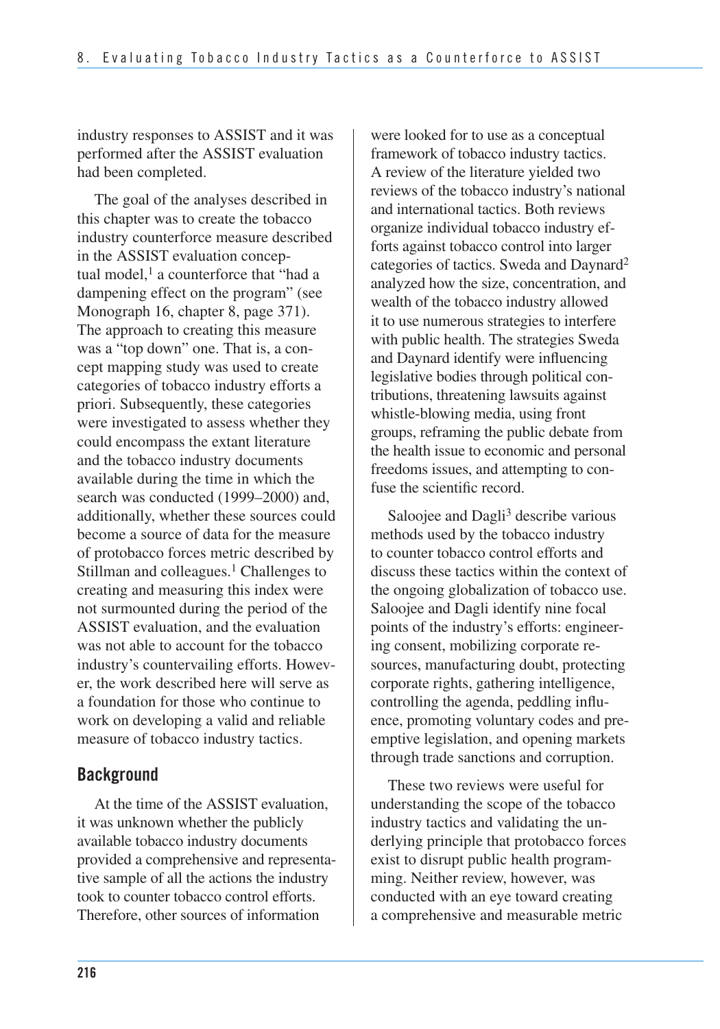industry responses to ASSIST and it was performed after the ASSIST evaluation had been completed.

The goal of the analyses described in this chapter was to create the tobacco industry counterforce measure described in the ASSIST evaluation conceptual model,[1] a counterforce that "had a dampening effect on the program" (see Monograph 16, chapter 8, page 371). The approach to creating this measure was a "top down" one. That is, a concept mapping study was used to create categories of tobacco industry efforts a priori. Subsequently, these categories were investigated to assess whether they could encompass the extant literature and the tobacco industry documents available during the time in which the search was conducted (1999–2000) and, additionally, whether these sources could become a source of data for the measure of protobacco forces metric described by Stillman and colleagues.[1] Challenges to creating and measuring this index were not surmounted during the period of the ASSIST evaluation, and the evaluation was not able to account for the tobacco industry's countervailing efforts. However, the work described here will serve as a foundation for those who continue to work on developing a valid and reliable measure of tobacco industry tactics.

## Background

At the time of the ASSIST evaluation, it was unknown whether the publicly available tobacco industry documents provided a comprehensive and representative sample of all the actions the industry took to counter tobacco control efforts. Therefore, other sources of information were looked for to use as a conceptual framework of tobacco industry tactics. A review of the literature yielded two reviews of the tobacco industry's national and international tactics. Both reviews organize individual tobacco industry efforts against tobacco control into larger categories of tactics. Sweda and Daynard[2] analyzed how the size, concentration, and wealth of the tobacco industry allowed it to use numerous strategies to interfere with public health. The strategies Sweda and Daynard identify were influencing legislative bodies through political contributions, threatening lawsuits against whistle-blowing media, using front groups, reframing the public debate from the health issue to economic and personal freedoms issues, and attempting to confuse the scientific record.

Saloojee and Dagli[3] describe various methods used by the tobacco industry to counter tobacco control efforts and discuss these tactics within the context of the ongoing globalization of tobacco use. Saloojee and Dagli identify nine focal points of the industry's efforts: engineering consent, mobilizing corporate resources, manufacturing doubt, protecting corporate rights, gathering intelligence, controlling the agenda, peddling influence, promoting voluntary codes and preemptive legislation, and opening markets through trade sanctions and corruption.

These two reviews were useful for understanding the scope of the tobacco industry tactics and validating the underlying principle that protobacco forces exist to disrupt public health programming. Neither review, however, was conducted with an eye toward creating a comprehensive and measurable metric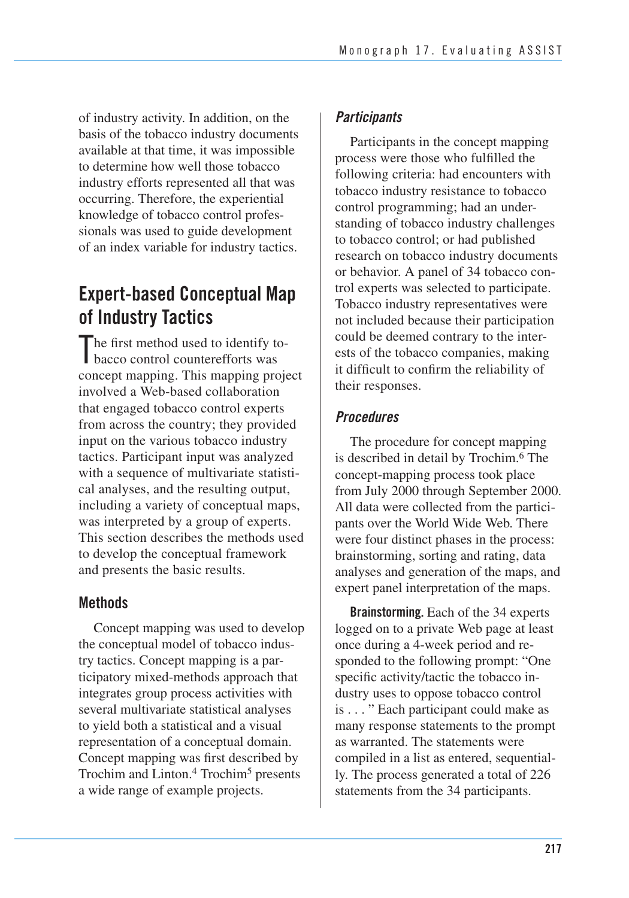of industry activity. In addition, on the basis of the tobacco industry documents available at that time, it was impossible to determine how well those tobacco industry efforts represented all that was occurring. Therefore, the experiential knowledge of tobacco control professionals was used to guide development of an index variable for industry tactics.

## Expert-based Conceptual Map of Industry Tactics

The first method used to identify tobacco control counterefforts was concept mapping. This mapping project involved a Web-based collaboration that engaged tobacco control experts from across the country; they provided input on the various tobacco industry tactics. Participant input was analyzed with a sequence of multivariate statistical analyses, and the resulting output, including a variety of conceptual maps, was interpreted by a group of experts. This section describes the methods used to develop the conceptual framework and presents the basic results.

### Methods

Concept mapping was used to develop the conceptual model of tobacco industry tactics. Concept mapping is a participatory mixed-methods approach that integrates group process activities with several multivariate statistical analyses to yield both a statistical and a visual representation of a conceptual domain. Concept mapping was first described by Trochim and Linton.[4] Trochim[5] presents a wide range of example projects.

#### *Participants*

Participants in the concept mapping process were those who fulfilled the following criteria: had encounters with tobacco industry resistance to tobacco control programming; had an understanding of tobacco industry challenges to tobacco control; or had published research on tobacco industry documents or behavior. A panel of 34 tobacco control experts was selected to participate. Tobacco industry representatives were not included because their participation could be deemed contrary to the interests of the tobacco companies, making it difficult to confirm the reliability of their responses.

#### *Procedures*

The procedure for concept mapping is described in detail by Trochim.[6] The concept-mapping process took place from July 2000 through September 2000. All data were collected from the participants over the World Wide Web. There were four distinct phases in the process: brainstorming, sorting and rating, data analyses and generation of the maps, and expert panel interpretation of the maps.

**Brainstorming.** Each of the 34 experts logged on to a private Web page at least once during a 4-week period and responded to the following prompt: "One specific activity/tactic the tobacco industry uses to oppose tobacco control is . . . " Each participant could make as many response statements to the prompt as warranted. The statements were compiled in a list as entered, sequentially. The process generated a total of 226 statements from the 34 participants.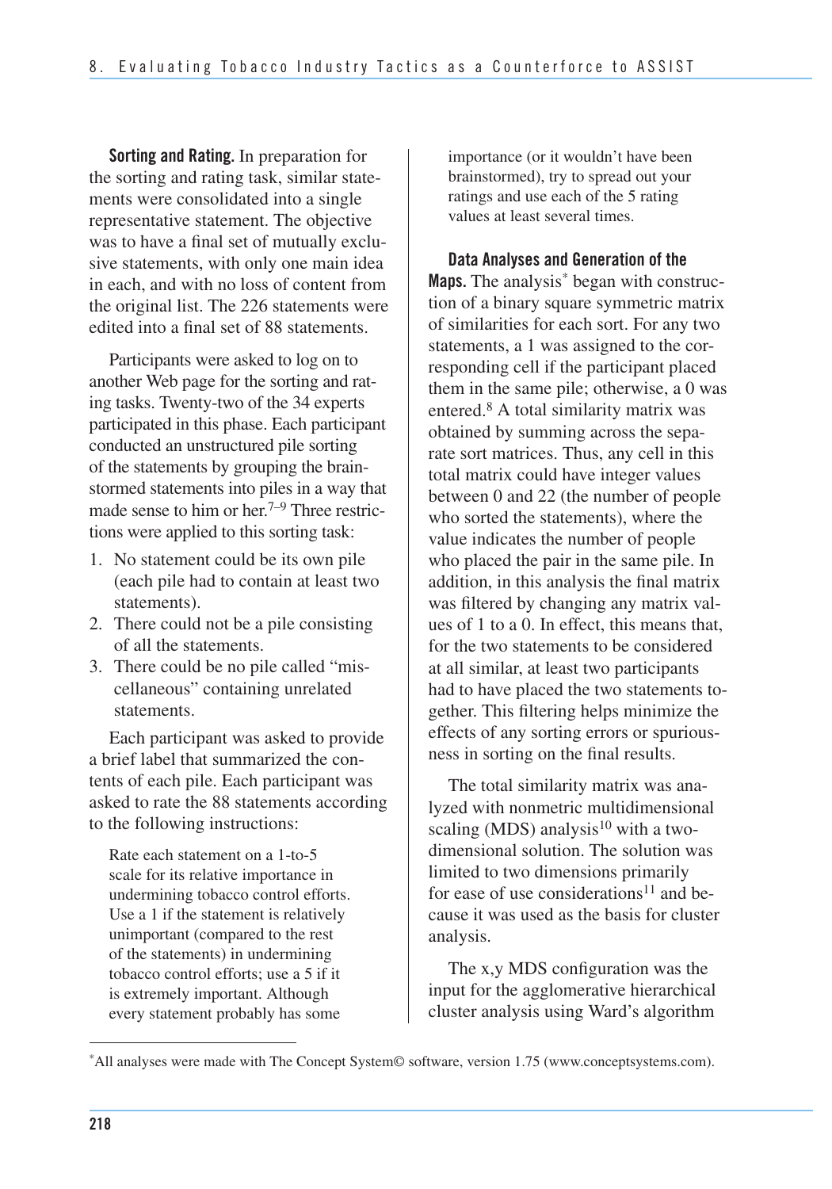**Sorting and Rating.** In preparation for the sorting and rating task, similar statements were consolidated into a single representative statement. The objective was to have a final set of mutually exclusive statements, with only one main idea in each, and with no loss of content from the original list. The 226 statements were edited into a final set of 88 statements.

Participants were asked to log on to another Web page for the sorting and rating tasks. Twenty-two of the 34 experts participated in this phase. Each participant conducted an unstructured pile sorting of the statements by grouping the brainstormed statements into piles in a way that made sense to him or her.[7–9] Three restrictions were applied to this sorting task:

1. No statement could be its own pile (each pile had to contain at least two statements).
2. There could not be a pile consisting of all the statements.
3. There could be no pile called "miscellaneous" containing unrelated statements.

Each participant was asked to provide a brief label that summarized the contents of each pile. Each participant was asked to rate the 88 statements according to the following instructions:

> Rate each statement on a 1-to-5 scale for its relative importance in undermining tobacco control efforts. Use a 1 if the statement is relatively unimportant (compared to the rest of the statements) in undermining tobacco control efforts; use a 5 if it is extremely important. Although every statement probably has some importance (or it wouldn't have been brainstormed), try to spread out your ratings and use each of the 5 rating values at least several times.

**Data Analyses and Generation of the Maps.** The analysis* began with construction of a binary square symmetric matrix of similarities for each sort. For any two statements, a 1 was assigned to the corresponding cell if the participant placed them in the same pile; otherwise, a 0 was entered.[8] A total similarity matrix was obtained by summing across the separate sort matrices. Thus, any cell in this total matrix could have integer values between 0 and 22 (the number of people who sorted the statements), where the value indicates the number of people who placed the pair in the same pile. In addition, in this analysis the final matrix was filtered by changing any matrix values of 1 to a 0. In effect, this means that, for the two statements to be considered at all similar, at least two participants had to have placed the two statements together. This filtering helps minimize the effects of any sorting errors or spuriousness in sorting on the final results.

The total similarity matrix was analyzed with nonmetric multidimensional scaling (MDS) analysis[10] with a two-dimensional solution. The solution was limited to two dimensions primarily for ease of use considerations[11] and because it was used as the basis for cluster analysis.

The x,y MDS configuration was the input for the agglomerative hierarchical cluster analysis using Ward's algorithm

---

*All analyses were made with The Concept System© software, version 1.75 (www.conceptsystems.com).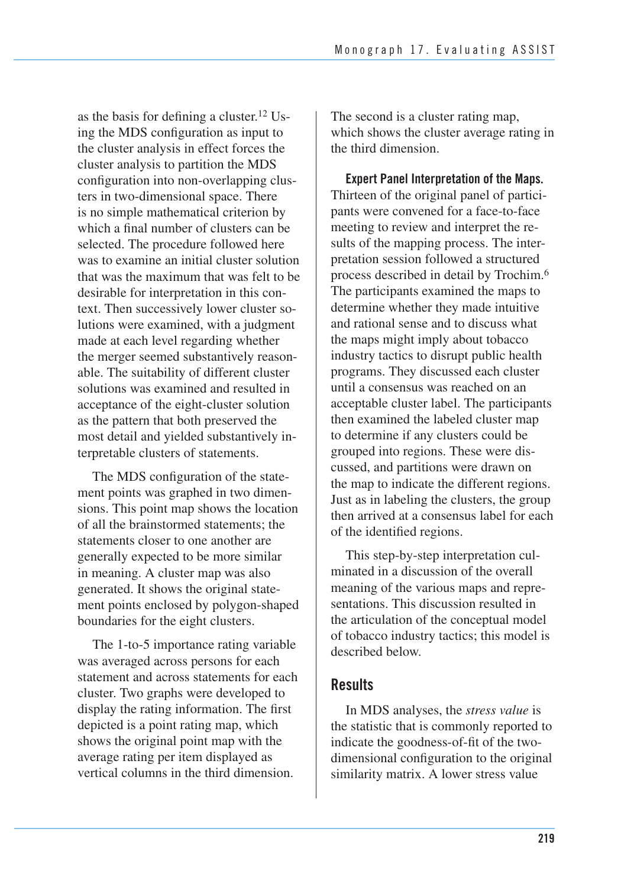as the basis for defining a cluster.[12] Using the MDS configuration as input to the cluster analysis in effect forces the cluster analysis to partition the MDS configuration into non-overlapping clusters in two-dimensional space. There is no simple mathematical criterion by which a final number of clusters can be selected. The procedure followed here was to examine an initial cluster solution that was the maximum that was felt to be desirable for interpretation in this context. Then successively lower cluster solutions were examined, with a judgment made at each level regarding whether the merger seemed substantively reasonable. The suitability of different cluster solutions was examined and resulted in acceptance of the eight-cluster solution as the pattern that both preserved the most detail and yielded substantively interpretable clusters of statements.

The MDS configuration of the statement points was graphed in two dimensions. This point map shows the location of all the brainstormed statements; the statements closer to one another are generally expected to be more similar in meaning. A cluster map was also generated. It shows the original statement points enclosed by polygon-shaped boundaries for the eight clusters.

The 1-to-5 importance rating variable was averaged across persons for each statement and across statements for each cluster. Two graphs were developed to display the rating information. The first depicted is a point rating map, which shows the original point map with the average rating per item displayed as vertical columns in the third dimension. The second is a cluster rating map, which shows the cluster average rating in the third dimension.

**Expert Panel Interpretation of the Maps.** Thirteen of the original panel of participants were convened for a face-to-face meeting to review and interpret the results of the mapping process. The interpretation session followed a structured process described in detail by Trochim.[6] The participants examined the maps to determine whether they made intuitive and rational sense and to discuss what the maps might imply about tobacco industry tactics to disrupt public health programs. They discussed each cluster until a consensus was reached on an acceptable cluster label. The participants then examined the labeled cluster map to determine if any clusters could be grouped into regions. These were discussed, and partitions were drawn on the map to indicate the different regions. Just as in labeling the clusters, the group then arrived at a consensus label for each of the identified regions.

This step-by-step interpretation culminated in a discussion of the overall meaning of the various maps and representations. This discussion resulted in the articulation of the conceptual model of tobacco industry tactics; this model is described below.

## Results

In MDS analyses, the *stress value* is the statistic that is commonly reported to indicate the goodness-of-fit of the two-dimensional configuration to the original similarity matrix. A lower stress value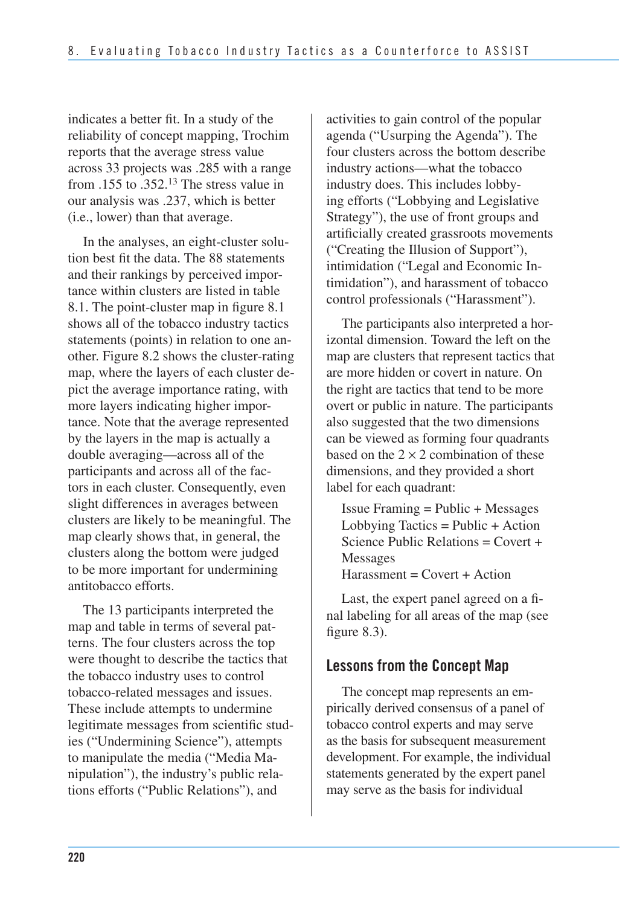indicates a better fit. In a study of the reliability of concept mapping, Trochim reports that the average stress value across 33 projects was .285 with a range from .155 to .352.[13] The stress value in our analysis was .237, which is better (i.e., lower) than that average.

In the analyses, an eight-cluster solution best fit the data. The 88 statements and their rankings by perceived importance within clusters are listed in table 8.1. The point-cluster map in figure 8.1 shows all of the tobacco industry tactics statements (points) in relation to one another. Figure 8.2 shows the cluster-rating map, where the layers of each cluster depict the average importance rating, with more layers indicating higher importance. Note that the average represented by the layers in the map is actually a double averaging—across all of the participants and across all of the factors in each cluster. Consequently, even slight differences in averages between clusters are likely to be meaningful. The map clearly shows that, in general, the clusters along the bottom were judged to be more important for undermining antitobacco efforts.

The 13 participants interpreted the map and table in terms of several patterns. The four clusters across the top were thought to describe the tactics that the tobacco industry uses to control tobacco-related messages and issues. These include attempts to undermine legitimate messages from scientific studies ("Undermining Science"), attempts to manipulate the media ("Media Manipulation"), the industry's public relations efforts ("Public Relations"), and activities to gain control of the popular agenda ("Usurping the Agenda"). The four clusters across the bottom describe industry actions—what the tobacco industry does. This includes lobbying efforts ("Lobbying and Legislative Strategy"), the use of front groups and artificially created grassroots movements ("Creating the Illusion of Support"), intimidation ("Legal and Economic Intimidation"), and harassment of tobacco control professionals ("Harassment").

The participants also interpreted a horizontal dimension. Toward the left on the map are clusters that represent tactics that are more hidden or covert in nature. On the right are tactics that tend to be more overt or public in nature. The participants also suggested that the two dimensions can be viewed as forming four quadrants based on the $2 \times 2$ combination of these dimensions, and they provided a short label for each quadrant:

Issue Framing = Public + Messages
Lobbying Tactics = Public + Action
Science Public Relations = Covert + Messages
Harassment = Covert + Action

Last, the expert panel agreed on a final labeling for all areas of the map (see figure 8.3).

## Lessons from the Concept Map

The concept map represents an empirically derived consensus of a panel of tobacco control experts and may serve as the basis for subsequent measurement development. For example, the individual statements generated by the expert panel may serve as the basis for individual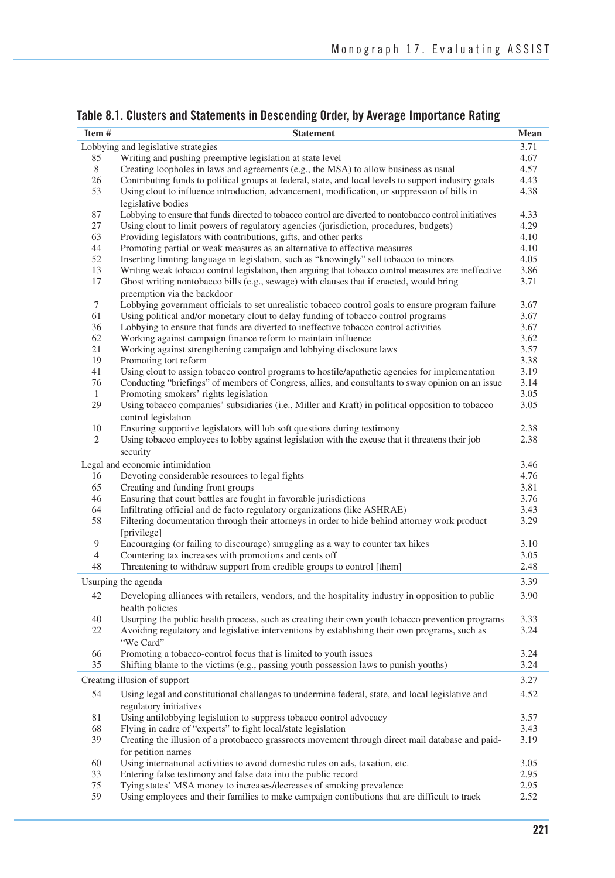## Table 8.1. Clusters and Statements in Descending Order, by Average Importance Rating

| Item # | Statement | Mean |
|---|---|---|
| Lobbying and legislative strategies | | 3.71 |
| 85 | Writing and pushing preemptive legislation at state level | 4.67 |
| 8 | Creating loopholes in laws and agreements (e.g., the MSA) to allow business as usual | 4.57 |
| 26 | Contributing funds to political groups at federal, state, and local levels to support industry goals | 4.43 |
| 53 | Using clout to influence introduction, advancement, modification, or suppression of bills in legislative bodies | 4.38 |
| 87 | Lobbying to ensure that funds directed to tobacco control are diverted to nontobacco control initiatives | 4.33 |
| 27 | Using clout to limit powers of regulatory agencies (jurisdiction, procedures, budgets) | 4.29 |
| 63 | Providing legislators with contributions, gifts, and other perks | 4.10 |
| 44 | Promoting partial or weak measures as an alternative to effective measures | 4.10 |
| 52 | Inserting limiting language in legislation, such as "knowingly" sell tobacco to minors | 4.05 |
| 13 | Writing weak tobacco control legislation, then arguing that tobacco control measures are ineffective | 3.86 |
| 17 | Ghost writing nontobacco bills (e.g., sewage) with clauses that if enacted, would bring preemption via the backdoor | 3.71 |
| 7 | Lobbying government officials to set unrealistic tobacco control goals to ensure program failure | 3.67 |
| 61 | Using political and/or monetary clout to delay funding of tobacco control programs | 3.67 |
| 36 | Lobbying to ensure that funds are diverted to ineffective tobacco control activities | 3.67 |
| 62 | Working against campaign finance reform to maintain influence | 3.62 |
| 21 | Working against strengthening campaign and lobbying disclosure laws | 3.57 |
| 19 | Promoting tort reform | 3.38 |
| 41 | Using clout to assign tobacco control programs to hostile/apathetic agencies for implementation | 3.19 |
| 76 | Conducting "briefings" of members of Congress, allies, and consultants to sway opinion on an issue | 3.14 |
| 1 | Promoting smokers' rights legislation | 3.05 |
| 29 | Using tobacco companies' subsidiaries (i.e., Miller and Kraft) in political opposition to tobacco control legislation | 3.05 |
| 10 | Ensuring supportive legislators will lob soft questions during testimony | 2.38 |
| 2 | Using tobacco employees to lobby against legislation with the excuse that it threatens their job security | 2.38 |
| Legal and economic intimidation | | 3.46 |
| 16 | Devoting considerable resources to legal fights | 4.76 |
| 65 | Creating and funding front groups | 3.81 |
| 46 | Ensuring that court battles are fought in favorable jurisdictions | 3.76 |
| 64 | Infiltrating official and de facto regulatory organizations (like ASHRAE) | 3.43 |
| 58 | Filtering documentation through their attorneys in order to hide behind attorney work product [privilege] | 3.29 |
| 9 | Encouraging (or failing to discourage) smuggling as a way to counter tax hikes | 3.10 |
| 4 | Countering tax increases with promotions and cents off | 3.05 |
| 48 | Threatening to withdraw support from credible groups to control [them] | 2.48 |
| Usurping the agenda | | 3.39 |
| 42 | Developing alliances with retailers, vendors, and the hospitality industry in opposition to public health policies | 3.90 |
| 40 | Usurping the public health process, such as creating their own youth tobacco prevention programs | 3.33 |
| 22 | Avoiding regulatory and legislative interventions by establishing their own programs, such as "We Card" | 3.24 |
| 66 | Promoting a tobacco-control focus that is limited to youth issues | 3.24 |
| 35 | Shifting blame to the victims (e.g., passing youth possession laws to punish youths) | 3.24 |
| Creating illusion of support | | 3.27 |
| 54 | Using legal and constitutional challenges to undermine federal, state, and local legislative and regulatory initiatives | 4.52 |
| 81 | Using antilobbying legislation to suppress tobacco control advocacy | 3.57 |
| 68 | Flying in cadre of "experts" to fight local/state legislation | 3.43 |
| 39 | Creating the illusion of a protobacco grassroots movement through direct mail database and paid-for petition names | 3.19 |
| 60 | Using international activities to avoid domestic rules on ads, taxation, etc. | 3.05 |
| 33 | Entering false testimony and false data into the public record | 2.95 |
| 75 | Tying states' MSA money to increases/decreases of smoking prevalence | 2.95 |
| 59 | Using employees and their families to make campaign contibutions that are difficult to track | 2.52 |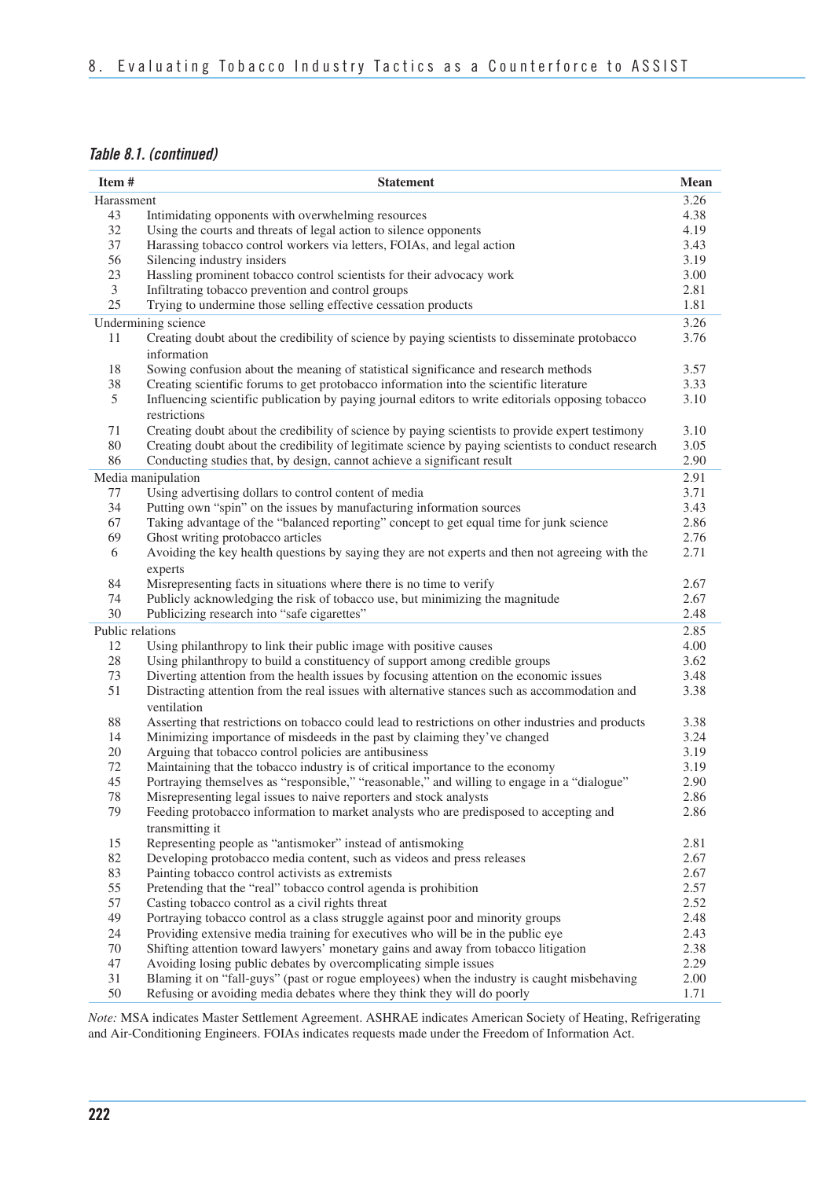*Table 8.1. (continued)*

| Item # | Statement | Mean |
|---|---|---|
| Harassment | | 3.26 |
| 43 | Intimidating opponents with overwhelming resources | 4.38 |
| 32 | Using the courts and threats of legal action to silence opponents | 4.19 |
| 37 | Harassing tobacco control workers via letters, FOIAs, and legal action | 3.43 |
| 56 | Silencing industry insiders | 3.19 |
| 23 | Hassling prominent tobacco control scientists for their advocacy work | 3.00 |
| 3 | Infiltrating tobacco prevention and control groups | 2.81 |
| 25 | Trying to undermine those selling effective cessation products | 1.81 |
| Undermining science | | 3.26 |
| 11 | Creating doubt about the credibility of science by paying scientists to disseminate protobacco information | 3.76 |
| 18 | Sowing confusion about the meaning of statistical significance and research methods | 3.57 |
| 38 | Creating scientific forums to get protobacco information into the scientific literature | 3.33 |
| 5 | Influencing scientific publication by paying journal editors to write editorials opposing tobacco restrictions | 3.10 |
| 71 | Creating doubt about the credibility of science by paying scientists to provide expert testimony | 3.10 |
| 80 | Creating doubt about the credibility of legitimate science by paying scientists to conduct research | 3.05 |
| 86 | Conducting studies that, by design, cannot achieve a significant result | 2.90 |
| Media manipulation | | 2.91 |
| 77 | Using advertising dollars to control content of media | 3.71 |
| 34 | Putting own "spin" on the issues by manufacturing information sources | 3.43 |
| 67 | Taking advantage of the "balanced reporting" concept to get equal time for junk science | 2.86 |
| 69 | Ghost writing protobacco articles | 2.76 |
| 6 | Avoiding the key health questions by saying they are not experts and then not agreeing with the experts | 2.71 |
| 84 | Misrepresenting facts in situations where there is no time to verify | 2.67 |
| 74 | Publicly acknowledging the risk of tobacco use, but minimizing the magnitude | 2.67 |
| 30 | Publicizing research into "safe cigarettes" | 2.48 |
| Public relations | | 2.85 |
| 12 | Using philanthropy to link their public image with positive causes | 4.00 |
| 28 | Using philanthropy to build a constituency of support among credible groups | 3.62 |
| 73 | Diverting attention from the health issues by focusing attention on the economic issues | 3.48 |
| 51 | Distracting attention from the real issues with alternative stances such as accommodation and ventilation | 3.38 |
| 88 | Asserting that restrictions on tobacco could lead to restrictions on other industries and products | 3.38 |
| 14 | Minimizing importance of misdeeds in the past by claiming they've changed | 3.24 |
| 20 | Arguing that tobacco control policies are antibusiness | 3.19 |
| 72 | Maintaining that the tobacco industry is of critical importance to the economy | 3.19 |
| 45 | Portraying themselves as "responsible," "reasonable," and willing to engage in a "dialogue" | 2.90 |
| 78 | Misrepresenting legal issues to naive reporters and stock analysts | 2.86 |
| 79 | Feeding protobacco information to market analysts who are predisposed to accepting and transmitting it | 2.86 |
| 15 | Representing people as "antismoker" instead of antismoking | 2.81 |
| 82 | Developing protobacco media content, such as videos and press releases | 2.67 |
| 83 | Painting tobacco control activists as extremists | 2.67 |
| 55 | Pretending that the "real" tobacco control agenda is prohibition | 2.57 |
| 57 | Casting tobacco control as a civil rights threat | 2.52 |
| 49 | Portraying tobacco control as a class struggle against poor and minority groups | 2.48 |
| 24 | Providing extensive media training for executives who will be in the public eye | 2.43 |
| 70 | Shifting attention toward lawyers' monetary gains and away from tobacco litigation | 2.38 |
| 47 | Avoiding losing public debates by overcomplicating simple issues | 2.29 |
| 31 | Blaming it on "fall-guys" (past or rogue employees) when the industry is caught misbehaving | 2.00 |
| 50 | Refusing or avoiding media debates where they think they will do poorly | 1.71 |

*Note:* MSA indicates Master Settlement Agreement. ASHRAE indicates American Society of Heating, Refrigerating and Air-Conditioning Engineers. FOIAs indicates requests made under the Freedom of Information Act.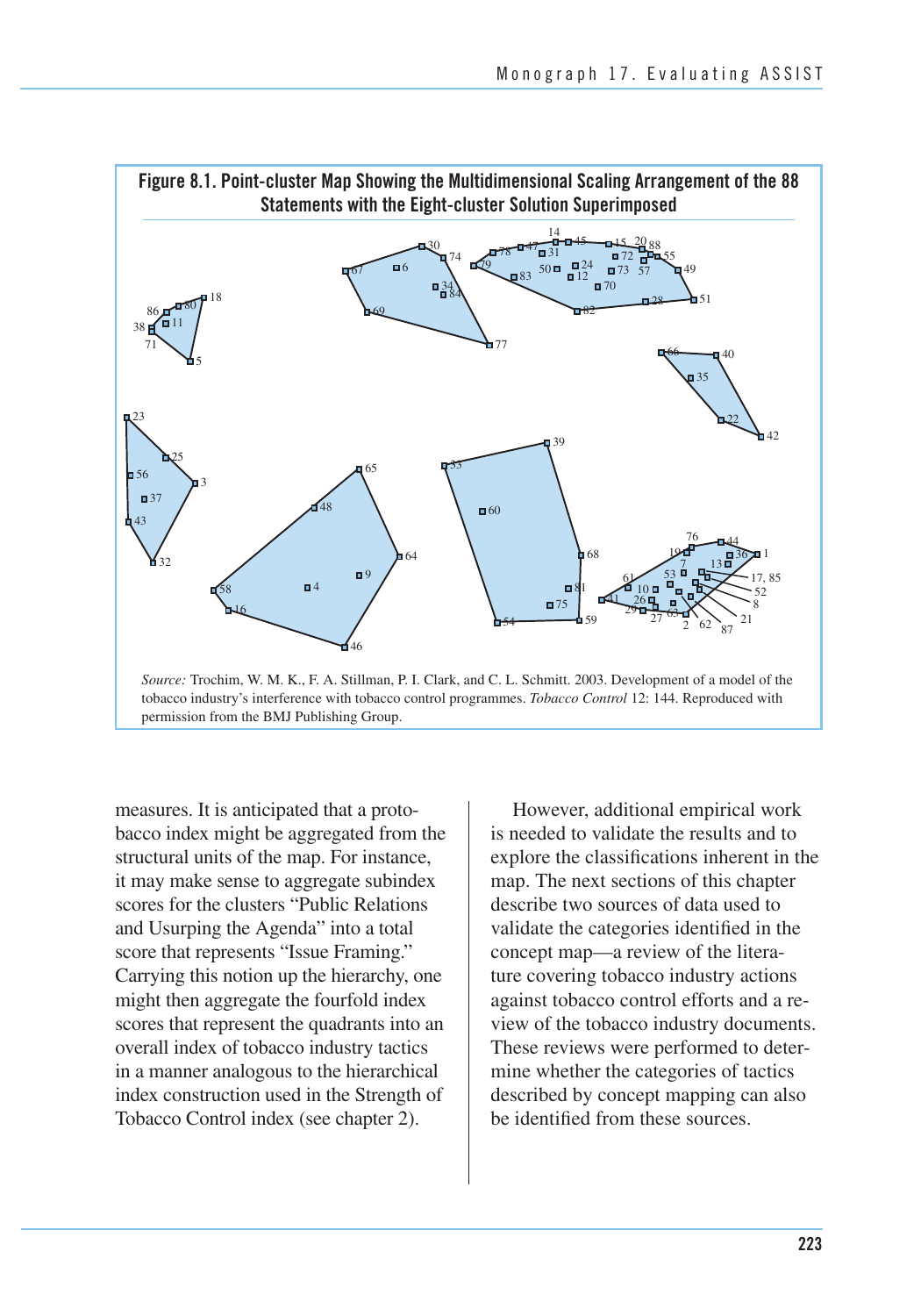**Figure 8.1. Point-cluster Map Showing the Multidimensional Scaling Arrangement of the 88 Statements with the Eight-cluster Solution Superimposed**

*Source:* Trochim, W. M. K., F. A. Stillman, P. I. Clark, and C. L. Schmitt. 2003. Development of a model of the tobacco industry's interference with tobacco control programmes. *Tobacco Control* 12: 144. Reproduced with permission from the BMJ Publishing Group.

measures. It is anticipated that a protobacco index might be aggregated from the structural units of the map. For instance, it may make sense to aggregate subindex scores for the clusters "Public Relations and Usurping the Agenda" into a total score that represents "Issue Framing." Carrying this notion up the hierarchy, one might then aggregate the fourfold index scores that represent the quadrants into an overall index of tobacco industry tactics in a manner analogous to the hierarchical index construction used in the Strength of Tobacco Control index (see chapter 2).

However, additional empirical work is needed to validate the results and to explore the classifications inherent in the map. The next sections of this chapter describe two sources of data used to validate the categories identified in the concept map—a review of the literature covering tobacco industry actions against tobacco control efforts and a review of the tobacco industry documents. These reviews were performed to determine whether the categories of tactics described by concept mapping can also be identified from these sources.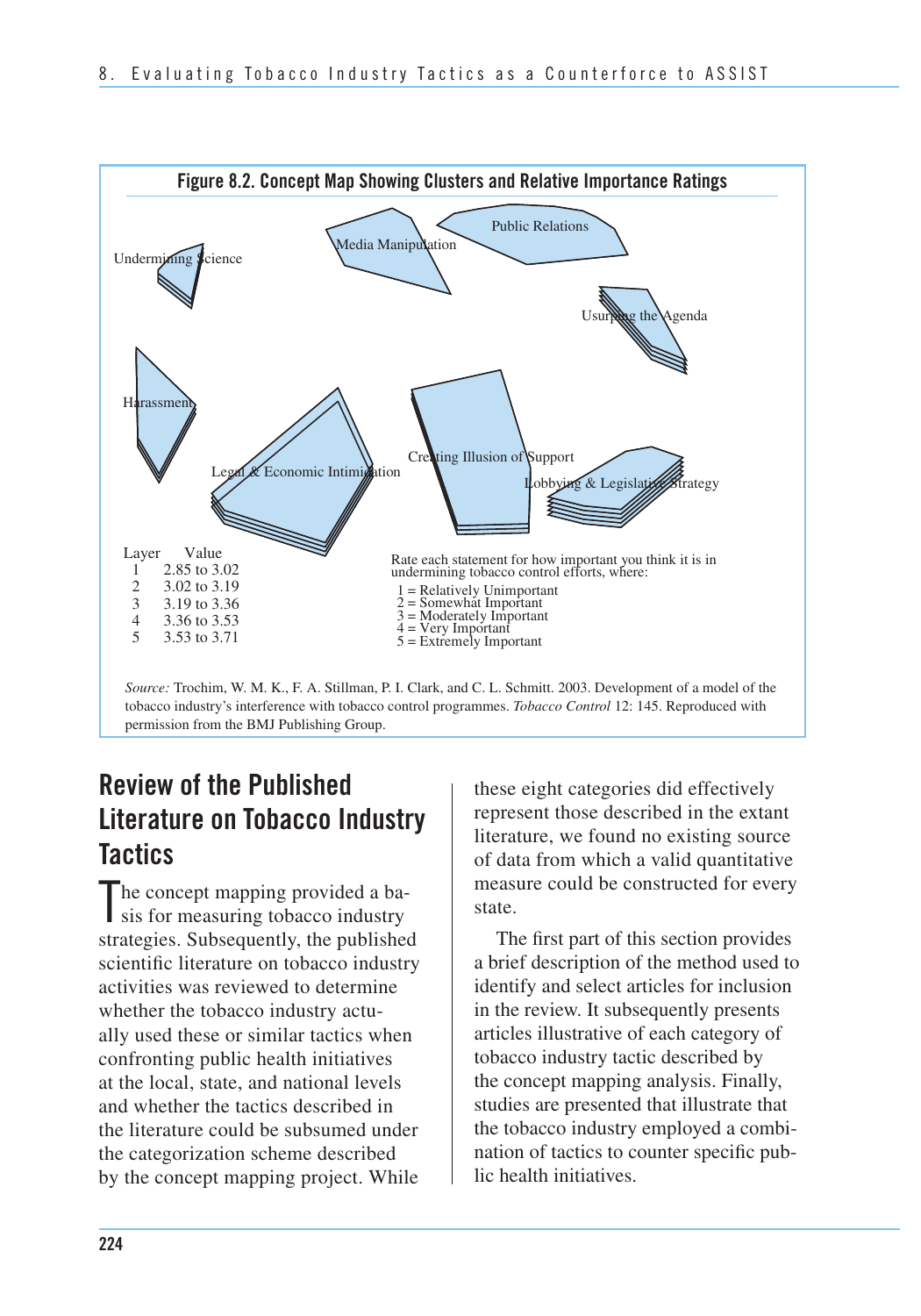**Figure 8.2. Concept Map Showing Clusters and Relative Importance Ratings**

Undermining Science

Media Manipulation

Public Relations

Usurping the Agenda

Harassment

Legal & Economic Intimidation

Creating Illusion of Support

Lobbying & Legislative Strategy

| Layer | Value |
|---|---|
| 1 | 2.85 to 3.02 |
| 2 | 3.02 to 3.19 |
| 3 | 3.19 to 3.36 |
| 4 | 3.36 to 3.53 |
| 5 | 3.53 to 3.71 |

Rate each statement for how important you think it is in undermining tobacco control efforts, where:

1 = Relatively Unimportant
2 = Somewhat Important
3 = Moderately Important
4 = Very Important
5 = Extremely Important

*Source:* Trochim, W. M. K., F. A. Stillman, P. I. Clark, and C. L. Schmitt. 2003. Development of a model of the tobacco industry's interference with tobacco control programmes. *Tobacco Control* 12: 145. Reproduced with permission from the BMJ Publishing Group.

## Review of the Published Literature on Tobacco Industry Tactics

The concept mapping provided a basis for measuring tobacco industry strategies. Subsequently, the published scientific literature on tobacco industry activities was reviewed to determine whether the tobacco industry actually used these or similar tactics when confronting public health initiatives at the local, state, and national levels and whether the tactics described in the literature could be subsumed under the categorization scheme described by the concept mapping project. While these eight categories did effectively represent those described in the extant literature, we found no existing source of data from which a valid quantitative measure could be constructed for every state.

The first part of this section provides a brief description of the method used to identify and select articles for inclusion in the review. It subsequently presents articles illustrative of each category of tobacco industry tactic described by the concept mapping analysis. Finally, studies are presented that illustrate that the tobacco industry employed a combination of tactics to counter specific public health initiatives.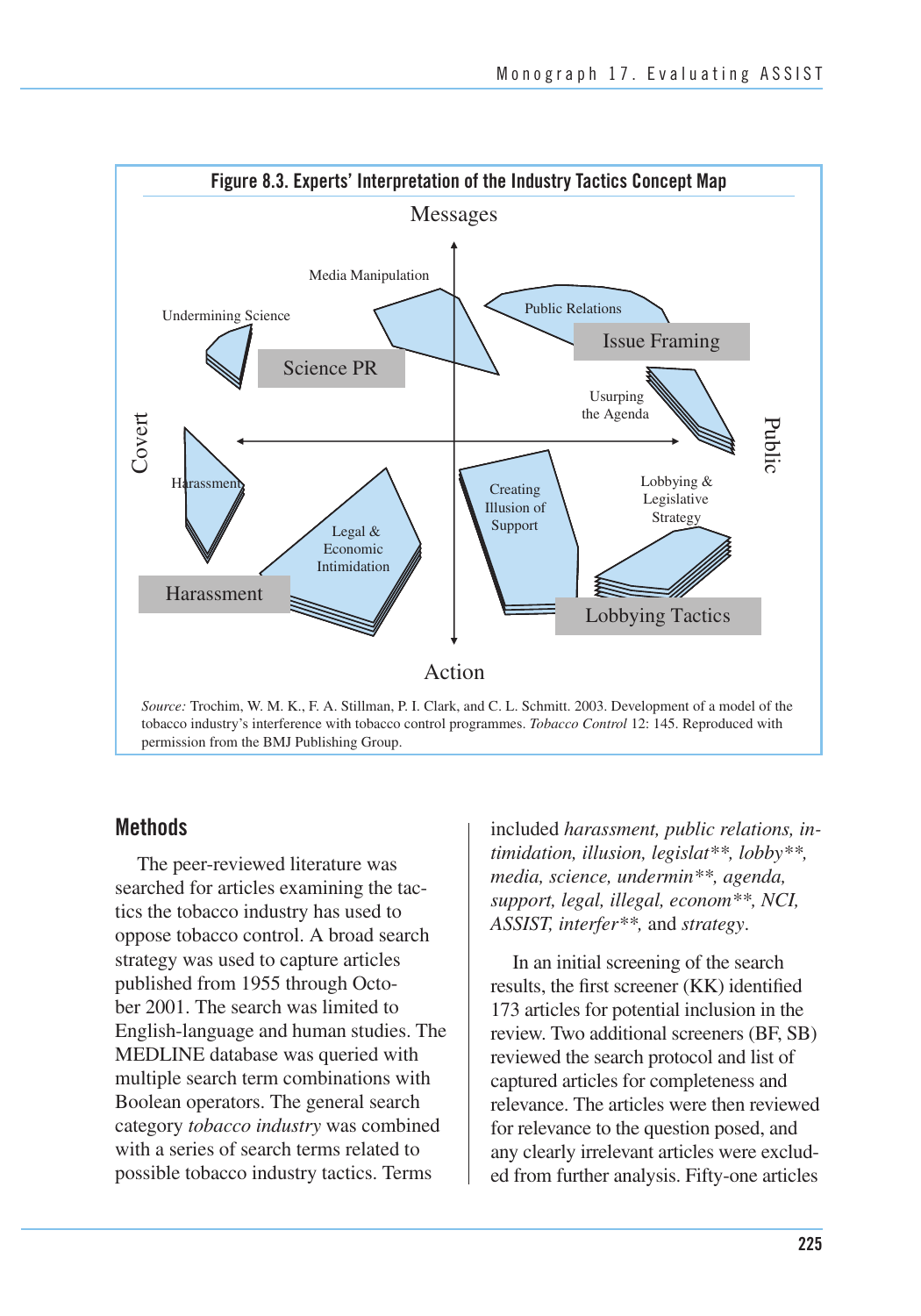**Figure 8.3. Experts' Interpretation of the Industry Tactics Concept Map**

*Source:* Trochim, W. M. K., F. A. Stillman, P. I. Clark, and C. L. Schmitt. 2003. Development of a model of the tobacco industry's interference with tobacco control programmes. *Tobacco Control* 12: 145. Reproduced with permission from the BMJ Publishing Group.

## Methods

The peer-reviewed literature was searched for articles examining the tactics the tobacco industry has used to oppose tobacco control. A broad search strategy was used to capture articles published from 1955 through October 2001. The search was limited to English-language and human studies. The MEDLINE database was queried with multiple search term combinations with Boolean operators. The general search category *tobacco industry* was combined with a series of search terms related to possible tobacco industry tactics. Terms included *harassment, public relations, intimidation, illusion, legislat**, lobby**, media, science, undermin**, agenda, support, legal, illegal, econom**, NCI, ASSIST, interfer***, and *strategy*.

In an initial screening of the search results, the first screener (KK) identified 173 articles for potential inclusion in the review. Two additional screeners (BF, SB) reviewed the search protocol and list of captured articles for completeness and relevance. The articles were then reviewed for relevance to the question posed, and any clearly irrelevant articles were excluded from further analysis. Fifty-one articles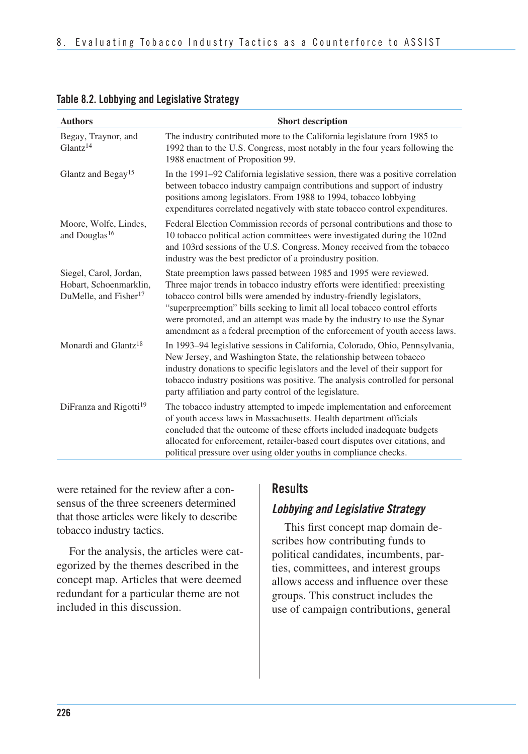**Table 8.2. Lobbying and Legislative Strategy**

| Authors | Short description |
|---|---|
| Begay, Traynor, and Glantz[14] | The industry contributed more to the California legislature from 1985 to 1992 than to the U.S. Congress, most notably in the four years following the 1988 enactment of Proposition 99. |
| Glantz and Begay[15] | In the 1991–92 California legislative session, there was a positive correlation between tobacco industry campaign contributions and support of industry positions among legislators. From 1988 to 1994, tobacco lobbying expenditures correlated negatively with state tobacco control expenditures. |
| Moore, Wolfe, Lindes, and Douglas[16] | Federal Election Commission records of personal contributions and those to 10 tobacco political action committees were investigated during the 102nd and 103rd sessions of the U.S. Congress. Money received from the tobacco industry was the best predictor of a proindustry position. |
| Siegel, Carol, Jordan, Hobart, Schoenmarklin, DuMelle, and Fisher[17] | State preemption laws passed between 1985 and 1995 were reviewed. Three major trends in tobacco industry efforts were identified: preexisting tobacco control bills were amended by industry-friendly legislators, "superpreemption" bills seeking to limit all local tobacco control efforts were promoted, and an attempt was made by the industry to use the Synar amendment as a federal preemption of the enforcement of youth access laws. |
| Monardi and Glantz[18] | In 1993–94 legislative sessions in California, Colorado, Ohio, Pennsylvania, New Jersey, and Washington State, the relationship between tobacco industry donations to specific legislators and the level of their support for tobacco industry positions was positive. The analysis controlled for personal party affiliation and party control of the legislature. |
| DiFranza and Rigotti[19] | The tobacco industry attempted to impede implementation and enforcement of youth access laws in Massachusetts. Health department officials concluded that the outcome of these efforts included inadequate budgets allocated for enforcement, retailer-based court disputes over citations, and political pressure over using older youths in compliance checks. |

were retained for the review after a consensus of the three screeners determined that those articles were likely to describe tobacco industry tactics.

For the analysis, the articles were categorized by the themes described in the concept map. Articles that were deemed redundant for a particular theme are not included in this discussion.

## Results

### *Lobbying and Legislative Strategy*

This first concept map domain describes how contributing funds to political candidates, incumbents, parties, committees, and interest groups allows access and influence over these groups. This construct includes the use of campaign contributions, general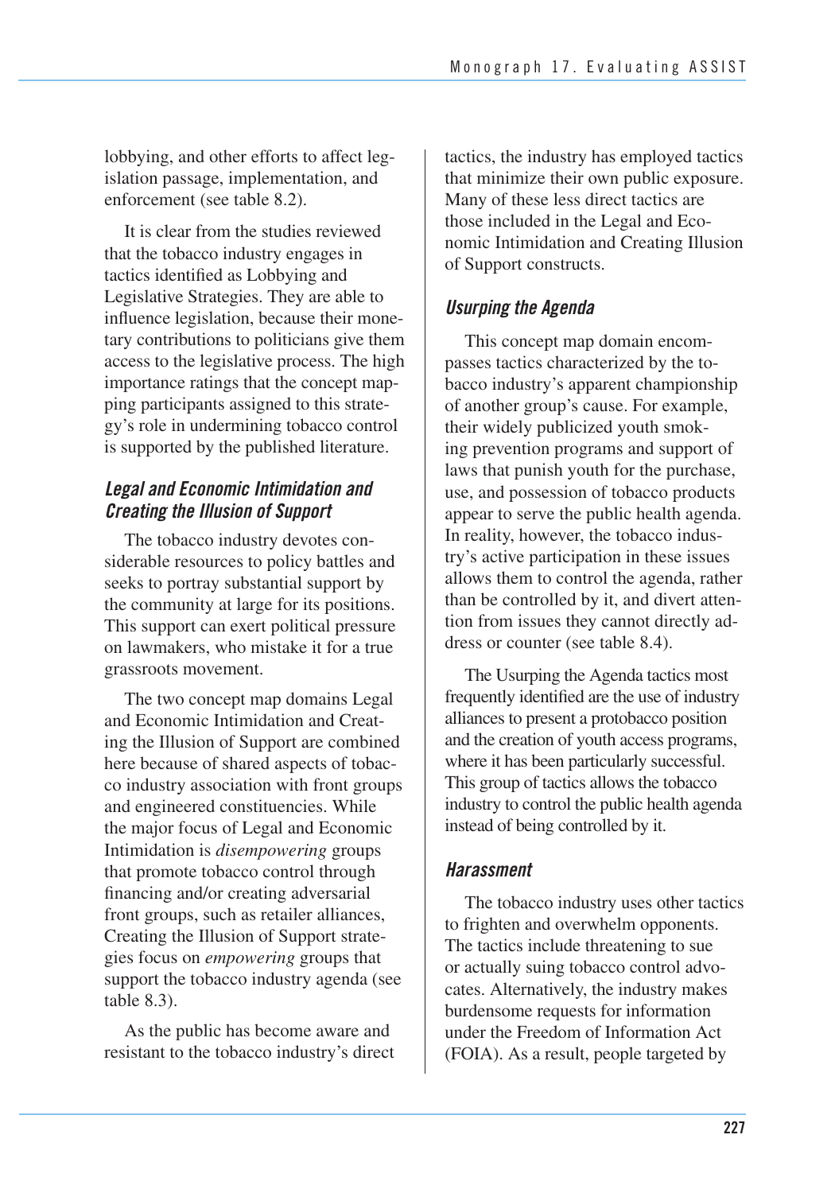lobbying, and other efforts to affect legislation passage, implementation, and enforcement (see table 8.2).

It is clear from the studies reviewed that the tobacco industry engages in tactics identified as Lobbying and Legislative Strategies. They are able to influence legislation, because their monetary contributions to politicians give them access to the legislative process. The high importance ratings that the concept mapping participants assigned to this strategy's role in undermining tobacco control is supported by the published literature.

### *Legal and Economic Intimidation and Creating the Illusion of Support*

The tobacco industry devotes considerable resources to policy battles and seeks to portray substantial support by the community at large for its positions. This support can exert political pressure on lawmakers, who mistake it for a true grassroots movement.

The two concept map domains Legal and Economic Intimidation and Creating the Illusion of Support are combined here because of shared aspects of tobacco industry association with front groups and engineered constituencies. While the major focus of Legal and Economic Intimidation is *disempowering* groups that promote tobacco control through financing and/or creating adversarial front groups, such as retailer alliances, Creating the Illusion of Support strategies focus on *empowering* groups that support the tobacco industry agenda (see table 8.3).

As the public has become aware and resistant to the tobacco industry's direct tactics, the industry has employed tactics that minimize their own public exposure. Many of these less direct tactics are those included in the Legal and Economic Intimidation and Creating Illusion of Support constructs.

### *Usurping the Agenda*

This concept map domain encompasses tactics characterized by the tobacco industry's apparent championship of another group's cause. For example, their widely publicized youth smoking prevention programs and support of laws that punish youth for the purchase, use, and possession of tobacco products appear to serve the public health agenda. In reality, however, the tobacco industry's active participation in these issues allows them to control the agenda, rather than be controlled by it, and divert attention from issues they cannot directly address or counter (see table 8.4).

The Usurping the Agenda tactics most frequently identified are the use of industry alliances to present a protobacco position and the creation of youth access programs, where it has been particularly successful. This group of tactics allows the tobacco industry to control the public health agenda instead of being controlled by it.

### *Harassment*

The tobacco industry uses other tactics to frighten and overwhelm opponents. The tactics include threatening to sue or actually suing tobacco control advocates. Alternatively, the industry makes burdensome requests for information under the Freedom of Information Act (FOIA). As a result, people targeted by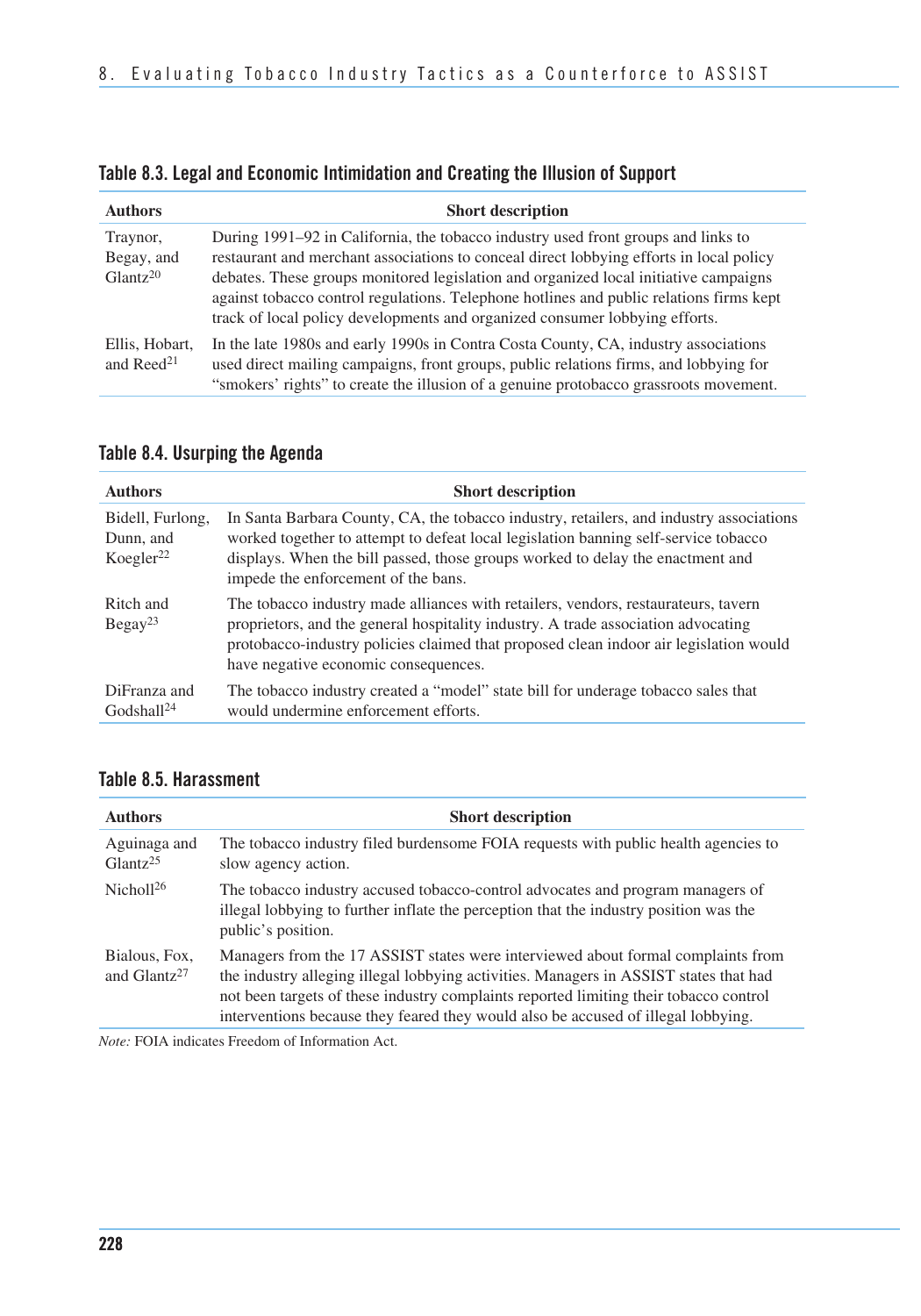### Table 8.3. Legal and Economic Intimidation and Creating the Illusion of Support

| Authors | Short description |
| --- | --- |
| Traynor, Begay, and Glantz[20] | During 1991–92 in California, the tobacco industry used front groups and links to restaurant and merchant associations to conceal direct lobbying efforts in local policy debates. These groups monitored legislation and organized local initiative campaigns against tobacco control regulations. Telephone hotlines and public relations firms kept track of local policy developments and organized consumer lobbying efforts. |
| Ellis, Hobart, and Reed[21] | In the late 1980s and early 1990s in Contra Costa County, CA, industry associations used direct mailing campaigns, front groups, public relations firms, and lobbying for "smokers' rights" to create the illusion of a genuine protobacco grassroots movement. |

### Table 8.4. Usurping the Agenda

| Authors | Short description |
| --- | --- |
| Bidell, Furlong, Dunn, and Koegler[22] | In Santa Barbara County, CA, the tobacco industry, retailers, and industry associations worked together to attempt to defeat local legislation banning self-service tobacco displays. When the bill passed, those groups worked to delay the enactment and impede the enforcement of the bans. |
| Ritch and Begay[23] | The tobacco industry made alliances with retailers, vendors, restaurateurs, tavern proprietors, and the general hospitality industry. A trade association advocating protobacco-industry policies claimed that proposed clean indoor air legislation would have negative economic consequences. |
| DiFranza and Godshall[24] | The tobacco industry created a "model" state bill for underage tobacco sales that would undermine enforcement efforts. |

### Table 8.5. Harassment

| Authors | Short description |
| --- | --- |
| Aguinaga and Glantz[25] | The tobacco industry filed burdensome FOIA requests with public health agencies to slow agency action. |
| Nicholl[26] | The tobacco industry accused tobacco-control advocates and program managers of illegal lobbying to further inflate the perception that the industry position was the public's position. |
| Bialous, Fox, and Glantz[27] | Managers from the 17 ASSIST states were interviewed about formal complaints from the industry alleging illegal lobbying activities. Managers in ASSIST states that had not been targets of these industry complaints reported limiting their tobacco control interventions because they feared they would also be accused of illegal lobbying. |

*Note:* FOIA indicates Freedom of Information Act.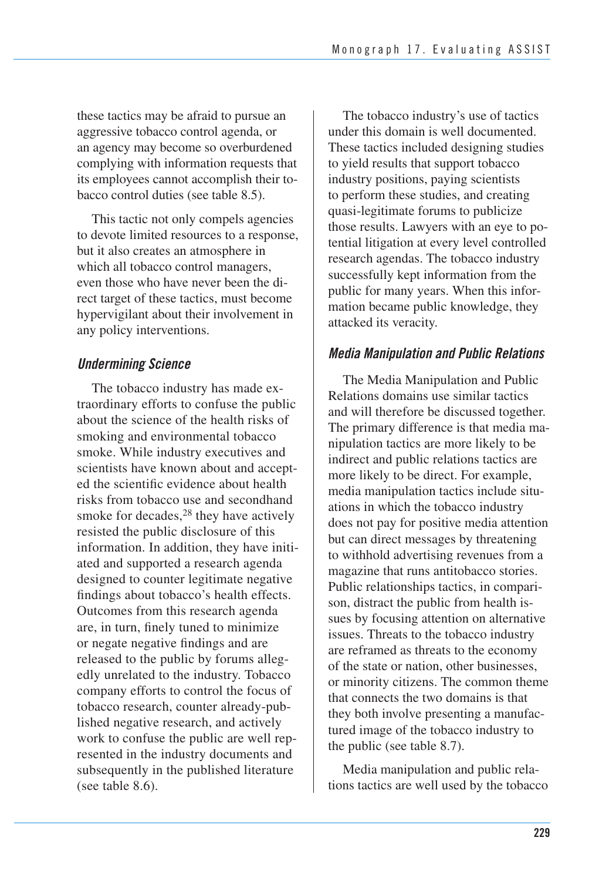these tactics may be afraid to pursue an aggressive tobacco control agenda, or an agency may become so overburdened complying with information requests that its employees cannot accomplish their tobacco control duties (see table 8.5).

This tactic not only compels agencies to devote limited resources to a response, but it also creates an atmosphere in which all tobacco control managers, even those who have never been the direct target of these tactics, must become hypervigilant about their involvement in any policy interventions.

### *Undermining Science*

The tobacco industry has made extraordinary efforts to confuse the public about the science of the health risks of smoking and environmental tobacco smoke. While industry executives and scientists have known about and accepted the scientific evidence about health risks from tobacco use and secondhand smoke for decades,[28] they have actively resisted the public disclosure of this information. In addition, they have initiated and supported a research agenda designed to counter legitimate negative findings about tobacco's health effects. Outcomes from this research agenda are, in turn, finely tuned to minimize or negate negative findings and are released to the public by forums allegedly unrelated to the industry. Tobacco company efforts to control the focus of tobacco research, counter already-published negative research, and actively work to confuse the public are well represented in the industry documents and subsequently in the published literature (see table 8.6).

The tobacco industry's use of tactics under this domain is well documented. These tactics included designing studies to yield results that support tobacco industry positions, paying scientists to perform these studies, and creating quasi-legitimate forums to publicize those results. Lawyers with an eye to potential litigation at every level controlled research agendas. The tobacco industry successfully kept information from the public for many years. When this information became public knowledge, they attacked its veracity.

### *Media Manipulation and Public Relations*

The Media Manipulation and Public Relations domains use similar tactics and will therefore be discussed together. The primary difference is that media manipulation tactics are more likely to be indirect and public relations tactics are more likely to be direct. For example, media manipulation tactics include situations in which the tobacco industry does not pay for positive media attention but can direct messages by threatening to withhold advertising revenues from a magazine that runs antitobacco stories. Public relationships tactics, in comparison, distract the public from health issues by focusing attention on alternative issues. Threats to the tobacco industry are reframed as threats to the economy of the state or nation, other businesses, or minority citizens. The common theme that connects the two domains is that they both involve presenting a manufactured image of the tobacco industry to the public (see table 8.7).

Media manipulation and public relations tactics are well used by the tobacco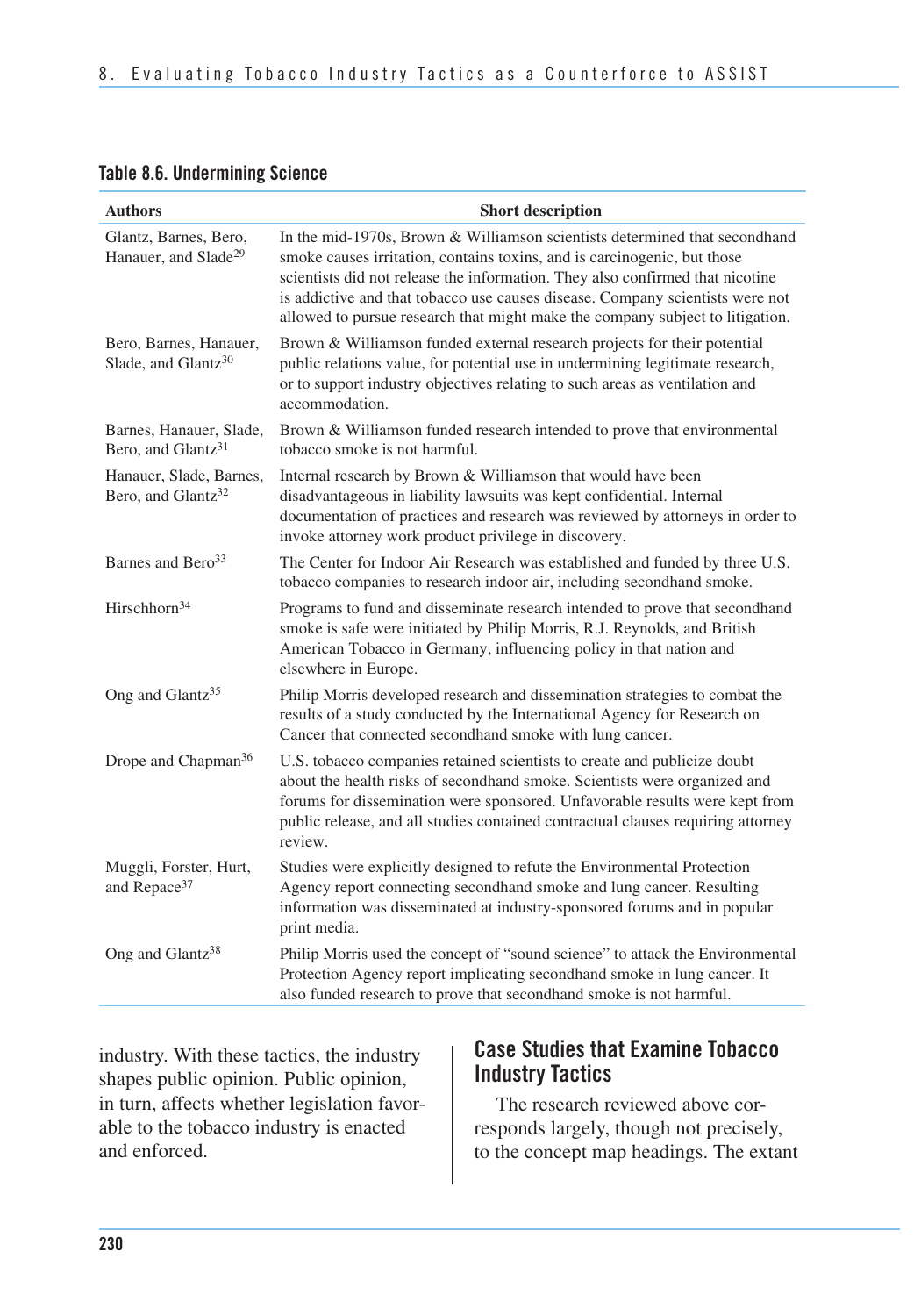**Table 8.6. Undermining Science**

| Authors | Short description |
| --- | --- |
| Glantz, Barnes, Bero, Hanauer, and Slade[29] | In the mid-1970s, Brown & Williamson scientists determined that secondhand smoke causes irritation, contains toxins, and is carcinogenic, but those scientists did not release the information. They also confirmed that nicotine is addictive and that tobacco use causes disease. Company scientists were not allowed to pursue research that might make the company subject to litigation. |
| Bero, Barnes, Hanauer, Slade, and Glantz[30] | Brown & Williamson funded external research projects for their potential public relations value, for potential use in undermining legitimate research, or to support industry objectives relating to such areas as ventilation and accommodation. |
| Barnes, Hanauer, Slade, Bero, and Glantz[31] | Brown & Williamson funded research intended to prove that environmental tobacco smoke is not harmful. |
| Hanauer, Slade, Barnes, Bero, and Glantz[32] | Internal research by Brown & Williamson that would have been disadvantageous in liability lawsuits was kept confidential. Internal documentation of practices and research was reviewed by attorneys in order to invoke attorney work product privilege in discovery. |
| Barnes and Bero[33] | The Center for Indoor Air Research was established and funded by three U.S. tobacco companies to research indoor air, including secondhand smoke. |
| Hirschhorn[34] | Programs to fund and disseminate research intended to prove that secondhand smoke is safe were initiated by Philip Morris, R.J. Reynolds, and British American Tobacco in Germany, influencing policy in that nation and elsewhere in Europe. |
| Ong and Glantz[35] | Philip Morris developed research and dissemination strategies to combat the results of a study conducted by the International Agency for Research on Cancer that connected secondhand smoke with lung cancer. |
| Drope and Chapman[36] | U.S. tobacco companies retained scientists to create and publicize doubt about the health risks of secondhand smoke. Scientists were organized and forums for dissemination were sponsored. Unfavorable results were kept from public release, and all studies contained contractual clauses requiring attorney review. |
| Muggli, Forster, Hurt, and Repace[37] | Studies were explicitly designed to refute the Environmental Protection Agency report connecting secondhand smoke and lung cancer. Resulting information was disseminated at industry-sponsored forums and in popular print media. |
| Ong and Glantz[38] | Philip Morris used the concept of "sound science" to attack the Environmental Protection Agency report implicating secondhand smoke in lung cancer. It also funded research to prove that secondhand smoke is not harmful. |

industry. With these tactics, the industry shapes public opinion. Public opinion, in turn, affects whether legislation favorable to the tobacco industry is enacted and enforced.

## Case Studies that Examine Tobacco Industry Tactics

The research reviewed above corresponds largely, though not precisely, to the concept map headings. The extant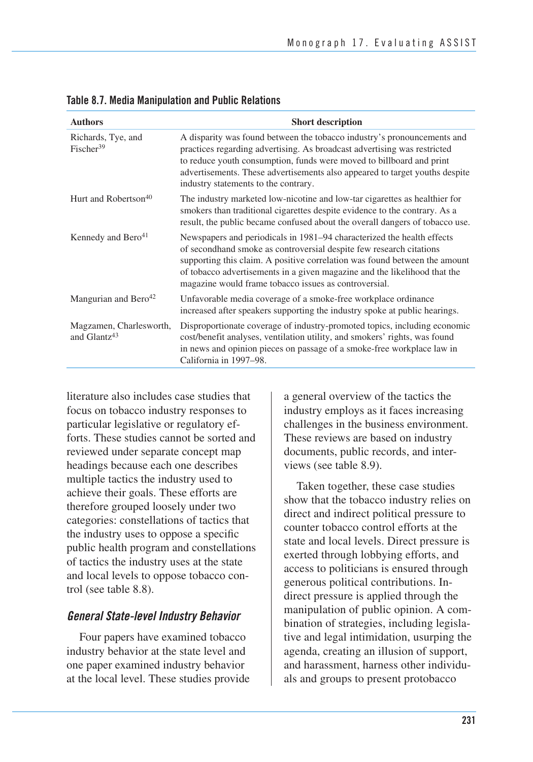**Table 8.7. Media Manipulation and Public Relations**

| Authors | Short description |
|---|---|
| Richards, Tye, and Fischer[39] | A disparity was found between the tobacco industry's pronouncements and practices regarding advertising. As broadcast advertising was restricted to reduce youth consumption, funds were moved to billboard and print advertisements. These advertisements also appeared to target youths despite industry statements to the contrary. |
| Hurt and Robertson[40] | The industry marketed low-nicotine and low-tar cigarettes as healthier for smokers than traditional cigarettes despite evidence to the contrary. As a result, the public became confused about the overall dangers of tobacco use. |
| Kennedy and Bero[41] | Newspapers and periodicals in 1981–94 characterized the health effects of secondhand smoke as controversial despite few research citations supporting this claim. A positive correlation was found between the amount of tobacco advertisements in a given magazine and the likelihood that the magazine would frame tobacco issues as controversial. |
| Mangurian and Bero[42] | Unfavorable media coverage of a smoke-free workplace ordinance increased after speakers supporting the industry spoke at public hearings. |
| Magzamen, Charlesworth, and Glantz[43] | Disproportionate coverage of industry-promoted topics, including economic cost/benefit analyses, ventilation utility, and smokers' rights, was found in news and opinion pieces on passage of a smoke-free workplace law in California in 1997–98. |

literature also includes case studies that focus on tobacco industry responses to particular legislative or regulatory efforts. These studies cannot be sorted and reviewed under separate concept map headings because each one describes multiple tactics the industry used to achieve their goals. These efforts are therefore grouped loosely under two categories: constellations of tactics that the industry uses to oppose a specific public health program and constellations of tactics the industry uses at the state and local levels to oppose tobacco control (see table 8.8).

### *General State-level Industry Behavior*

Four papers have examined tobacco industry behavior at the state level and one paper examined industry behavior at the local level. These studies provide a general overview of the tactics the industry employs as it faces increasing challenges in the business environment. These reviews are based on industry documents, public records, and interviews (see table 8.9).

Taken together, these case studies show that the tobacco industry relies on direct and indirect political pressure to counter tobacco control efforts at the state and local levels. Direct pressure is exerted through lobbying efforts, and access to politicians is ensured through generous political contributions. Indirect pressure is applied through the manipulation of public opinion. A combination of strategies, including legislative and legal intimidation, usurping the agenda, creating an illusion of support, and harassment, harness other individuals and groups to present protobacco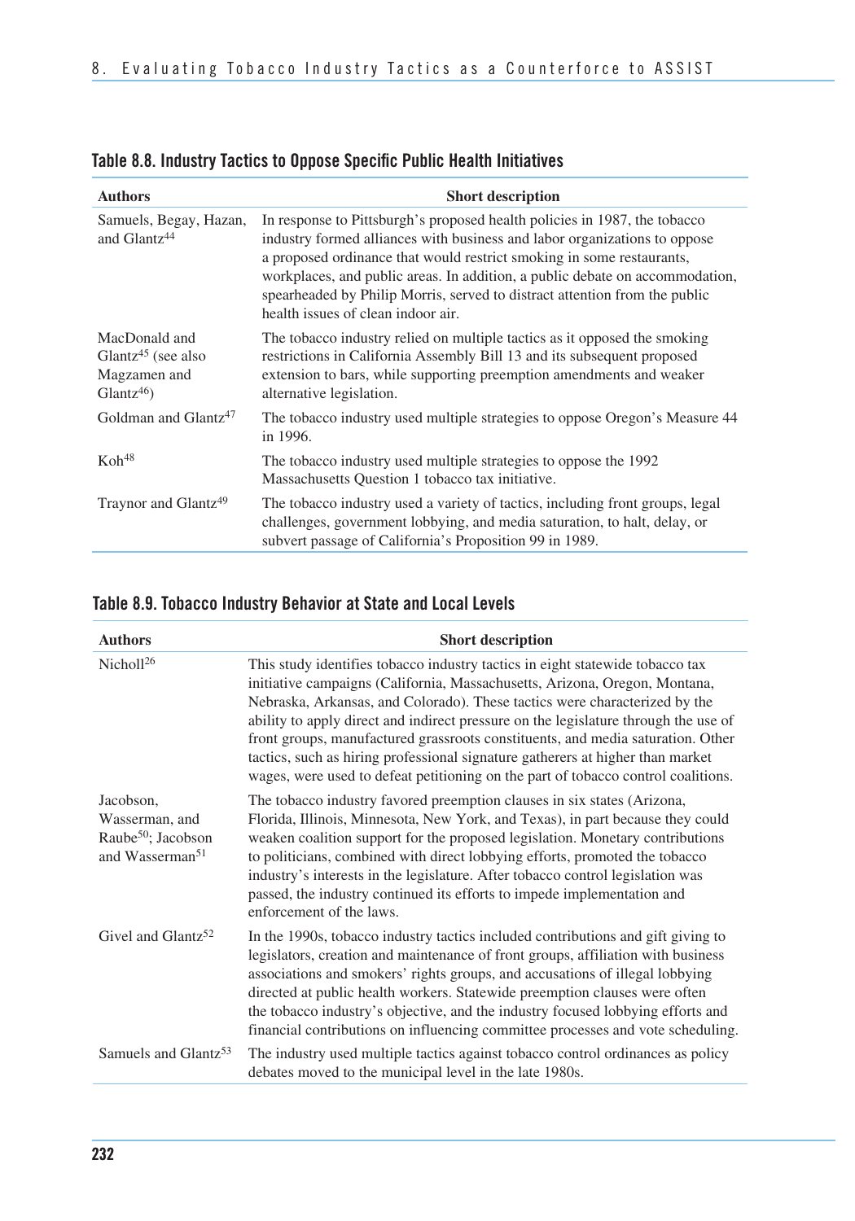## Table 8.8. Industry Tactics to Oppose Specific Public Health Initiatives

| Authors | Short description |
|---|---|
| Samuels, Begay, Hazan, and Glantz[44] | In response to Pittsburgh's proposed health policies in 1987, the tobacco industry formed alliances with business and labor organizations to oppose a proposed ordinance that would restrict smoking in some restaurants, workplaces, and public areas. In addition, a public debate on accommodation, spearheaded by Philip Morris, served to distract attention from the public health issues of clean indoor air. |
| MacDonald and Glantz[45] (see also Magzamen and Glantz[46]) | The tobacco industry relied on multiple tactics as it opposed the smoking restrictions in California Assembly Bill 13 and its subsequent proposed extension to bars, while supporting preemption amendments and weaker alternative legislation. |
| Goldman and Glantz[47] | The tobacco industry used multiple strategies to oppose Oregon's Measure 44 in 1996. |
| Koh[48] | The tobacco industry used multiple strategies to oppose the 1992 Massachusetts Question 1 tobacco tax initiative. |
| Traynor and Glantz[49] | The tobacco industry used a variety of tactics, including front groups, legal challenges, government lobbying, and media saturation, to halt, delay, or subvert passage of California's Proposition 99 in 1989. |

## Table 8.9. Tobacco Industry Behavior at State and Local Levels

| Authors | Short description |
|---|---|
| Nicholl[26] | This study identifies tobacco industry tactics in eight statewide tobacco tax initiative campaigns (California, Massachusetts, Arizona, Oregon, Montana, Nebraska, Arkansas, and Colorado). These tactics were characterized by the ability to apply direct and indirect pressure on the legislature through the use of front groups, manufactured grassroots constituents, and media saturation. Other tactics, such as hiring professional signature gatherers at higher than market wages, were used to defeat petitioning on the part of tobacco control coalitions. |
| Jacobson, Wasserman, and Raube[50]; Jacobson and Wasserman[51] | The tobacco industry favored preemption clauses in six states (Arizona, Florida, Illinois, Minnesota, New York, and Texas), in part because they could weaken coalition support for the proposed legislation. Monetary contributions to politicians, combined with direct lobbying efforts, promoted the tobacco industry's interests in the legislature. After tobacco control legislation was passed, the industry continued its efforts to impede implementation and enforcement of the laws. |
| Givel and Glantz[52] | In the 1990s, tobacco industry tactics included contributions and gift giving to legislators, creation and maintenance of front groups, affiliation with business associations and smokers' rights groups, and accusations of illegal lobbying directed at public health workers. Statewide preemption clauses were often the tobacco industry's objective, and the industry focused lobbying efforts and financial contributions on influencing committee processes and vote scheduling. |
| Samuels and Glantz[53] | The industry used multiple tactics against tobacco control ordinances as policy debates moved to the municipal level in the late 1980s. |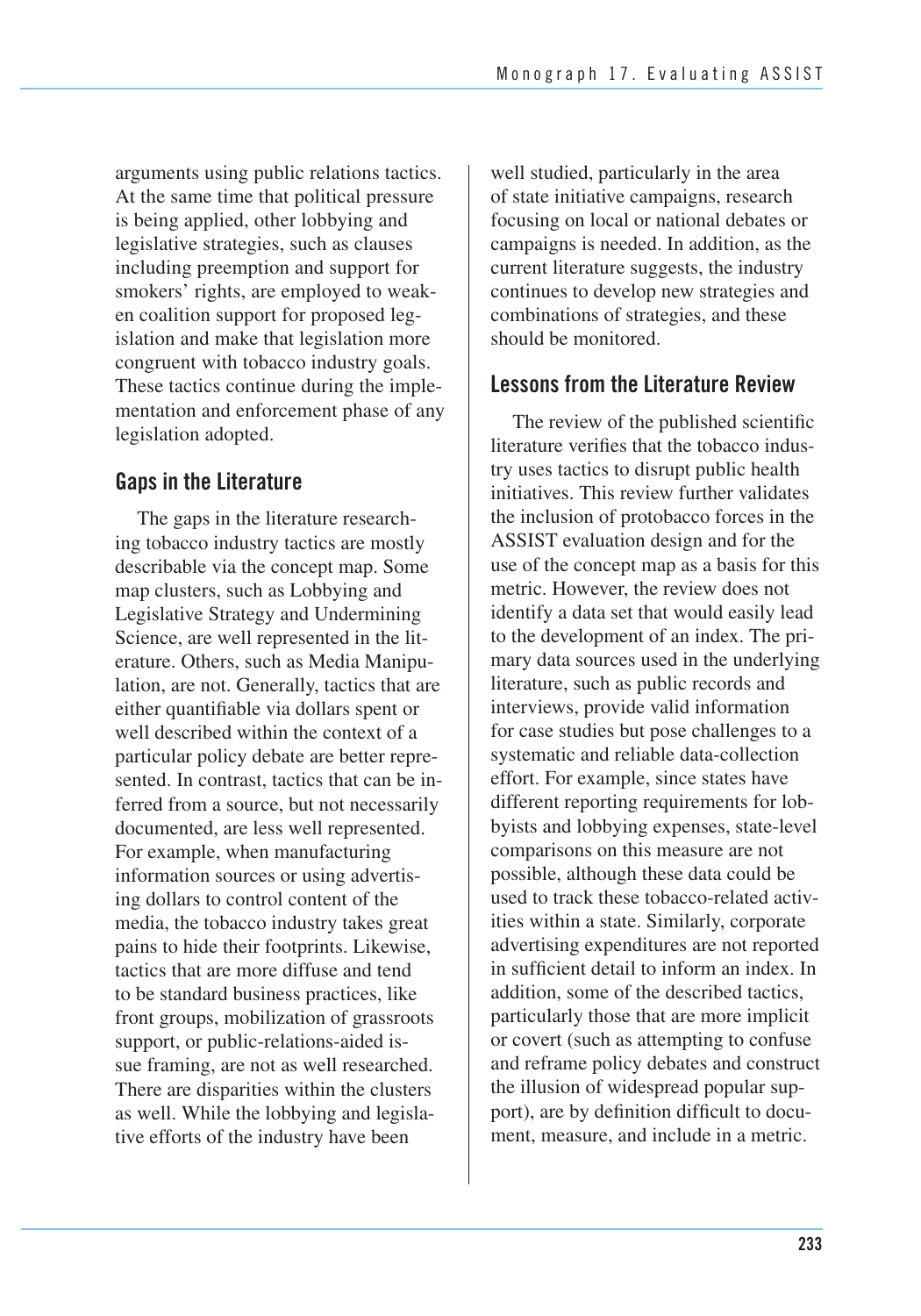arguments using public relations tactics. At the same time that political pressure is being applied, other lobbying and legislative strategies, such as clauses including preemption and support for smokers' rights, are employed to weaken coalition support for proposed legislation and make that legislation more congruent with tobacco industry goals. These tactics continue during the implementation and enforcement phase of any legislation adopted.

## Gaps in the Literature

The gaps in the literature researching tobacco industry tactics are mostly describable via the concept map. Some map clusters, such as Lobbying and Legislative Strategy and Undermining Science, are well represented in the literature. Others, such as Media Manipulation, are not. Generally, tactics that are either quantifiable via dollars spent or well described within the context of a particular policy debate are better represented. In contrast, tactics that can be inferred from a source, but not necessarily documented, are less well represented. For example, when manufacturing information sources or using advertising dollars to control content of the media, the tobacco industry takes great pains to hide their footprints. Likewise, tactics that are more diffuse and tend to be standard business practices, like front groups, mobilization of grassroots support, or public-relations-aided issue framing, are not as well researched. There are disparities within the clusters as well. While the lobbying and legislative efforts of the industry have been well studied, particularly in the area of state initiative campaigns, research focusing on local or national debates or campaigns is needed. In addition, as the current literature suggests, the industry continues to develop new strategies and combinations of strategies, and these should be monitored.

## Lessons from the Literature Review

The review of the published scientific literature verifies that the tobacco industry uses tactics to disrupt public health initiatives. This review further validates the inclusion of protobacco forces in the ASSIST evaluation design and for the use of the concept map as a basis for this metric. However, the review does not identify a data set that would easily lead to the development of an index. The primary data sources used in the underlying literature, such as public records and interviews, provide valid information for case studies but pose challenges to a systematic and reliable data-collection effort. For example, since states have different reporting requirements for lobbyists and lobbying expenses, state-level comparisons on this measure are not possible, although these data could be used to track these tobacco-related activities within a state. Similarly, corporate advertising expenditures are not reported in sufficient detail to inform an index. In addition, some of the described tactics, particularly those that are more implicit or covert (such as attempting to confuse and reframe policy debates and construct the illusion of widespread popular support), are by definition difficult to document, measure, and include in a metric.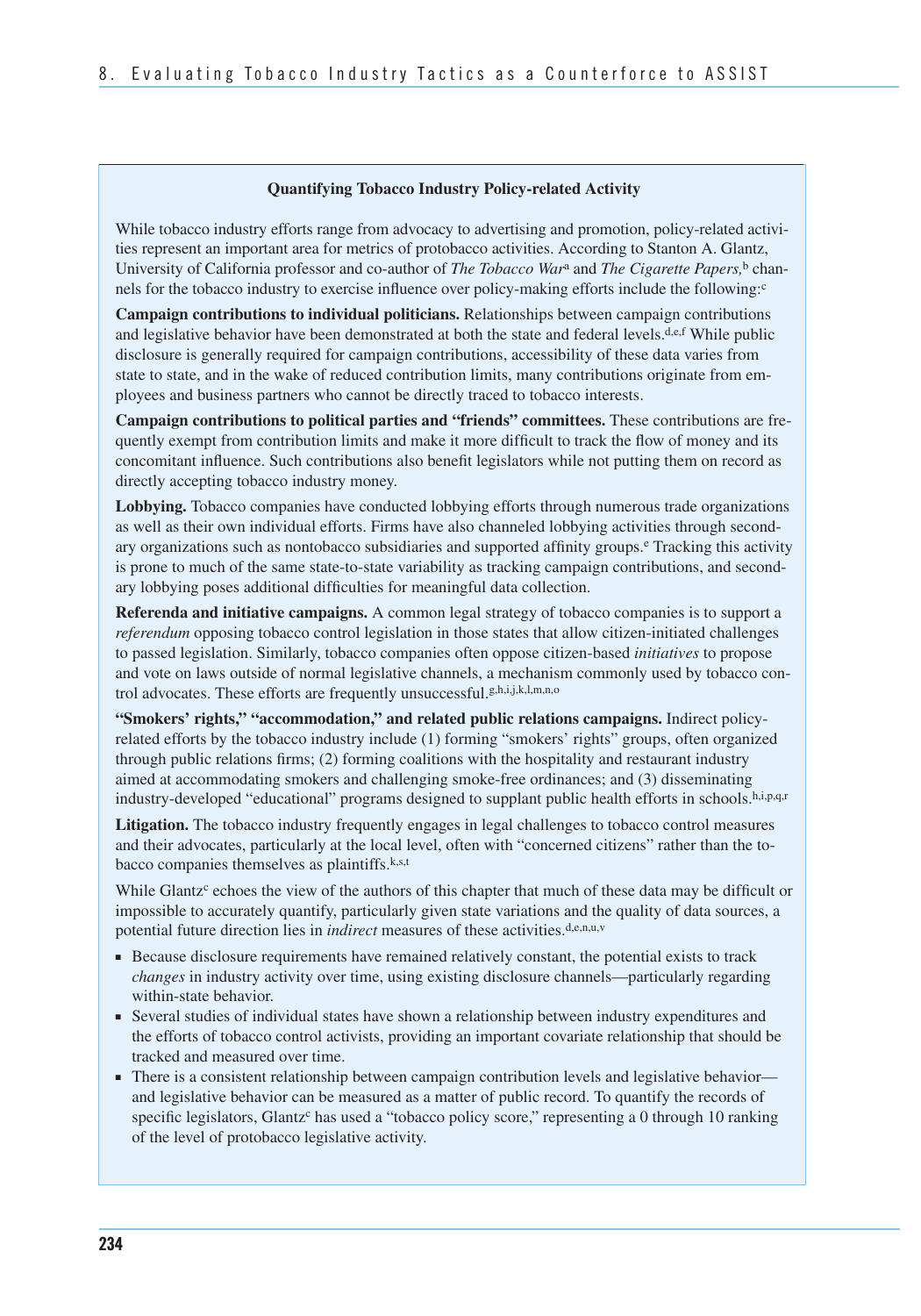**Quantifying Tobacco Industry Policy-related Activity**

While tobacco industry efforts range from advocacy to advertising and promotion, policy-related activities represent an important area for metrics of protobacco activities. According to Stanton A. Glantz, University of California professor and co-author of *The Tobacco War*[a] and *The Cigarette Papers,*[b] channels for the tobacco industry to exercise influence over policy-making efforts include the following:[c]

**Campaign contributions to individual politicians.** Relationships between campaign contributions and legislative behavior have been demonstrated at both the state and federal levels.[d,e,f] While public disclosure is generally required for campaign contributions, accessibility of these data varies from state to state, and in the wake of reduced contribution limits, many contributions originate from employees and business partners who cannot be directly traced to tobacco interests.

**Campaign contributions to political parties and "friends" committees.** These contributions are frequently exempt from contribution limits and make it more difficult to track the flow of money and its concomitant influence. Such contributions also benefit legislators while not putting them on record as directly accepting tobacco industry money.

**Lobbying.** Tobacco companies have conducted lobbying efforts through numerous trade organizations as well as their own individual efforts. Firms have also channeled lobbying activities through secondary organizations such as nontobacco subsidiaries and supported affinity groups.[e] Tracking this activity is prone to much of the same state-to-state variability as tracking campaign contributions, and secondary lobbying poses additional difficulties for meaningful data collection.

**Referenda and initiative campaigns.** A common legal strategy of tobacco companies is to support a *referendum* opposing tobacco control legislation in those states that allow citizen-initiated challenges to passed legislation. Similarly, tobacco companies often oppose citizen-based *initiatives* to propose and vote on laws outside of normal legislative channels, a mechanism commonly used by tobacco control advocates. These efforts are frequently unsuccessful.[g,h,i,j,k,l,m,n,o]

**"Smokers' rights," "accommodation," and related public relations campaigns.** Indirect policy-related efforts by the tobacco industry include (1) forming "smokers' rights" groups, often organized through public relations firms; (2) forming coalitions with the hospitality and restaurant industry aimed at accommodating smokers and challenging smoke-free ordinances; and (3) disseminating industry-developed "educational" programs designed to supplant public health efforts in schools.[h,i,p,q,r]

**Litigation.** The tobacco industry frequently engages in legal challenges to tobacco control measures and their advocates, particularly at the local level, often with "concerned citizens" rather than the tobacco companies themselves as plaintiffs.[k,s,t]

While Glantz[c] echoes the view of the authors of this chapter that much of these data may be difficult or impossible to accurately quantify, particularly given state variations and the quality of data sources, a potential future direction lies in *indirect* measures of these activities.[d,e,n,u,v]

- Because disclosure requirements have remained relatively constant, the potential exists to track *changes* in industry activity over time, using existing disclosure channels—particularly regarding within-state behavior.
- Several studies of individual states have shown a relationship between industry expenditures and the efforts of tobacco control activists, providing an important covariate relationship that should be tracked and measured over time.
- There is a consistent relationship between campaign contribution levels and legislative behavior—and legislative behavior can be measured as a matter of public record. To quantify the records of specific legislators, Glantz[c] has used a "tobacco policy score," representing a 0 through 10 ranking of the level of protobacco legislative activity.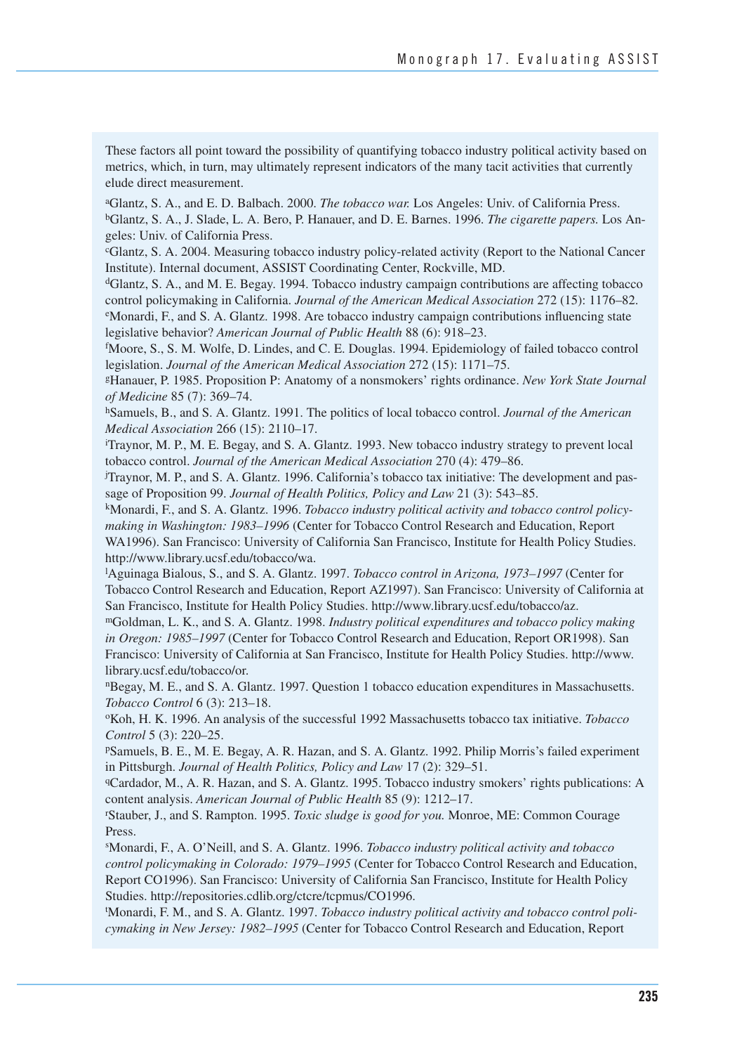These factors all point toward the possibility of quantifying tobacco industry political activity based on metrics, which, in turn, may ultimately represent indicators of the many tacit activities that currently elude direct measurement.

[a]Glantz, S. A., and E. D. Balbach. 2000. *The tobacco war.* Los Angeles: Univ. of California Press.
[b]Glantz, S. A., J. Slade, L. A. Bero, P. Hanauer, and D. E. Barnes. 1996. *The cigarette papers.* Los Angeles: Univ. of California Press.
[c]Glantz, S. A. 2004. Measuring tobacco industry policy-related activity (Report to the National Cancer Institute). Internal document, ASSIST Coordinating Center, Rockville, MD.
[d]Glantz, S. A., and M. E. Begay. 1994. Tobacco industry campaign contributions are affecting tobacco control policymaking in California. *Journal of the American Medical Association* 272 (15): 1176–82.
[e]Monardi, F., and S. A. Glantz. 1998. Are tobacco industry campaign contributions influencing state legislative behavior? *American Journal of Public Health* 88 (6): 918–23.
[f]Moore, S., S. M. Wolfe, D. Lindes, and C. E. Douglas. 1994. Epidemiology of failed tobacco control legislation. *Journal of the American Medical Association* 272 (15): 1171–75.
[g]Hanauer, P. 1985. Proposition P: Anatomy of a nonsmokers' rights ordinance. *New York State Journal of Medicine* 85 (7): 369–74.
[h]Samuels, B., and S. A. Glantz. 1991. The politics of local tobacco control. *Journal of the American Medical Association* 266 (15): 2110–17.
[i]Traynor, M. P., M. E. Begay, and S. A. Glantz. 1993. New tobacco industry strategy to prevent local tobacco control. *Journal of the American Medical Association* 270 (4): 479–86.
[j]Traynor, M. P., and S. A. Glantz. 1996. California's tobacco tax initiative: The development and passage of Proposition 99. *Journal of Health Politics, Policy and Law* 21 (3): 543–85.
[k]Monardi, F., and S. A. Glantz. 1996. *Tobacco industry political activity and tobacco control policymaking in Washington: 1983–1996* (Center for Tobacco Control Research and Education, Report WA1996). San Francisco: University of California San Francisco, Institute for Health Policy Studies. http://www.library.ucsf.edu/tobacco/wa.
[l]Aguinaga Bialous, S., and S. A. Glantz. 1997. *Tobacco control in Arizona, 1973–1997* (Center for Tobacco Control Research and Education, Report AZ1997). San Francisco: University of California at San Francisco, Institute for Health Policy Studies. http://www.library.ucsf.edu/tobacco/az.
[m]Goldman, L. K., and S. A. Glantz. 1998. *Industry political expenditures and tobacco policy making in Oregon: 1985–1997* (Center for Tobacco Control Research and Education, Report OR1998). San Francisco: University of California at San Francisco, Institute for Health Policy Studies. http://www.library.ucsf.edu/tobacco/or.
[n]Begay, M. E., and S. A. Glantz. 1997. Question 1 tobacco education expenditures in Massachusetts. *Tobacco Control* 6 (3): 213–18.
[o]Koh, H. K. 1996. An analysis of the successful 1992 Massachusetts tobacco tax initiative. *Tobacco Control* 5 (3): 220–25.
[p]Samuels, B. E., M. E. Begay, A. R. Hazan, and S. A. Glantz. 1992. Philip Morris's failed experiment in Pittsburgh. *Journal of Health Politics, Policy and Law* 17 (2): 329–51.
[q]Cardador, M., A. R. Hazan, and S. A. Glantz. 1995. Tobacco industry smokers' rights publications: A content analysis. *American Journal of Public Health* 85 (9): 1212–17.
[r]Stauber, J., and S. Rampton. 1995. *Toxic sludge is good for you.* Monroe, ME: Common Courage Press.
[s]Monardi, F., A. O'Neill, and S. A. Glantz. 1996. *Tobacco industry political activity and tobacco control policymaking in Colorado: 1979–1995* (Center for Tobacco Control Research and Education, Report CO1996). San Francisco: University of California San Francisco, Institute for Health Policy Studies. http://repositories.cdlib.org/ctcre/tcpmus/CO1996.
[t]Monardi, F. M., and S. A. Glantz. 1997. *Tobacco industry political activity and tobacco control policymaking in New Jersey: 1982–1995* (Center for Tobacco Control Research and Education, Report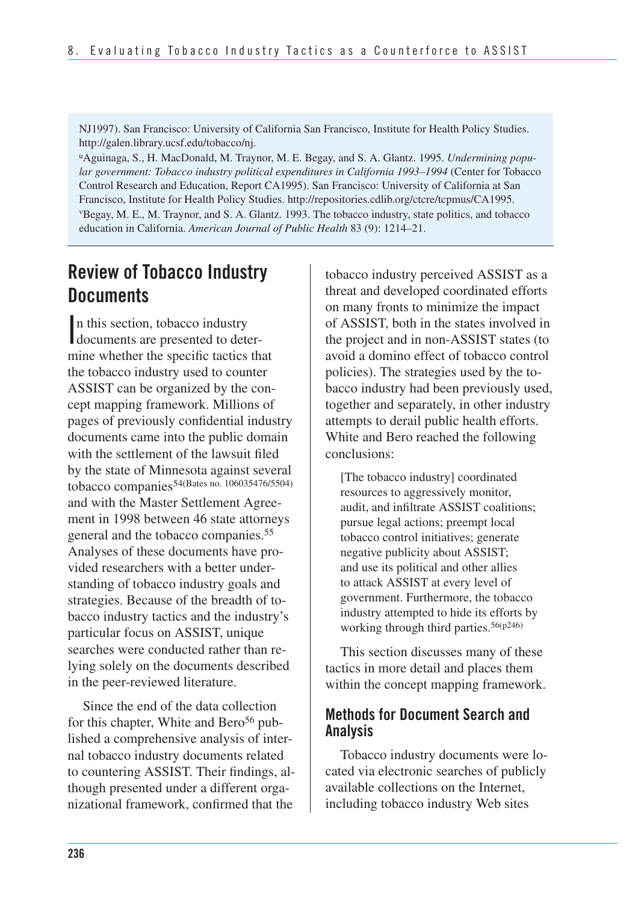NJ1997). San Francisco: University of California San Francisco, Institute for Health Policy Studies. http://galen.library.ucsf.edu/tobacco/nj.

[u]Aguinaga, S., H. MacDonald, M. Traynor, M. E. Begay, and S. A. Glantz. 1995. *Undermining popular government: Tobacco industry political expenditures in California 1993–1994* (Center for Tobacco Control Research and Education, Report CA1995). San Francisco: University of California at San Francisco, Institute for Health Policy Studies. http://repositories.cdlib.org/ctcre/tcpmus/CA1995.

[v]Begay, M. E., M. Traynor, and S. A. Glantz. 1993. The tobacco industry, state politics, and tobacco education in California. *American Journal of Public Health* 83 (9): 1214–21.

## Review of Tobacco Industry Documents

In this section, tobacco industry documents are presented to determine whether the specific tactics that the tobacco industry used to counter ASSIST can be organized by the concept mapping framework. Millions of pages of previously confidential industry documents came into the public domain with the settlement of the lawsuit filed by the state of Minnesota against several tobacco companies[54(Bates no. 106035476/5504)] and with the Master Settlement Agreement in 1998 between 46 state attorneys general and the tobacco companies.[55] Analyses of these documents have provided researchers with a better understanding of tobacco industry goals and strategies. Because of the breadth of tobacco industry tactics and the industry's particular focus on ASSIST, unique searches were conducted rather than relying solely on the documents described in the peer-reviewed literature.

Since the end of the data collection for this chapter, White and Bero[56] published a comprehensive analysis of internal tobacco industry documents related to countering ASSIST. Their findings, although presented under a different organizational framework, confirmed that the tobacco industry perceived ASSIST as a threat and developed coordinated efforts on many fronts to minimize the impact of ASSIST, both in the states involved in the project and in non-ASSIST states (to avoid a domino effect of tobacco control policies). The strategies used by the tobacco industry had been previously used, together and separately, in other industry attempts to derail public health efforts. White and Bero reached the following conclusions:

> [The tobacco industry] coordinated resources to aggressively monitor, audit, and infiltrate ASSIST coalitions; pursue legal actions; preempt local tobacco control initiatives; generate negative publicity about ASSIST; and use its political and other allies to attack ASSIST at every level of government. Furthermore, the tobacco industry attempted to hide its efforts by working through third parties.[56(p246)]

This section discusses many of these tactics in more detail and places them within the concept mapping framework.

### Methods for Document Search and Analysis

Tobacco industry documents were located via electronic searches of publicly available collections on the Internet, including tobacco industry Web sites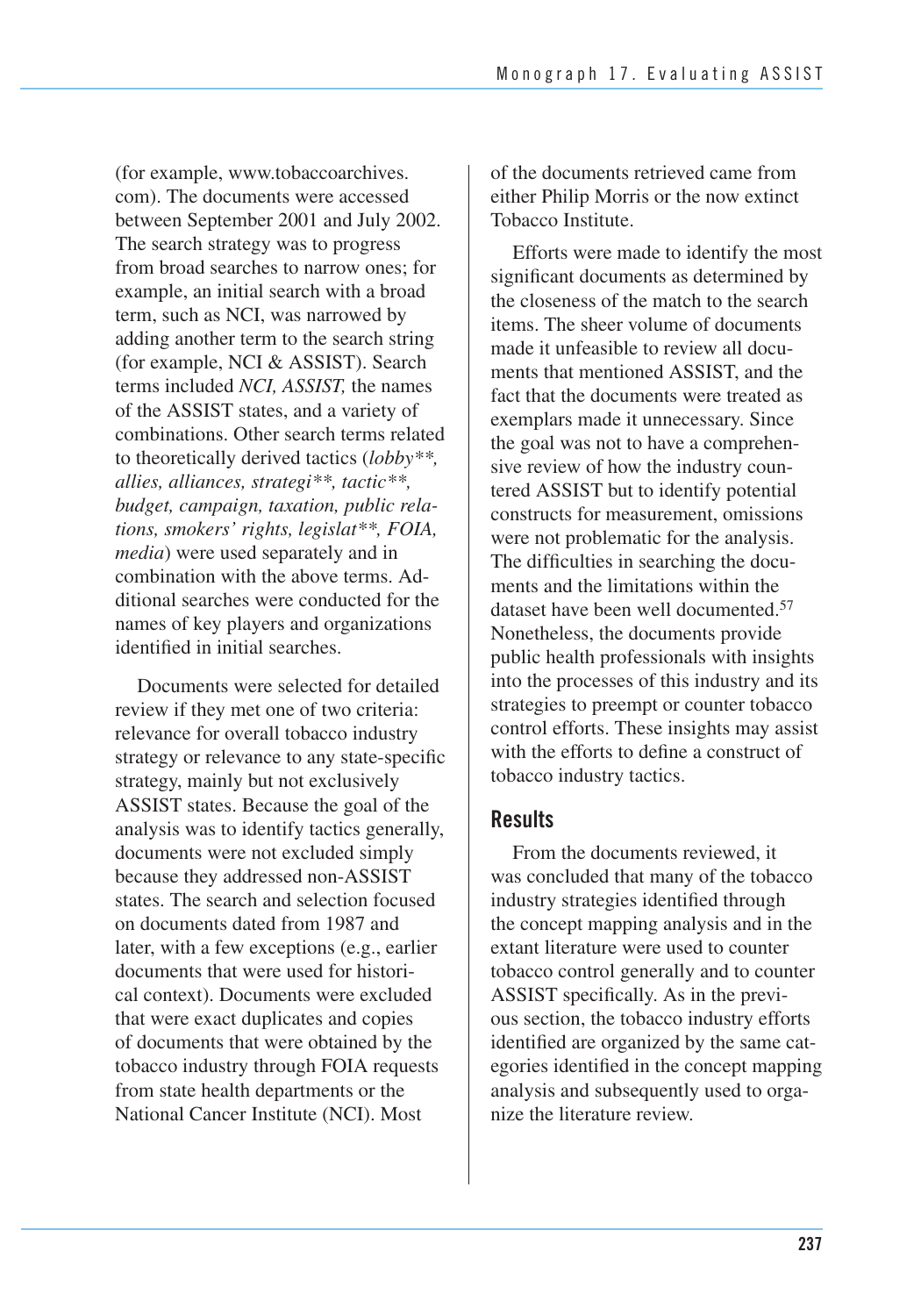(for example, www.tobaccoarchives.com). The documents were accessed between September 2001 and July 2002. The search strategy was to progress from broad searches to narrow ones; for example, an initial search with a broad term, such as NCI, was narrowed by adding another term to the search string (for example, NCI & ASSIST). Search terms included *NCI, ASSIST,* the names of the ASSIST states, and a variety of combinations. Other search terms related to theoretically derived tactics (*lobby**, allies, alliances, strategi**, tactic**, budget, campaign, taxation, public relations, smokers' rights, legislat**, FOIA, media*) were used separately and in combination with the above terms. Additional searches were conducted for the names of key players and organizations identified in initial searches.

Documents were selected for detailed review if they met one of two criteria: relevance for overall tobacco industry strategy or relevance to any state-specific strategy, mainly but not exclusively ASSIST states. Because the goal of the analysis was to identify tactics generally, documents were not excluded simply because they addressed non-ASSIST states. The search and selection focused on documents dated from 1987 and later, with a few exceptions (e.g., earlier documents that were used for historical context). Documents were excluded that were exact duplicates and copies of documents that were obtained by the tobacco industry through FOIA requests from state health departments or the National Cancer Institute (NCI). Most of the documents retrieved came from either Philip Morris or the now extinct Tobacco Institute.

Efforts were made to identify the most significant documents as determined by the closeness of the match to the search items. The sheer volume of documents made it unfeasible to review all documents that mentioned ASSIST, and the fact that the documents were treated as exemplars made it unnecessary. Since the goal was not to have a comprehensive review of how the industry countered ASSIST but to identify potential constructs for measurement, omissions were not problematic for the analysis. The difficulties in searching the documents and the limitations within the dataset have been well documented.[57] Nonetheless, the documents provide public health professionals with insights into the processes of this industry and its strategies to preempt or counter tobacco control efforts. These insights may assist with the efforts to define a construct of tobacco industry tactics.

## Results

From the documents reviewed, it was concluded that many of the tobacco industry strategies identified through the concept mapping analysis and in the extant literature were used to counter tobacco control generally and to counter ASSIST specifically. As in the previous section, the tobacco industry efforts identified are organized by the same categories identified in the concept mapping analysis and subsequently used to organize the literature review.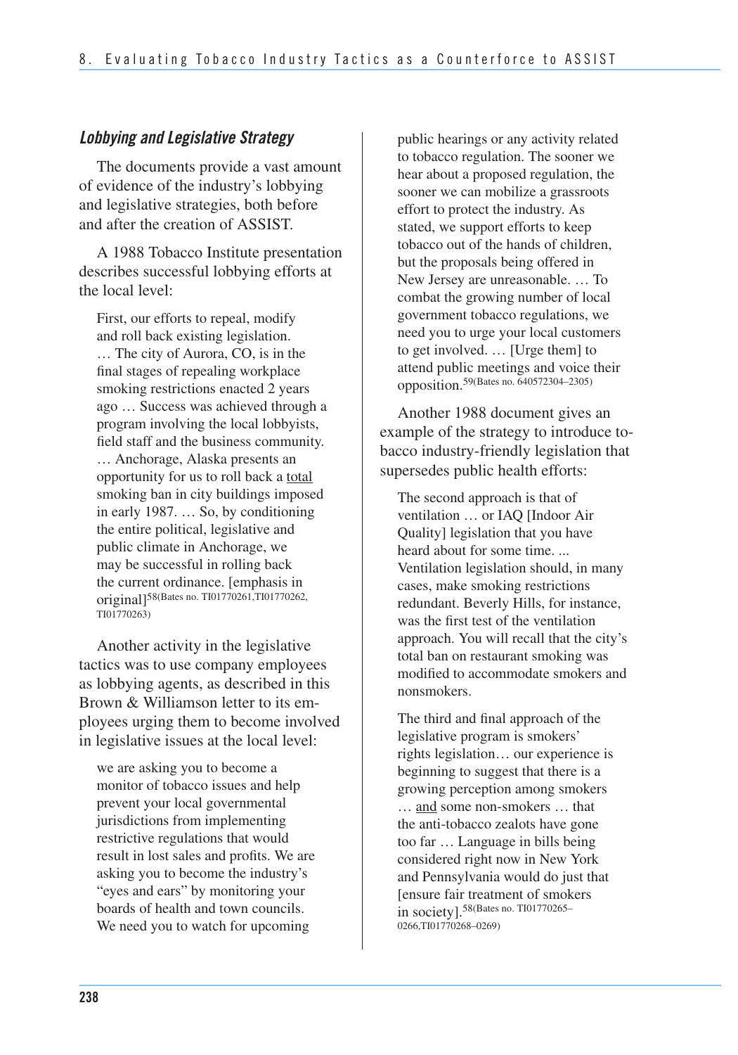### *Lobbying and Legislative Strategy*

The documents provide a vast amount of evidence of the industry's lobbying and legislative strategies, both before and after the creation of ASSIST.

A 1988 Tobacco Institute presentation describes successful lobbying efforts at the local level:

> First, our efforts to repeal, modify and roll back existing legislation. … The city of Aurora, CO, is in the final stages of repealing workplace smoking restrictions enacted 2 years ago … Success was achieved through a program involving the local lobbyists, field staff and the business community. … Anchorage, Alaska presents an opportunity for us to roll back a total smoking ban in city buildings imposed in early 1987. … So, by conditioning the entire political, legislative and public climate in Anchorage, we may be successful in rolling back the current ordinance. [emphasis in original][58(Bates no. TI01770261,TI01770262, TI01770263)]

Another activity in the legislative tactics was to use company employees as lobbying agents, as described in this Brown & Williamson letter to its employees urging them to become involved in legislative issues at the local level:

> we are asking you to become a monitor of tobacco issues and help prevent your local governmental jurisdictions from implementing restrictive regulations that would result in lost sales and profits. We are asking you to become the industry's "eyes and ears" by monitoring your boards of health and town councils. We need you to watch for upcoming public hearings or any activity related to tobacco regulation. The sooner we hear about a proposed regulation, the sooner we can mobilize a grassroots effort to protect the industry. As stated, we support efforts to keep tobacco out of the hands of children, but the proposals being offered in New Jersey are unreasonable. … To combat the growing number of local government tobacco regulations, we need you to urge your local customers to get involved. … [Urge them] to attend public meetings and voice their opposition.[59(Bates no. 640572304–2305)]

Another 1988 document gives an example of the strategy to introduce tobacco industry-friendly legislation that supersedes public health efforts:

> The second approach is that of ventilation … or IAQ [Indoor Air Quality] legislation that you have heard about for some time. ... Ventilation legislation should, in many cases, make smoking restrictions redundant. Beverly Hills, for instance, was the first test of the ventilation approach. You will recall that the city's total ban on restaurant smoking was modified to accommodate smokers and nonsmokers.
>
> The third and final approach of the legislative program is smokers' rights legislation… our experience is beginning to suggest that there is a growing perception among smokers … and some non-smokers … that the anti-tobacco zealots have gone too far … Language in bills being considered right now in New York and Pennsylvania would do just that [ensure fair treatment of smokers in society].[58(Bates no. TI01770265–0266,TI01770268–0269)]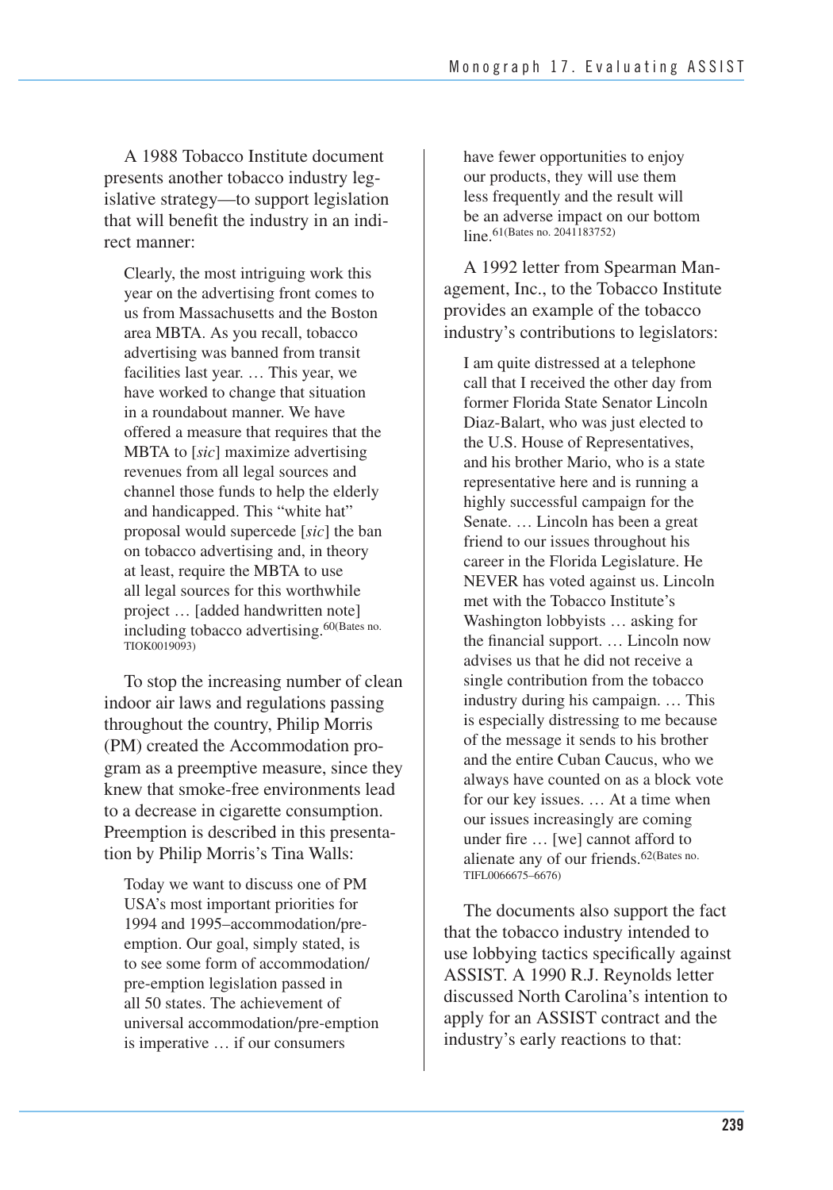A 1988 Tobacco Institute document presents another tobacco industry legislative strategy—to support legislation that will benefit the industry in an indirect manner:

> Clearly, the most intriguing work this year on the advertising front comes to us from Massachusetts and the Boston area MBTA. As you recall, tobacco advertising was banned from transit facilities last year. … This year, we have worked to change that situation in a roundabout manner. We have offered a measure that requires that the MBTA to [*sic*] maximize advertising revenues from all legal sources and channel those funds to help the elderly and handicapped. This "white hat" proposal would supercede [*sic*] the ban on tobacco advertising and, in theory at least, require the MBTA to use all legal sources for this worthwhile project … [added handwritten note] including tobacco advertising.[60(Bates no. TIOK0019093)]

To stop the increasing number of clean indoor air laws and regulations passing throughout the country, Philip Morris (PM) created the Accommodation program as a preemptive measure, since they knew that smoke-free environments lead to a decrease in cigarette consumption. Preemption is described in this presentation by Philip Morris's Tina Walls:

> Today we want to discuss one of PM USA's most important priorities for 1994 and 1995–accommodation/preemption. Our goal, simply stated, is to see some form of accommodation/pre-emption legislation passed in all 50 states. The achievement of universal accommodation/pre-emption is imperative … if our consumers have fewer opportunities to enjoy our products, they will use them less frequently and the result will be an adverse impact on our bottom line.[61(Bates no. 2041183752)]

A 1992 letter from Spearman Management, Inc., to the Tobacco Institute provides an example of the tobacco industry's contributions to legislators:

> I am quite distressed at a telephone call that I received the other day from former Florida State Senator Lincoln Diaz-Balart, who was just elected to the U.S. House of Representatives, and his brother Mario, who is a state representative here and is running a highly successful campaign for the Senate. … Lincoln has been a great friend to our issues throughout his career in the Florida Legislature. He NEVER has voted against us. Lincoln met with the Tobacco Institute's Washington lobbyists … asking for the financial support. … Lincoln now advises us that he did not receive a single contribution from the tobacco industry during his campaign. … This is especially distressing to me because of the message it sends to his brother and the entire Cuban Caucus, who we always have counted on as a block vote for our key issues. … At a time when our issues increasingly are coming under fire … [we] cannot afford to alienate any of our friends.[62(Bates no. TIFL0066675–6676)]

The documents also support the fact that the tobacco industry intended to use lobbying tactics specifically against ASSIST. A 1990 R.J. Reynolds letter discussed North Carolina's intention to apply for an ASSIST contract and the industry's early reactions to that: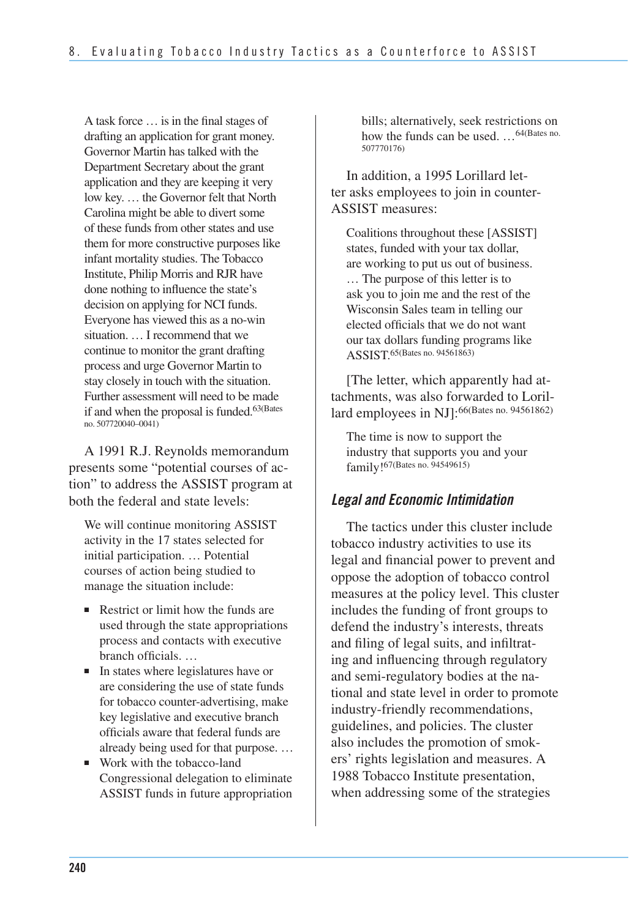> A task force … is in the final stages of drafting an application for grant money. Governor Martin has talked with the Department Secretary about the grant application and they are keeping it very low key. … the Governor felt that North Carolina might be able to divert some of these funds from other states and use them for more constructive purposes like infant mortality studies. The Tobacco Institute, Philip Morris and RJR have done nothing to influence the state's decision on applying for NCI funds. Everyone has viewed this as a no-win situation. … I recommend that we continue to monitor the grant drafting process and urge Governor Martin to stay closely in touch with the situation. Further assessment will need to be made if and when the proposal is funded.[63(Bates no. 507720040–0041)]

A 1991 R.J. Reynolds memorandum presents some "potential courses of action" to address the ASSIST program at both the federal and state levels:

> We will continue monitoring ASSIST activity in the 17 states selected for initial participation. … Potential courses of action being studied to manage the situation include:
>
> - Restrict or limit how the funds are used through the state appropriations process and contacts with executive branch officials. …
> - In states where legislatures have or are considering the use of state funds for tobacco counter-advertising, make key legislative and executive branch officials aware that federal funds are already being used for that purpose. …
> - Work with the tobacco-land Congressional delegation to eliminate ASSIST funds in future appropriation bills; alternatively, seek restrictions on how the funds can be used. …[64(Bates no. 507770176)]

In addition, a 1995 Lorillard letter asks employees to join in counter-ASSIST measures:

> Coalitions throughout these [ASSIST] states, funded with your tax dollar, are working to put us out of business. … The purpose of this letter is to ask you to join me and the rest of the Wisconsin Sales team in telling our elected officials that we do not want our tax dollars funding programs like ASSIST.[65(Bates no. 94561863)]

[The letter, which apparently had attachments, was also forwarded to Lorillard employees in NJ]:[66(Bates no. 94561862)]

> The time is now to support the industry that supports you and your family![67(Bates no. 94549615)]

### *Legal and Economic Intimidation*

The tactics under this cluster include tobacco industry activities to use its legal and financial power to prevent and oppose the adoption of tobacco control measures at the policy level. This cluster includes the funding of front groups to defend the industry's interests, threats and filing of legal suits, and infiltrating and influencing through regulatory and semi-regulatory bodies at the national and state level in order to promote industry-friendly recommendations, guidelines, and policies. The cluster also includes the promotion of smokers' rights legislation and measures. A 1988 Tobacco Institute presentation, when addressing some of the strategies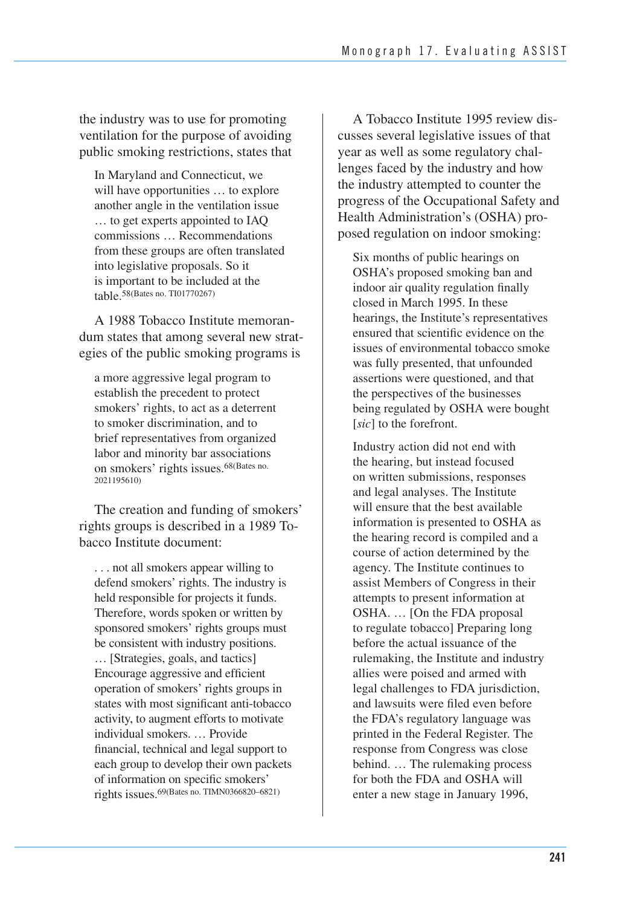the industry was to use for promoting ventilation for the purpose of avoiding public smoking restrictions, states that

> In Maryland and Connecticut, we will have opportunities … to explore another angle in the ventilation issue … to get experts appointed to IAQ commissions … Recommendations from these groups are often translated into legislative proposals. So it is important to be included at the table.[58(Bates no. TI01770267)]

A 1988 Tobacco Institute memorandum states that among several new strategies of the public smoking programs is

> a more aggressive legal program to establish the precedent to protect smokers' rights, to act as a deterrent to smoker discrimination, and to brief representatives from organized labor and minority bar associations on smokers' rights issues.[68(Bates no. 2021195610)]

The creation and funding of smokers' rights groups is described in a 1989 Tobacco Institute document:

> . . . not all smokers appear willing to defend smokers' rights. The industry is held responsible for projects it funds. Therefore, words spoken or written by sponsored smokers' rights groups must be consistent with industry positions. … [Strategies, goals, and tactics] Encourage aggressive and efficient operation of smokers' rights groups in states with most significant anti-tobacco activity, to augment efforts to motivate individual smokers. … Provide financial, technical and legal support to each group to develop their own packets of information on specific smokers' rights issues.[69(Bates no. TIMN0366820–6821)]

A Tobacco Institute 1995 review discusses several legislative issues of that year as well as some regulatory challenges faced by the industry and how the industry attempted to counter the progress of the Occupational Safety and Health Administration's (OSHA) proposed regulation on indoor smoking:

> Six months of public hearings on OSHA's proposed smoking ban and indoor air quality regulation finally closed in March 1995. In these hearings, the Institute's representatives ensured that scientific evidence on the issues of environmental tobacco smoke was fully presented, that unfounded assertions were questioned, and that the perspectives of the businesses being regulated by OSHA were bought [*sic*] to the forefront.
>
> Industry action did not end with the hearing, but instead focused on written submissions, responses and legal analyses. The Institute will ensure that the best available information is presented to OSHA as the hearing record is compiled and a course of action determined by the agency. The Institute continues to assist Members of Congress in their attempts to present information at OSHA. … [On the FDA proposal to regulate tobacco] Preparing long before the actual issuance of the rulemaking, the Institute and industry allies were poised and armed with legal challenges to FDA jurisdiction, and lawsuits were filed even before the FDA's regulatory language was printed in the Federal Register. The response from Congress was close behind. … The rulemaking process for both the FDA and OSHA will enter a new stage in January 1996,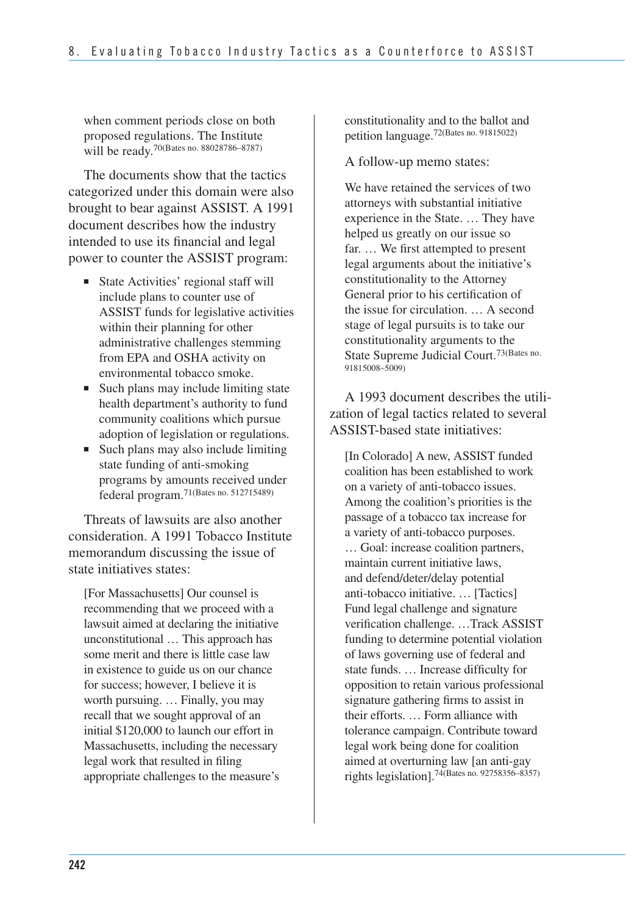when comment periods close on both proposed regulations. The Institute will be ready.[70(Bates no. 88028786–8787)]

The documents show that the tactics categorized under this domain were also brought to bear against ASSIST. A 1991 document describes how the industry intended to use its financial and legal power to counter the ASSIST program:

- State Activities' regional staff will include plans to counter use of ASSIST funds for legislative activities within their planning for other administrative challenges stemming from EPA and OSHA activity on environmental tobacco smoke.
- Such plans may include limiting state health department's authority to fund community coalitions which pursue adoption of legislation or regulations.
- Such plans may also include limiting state funding of anti-smoking programs by amounts received under federal program.[71(Bates no. 512715489)]

Threats of lawsuits are also another consideration. A 1991 Tobacco Institute memorandum discussing the issue of state initiatives states:

> [For Massachusetts] Our counsel is recommending that we proceed with a lawsuit aimed at declaring the initiative unconstitutional … This approach has some merit and there is little case law in existence to guide us on our chance for success; however, I believe it is worth pursuing. … Finally, you may recall that we sought approval of an initial $120,000 to launch our effort in Massachusetts, including the necessary legal work that resulted in filing appropriate challenges to the measure's constitutionality and to the ballot and petition language.[72(Bates no. 91815022)]

A follow-up memo states:

> We have retained the services of two attorneys with substantial initiative experience in the State. … They have helped us greatly on our issue so far. … We first attempted to present legal arguments about the initiative's constitutionality to the Attorney General prior to his certification of the issue for circulation. … A second stage of legal pursuits is to take our constitutionality arguments to the State Supreme Judicial Court.[73(Bates no. 91815008–5009)]

A 1993 document describes the utilization of legal tactics related to several ASSIST-based state initiatives:

> [In Colorado] A new, ASSIST funded coalition has been established to work on a variety of anti-tobacco issues. Among the coalition's priorities is the passage of a tobacco tax increase for a variety of anti-tobacco purposes. … Goal: increase coalition partners, maintain current initiative laws, and defend/deter/delay potential anti-tobacco initiative. … [Tactics] Fund legal challenge and signature verification challenge. …Track ASSIST funding to determine potential violation of laws governing use of federal and state funds. … Increase difficulty for opposition to retain various professional signature gathering firms to assist in their efforts. … Form alliance with tolerance campaign. Contribute toward legal work being done for coalition aimed at overturning law [an anti-gay rights legislation].[74(Bates no. 92758356–8357)]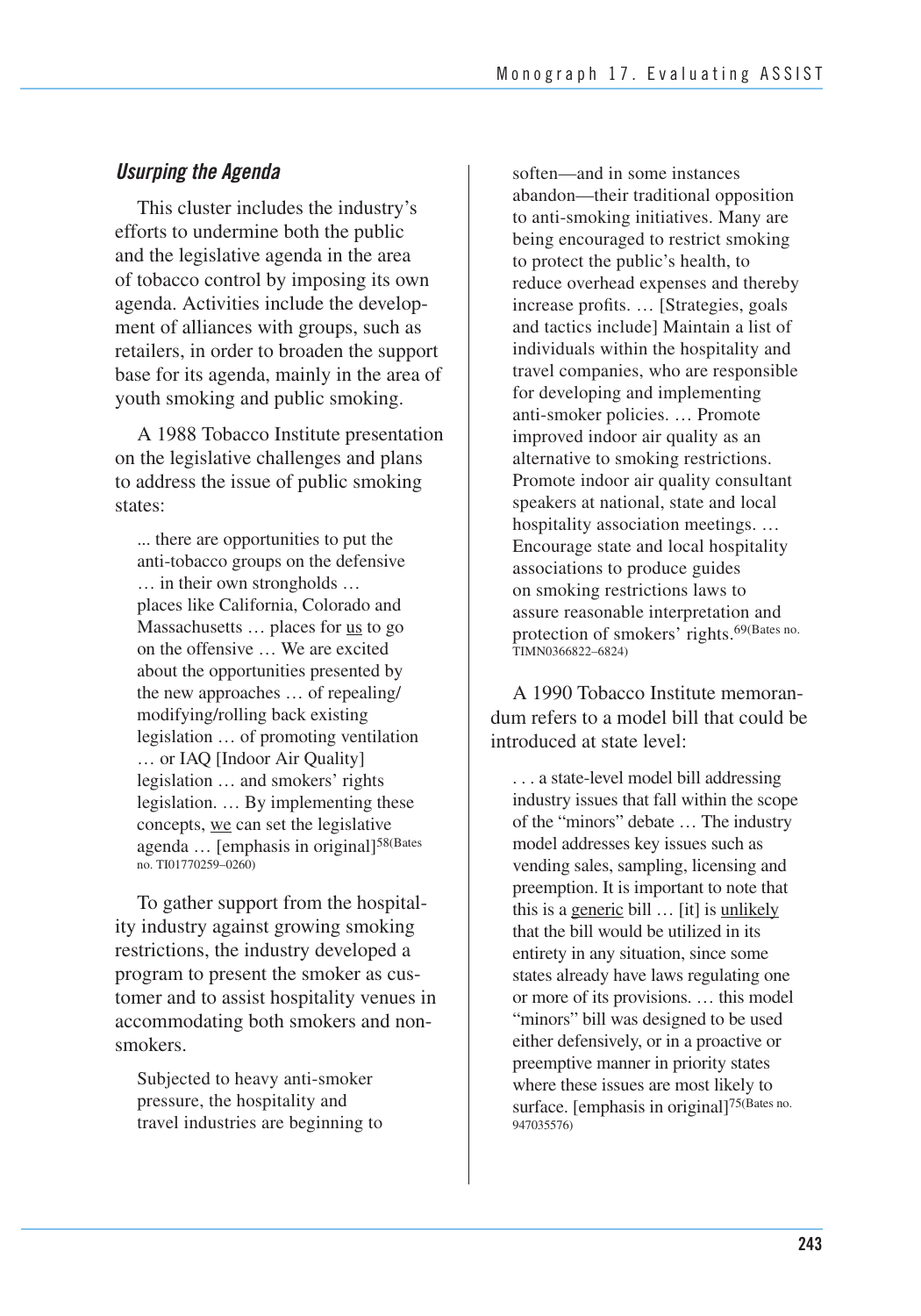### *Usurping the Agenda*

This cluster includes the industry's efforts to undermine both the public and the legislative agenda in the area of tobacco control by imposing its own agenda. Activities include the development of alliances with groups, such as retailers, in order to broaden the support base for its agenda, mainly in the area of youth smoking and public smoking.

A 1988 Tobacco Institute presentation on the legislative challenges and plans to address the issue of public smoking states:

> ... there are opportunities to put the anti-tobacco groups on the defensive … in their own strongholds … places like California, Colorado and Massachusetts … places for <u>us</u> to go on the offensive … We are excited about the opportunities presented by the new approaches … of repealing/modifying/rolling back existing legislation … of promoting ventilation … or IAQ [Indoor Air Quality] legislation … and smokers' rights legislation. … By implementing these concepts, <u>we</u> can set the legislative agenda … [emphasis in original][58(Bates no. TI01770259–0260)]

To gather support from the hospitality industry against growing smoking restrictions, the industry developed a program to present the smoker as customer and to assist hospitality venues in accommodating both smokers and nonsmokers.

> Subjected to heavy anti-smoker pressure, the hospitality and travel industries are beginning to soften—and in some instances abandon—their traditional opposition to anti-smoking initiatives. Many are being encouraged to restrict smoking to protect the public's health, to reduce overhead expenses and thereby increase profits. … [Strategies, goals and tactics include] Maintain a list of individuals within the hospitality and travel companies, who are responsible for developing and implementing anti-smoker policies. … Promote improved indoor air quality as an alternative to smoking restrictions. Promote indoor air quality consultant speakers at national, state and local hospitality association meetings. … Encourage state and local hospitality associations to produce guides on smoking restrictions laws to assure reasonable interpretation and protection of smokers' rights.[69(Bates no. TIMN0366822–6824)]

A 1990 Tobacco Institute memorandum refers to a model bill that could be introduced at state level:

> . . . a state-level model bill addressing industry issues that fall within the scope of the "minors" debate … The industry model addresses key issues such as vending sales, sampling, licensing and preemption. It is important to note that this is a <u>generic</u> bill … [it] is <u>unlikely</u> that the bill would be utilized in its entirety in any situation, since some states already have laws regulating one or more of its provisions. … this model "minors" bill was designed to be used either defensively, or in a proactive or preemptive manner in priority states where these issues are most likely to surface. [emphasis in original][75(Bates no. 947035576)]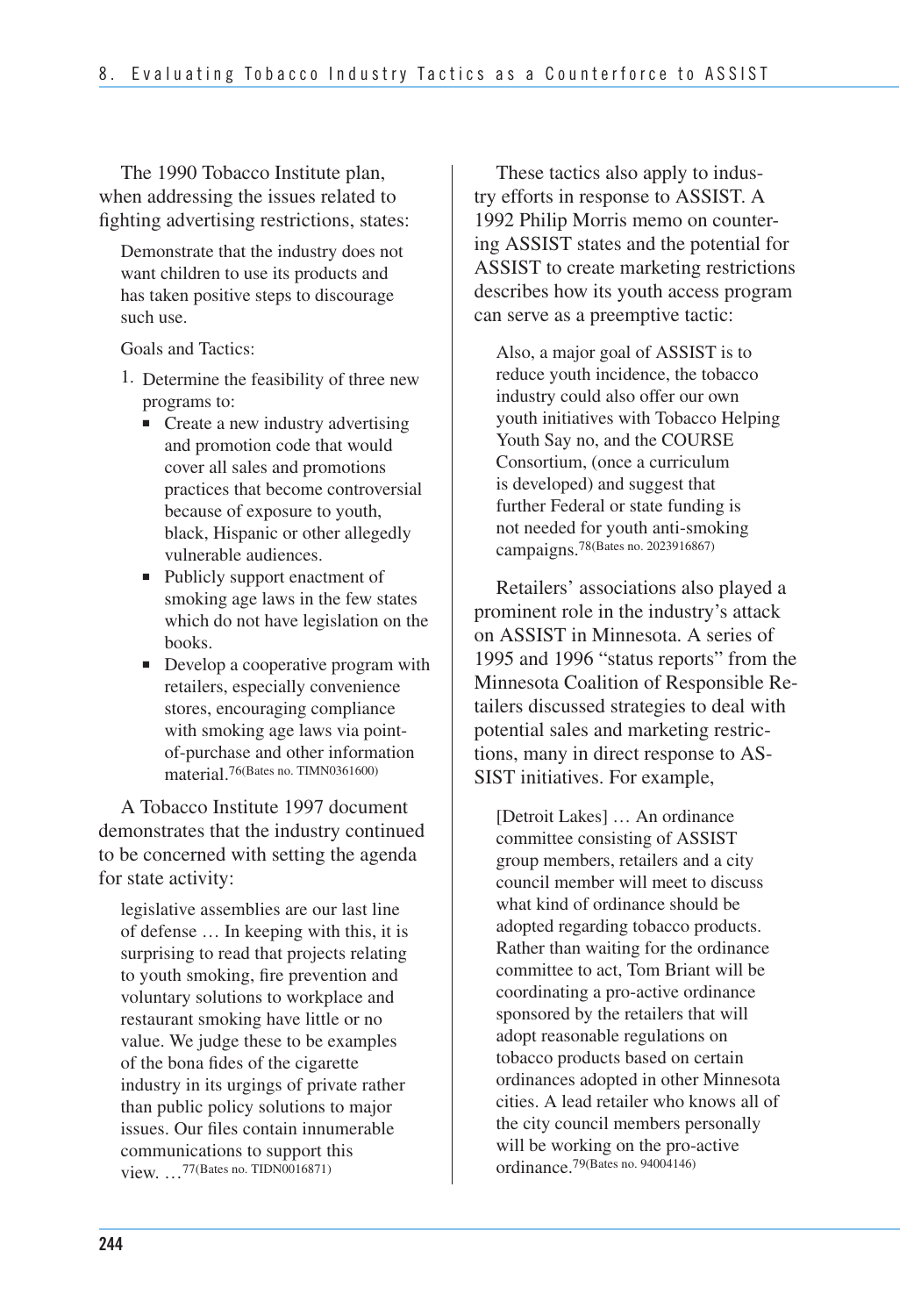The 1990 Tobacco Institute plan, when addressing the issues related to fighting advertising restrictions, states:

> Demonstrate that the industry does not want children to use its products and has taken positive steps to discourage such use.
>
> Goals and Tactics:
>
> 1. Determine the feasibility of three new programs to:
>    - Create a new industry advertising and promotion code that would cover all sales and promotions practices that become controversial because of exposure to youth, black, Hispanic or other allegedly vulnerable audiences.
>    - Publicly support enactment of smoking age laws in the few states which do not have legislation on the books.
>    - Develop a cooperative program with retailers, especially convenience stores, encouraging compliance with smoking age laws via point-of-purchase and other information material.[76(Bates no. TIMN0361600)]

A Tobacco Institute 1997 document demonstrates that the industry continued to be concerned with setting the agenda for state activity:

> legislative assemblies are our last line of defense … In keeping with this, it is surprising to read that projects relating to youth smoking, fire prevention and voluntary solutions to workplace and restaurant smoking have little or no value. We judge these to be examples of the bona fides of the cigarette industry in its urgings of private rather than public policy solutions to major issues. Our files contain innumerable communications to support this view. …[77(Bates no. TIDN0016871)]

These tactics also apply to industry efforts in response to ASSIST. A 1992 Philip Morris memo on countering ASSIST states and the potential for ASSIST to create marketing restrictions describes how its youth access program can serve as a preemptive tactic:

> Also, a major goal of ASSIST is to reduce youth incidence, the tobacco industry could also offer our own youth initiatives with Tobacco Helping Youth Say no, and the COURSE Consortium, (once a curriculum is developed) and suggest that further Federal or state funding is not needed for youth anti-smoking campaigns.[78(Bates no. 2023916867)]

Retailers' associations also played a prominent role in the industry's attack on ASSIST in Minnesota. A series of 1995 and 1996 "status reports" from the Minnesota Coalition of Responsible Retailers discussed strategies to deal with potential sales and marketing restrictions, many in direct response to ASSIST initiatives. For example,

> [Detroit Lakes] … An ordinance committee consisting of ASSIST group members, retailers and a city council member will meet to discuss what kind of ordinance should be adopted regarding tobacco products. Rather than waiting for the ordinance committee to act, Tom Briant will be coordinating a pro-active ordinance sponsored by the retailers that will adopt reasonable regulations on tobacco products based on certain ordinances adopted in other Minnesota cities. A lead retailer who knows all of the city council members personally will be working on the pro-active ordinance.[79(Bates no. 94004146)]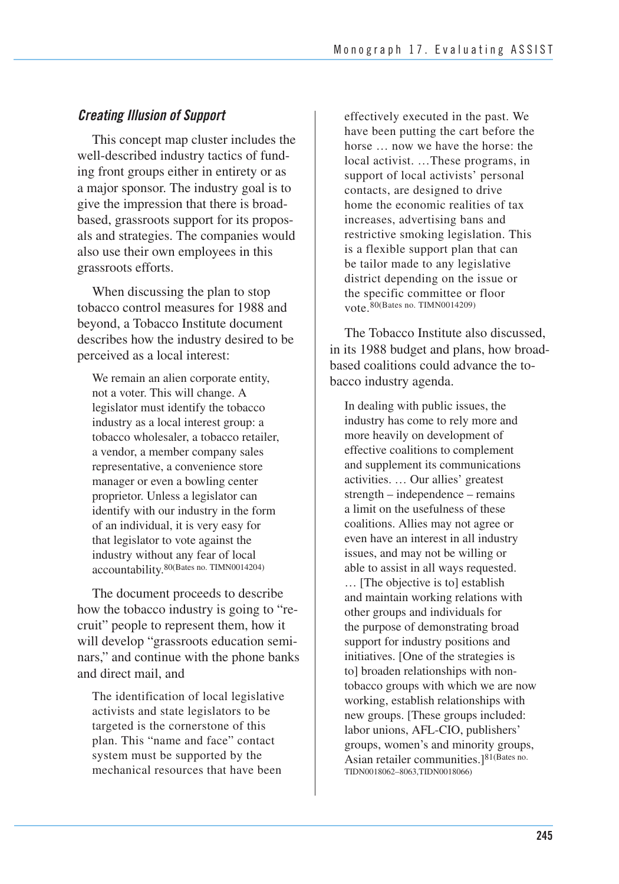### *Creating Illusion of Support*

This concept map cluster includes the well-described industry tactics of funding front groups either in entirety or as a major sponsor. The industry goal is to give the impression that there is broad-based, grassroots support for its proposals and strategies. The companies would also use their own employees in this grassroots efforts.

When discussing the plan to stop tobacco control measures for 1988 and beyond, a Tobacco Institute document describes how the industry desired to be perceived as a local interest:

> We remain an alien corporate entity, not a voter. This will change. A legislator must identify the tobacco industry as a local interest group: a tobacco wholesaler, a tobacco retailer, a vendor, a member company sales representative, a convenience store manager or even a bowling center proprietor. Unless a legislator can identify with our industry in the form of an individual, it is very easy for that legislator to vote against the industry without any fear of local accountability.[80(Bates no. TIMN0014204)]

The document proceeds to describe how the tobacco industry is going to "recruit" people to represent them, how it will develop "grassroots education seminars," and continue with the phone banks and direct mail, and

> The identification of local legislative activists and state legislators to be targeted is the cornerstone of this plan. This "name and face" contact system must be supported by the mechanical resources that have been effectively executed in the past. We have been putting the cart before the horse … now we have the horse: the local activist. …These programs, in support of local activists' personal contacts, are designed to drive home the economic realities of tax increases, advertising bans and restrictive smoking legislation. This is a flexible support plan that can be tailor made to any legislative district depending on the issue or the specific committee or floor vote.[80(Bates no. TIMN0014209)]

The Tobacco Institute also discussed, in its 1988 budget and plans, how broad-based coalitions could advance the tobacco industry agenda.

> In dealing with public issues, the industry has come to rely more and more heavily on development of effective coalitions to complement and supplement its communications activities. … Our allies' greatest strength – independence – remains a limit on the usefulness of these coalitions. Allies may not agree or even have an interest in all industry issues, and may not be willing or able to assist in all ways requested. … [The objective is to] establish and maintain working relations with other groups and individuals for the purpose of demonstrating broad support for industry positions and initiatives. [One of the strategies is to] broaden relationships with non-tobacco groups with which we are now working, establish relationships with new groups. [These groups included: labor unions, AFL-CIO, publishers' groups, women's and minority groups, Asian retailer communities.][81(Bates no. TIDN0018062–8063,TIDN0018066)]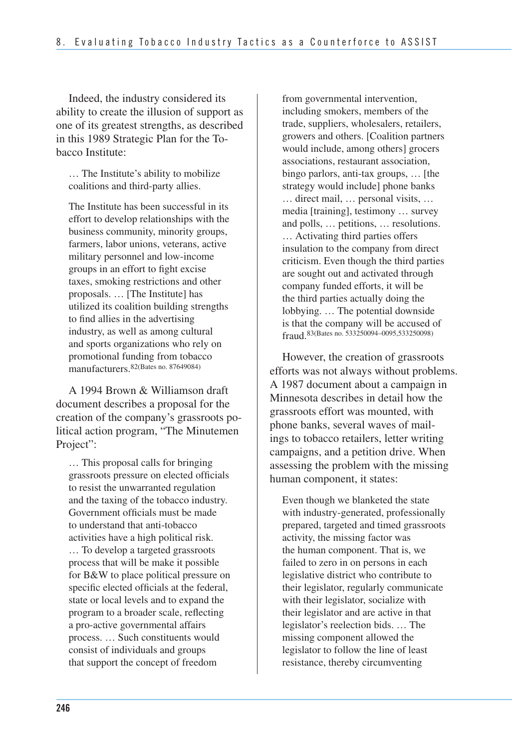Indeed, the industry considered its ability to create the illusion of support as one of its greatest strengths, as described in this 1989 Strategic Plan for the Tobacco Institute:

> … The Institute's ability to mobilize coalitions and third-party allies.
>
> The Institute has been successful in its effort to develop relationships with the business community, minority groups, farmers, labor unions, veterans, active military personnel and low-income groups in an effort to fight excise taxes, smoking restrictions and other proposals. … [The Institute] has utilized its coalition building strengths to find allies in the advertising industry, as well as among cultural and sports organizations who rely on promotional funding from tobacco manufacturers.[82(Bates no. 87649084)]

A 1994 Brown & Williamson draft document describes a proposal for the creation of the company's grassroots political action program, "The Minutemen Project":

> … This proposal calls for bringing grassroots pressure on elected officials to resist the unwarranted regulation and the taxing of the tobacco industry. Government officials must be made to understand that anti-tobacco activities have a high political risk. … To develop a targeted grassroots process that will be make it possible for B&W to place political pressure on specific elected officials at the federal, state or local levels and to expand the program to a broader scale, reflecting a pro-active governmental affairs process. … Such constituents would consist of individuals and groups that support the concept of freedom from governmental intervention, including smokers, members of the trade, suppliers, wholesalers, retailers, growers and others. [Coalition partners would include, among others] grocers associations, restaurant association, bingo parlors, anti-tax groups, … [the strategy would include] phone banks … direct mail, … personal visits, … media [training], testimony … survey and polls, … petitions, … resolutions. … Activating third parties offers insulation to the company from direct criticism. Even though the third parties are sought out and activated through company funded efforts, it will be the third parties actually doing the lobbying. … The potential downside is that the company will be accused of fraud.[83(Bates no. 533250094–0095,533250098)]

However, the creation of grassroots efforts was not always without problems. A 1987 document about a campaign in Minnesota describes in detail how the grassroots effort was mounted, with phone banks, several waves of mailings to tobacco retailers, letter writing campaigns, and a petition drive. When assessing the problem with the missing human component, it states:

> Even though we blanketed the state with industry-generated, professionally prepared, targeted and timed grassroots activity, the missing factor was the human component. That is, we failed to zero in on persons in each legislative district who contribute to their legislator, regularly communicate with their legislator, socialize with their legislator and are active in that legislator's reelection bids. … The missing component allowed the legislator to follow the line of least resistance, thereby circumventing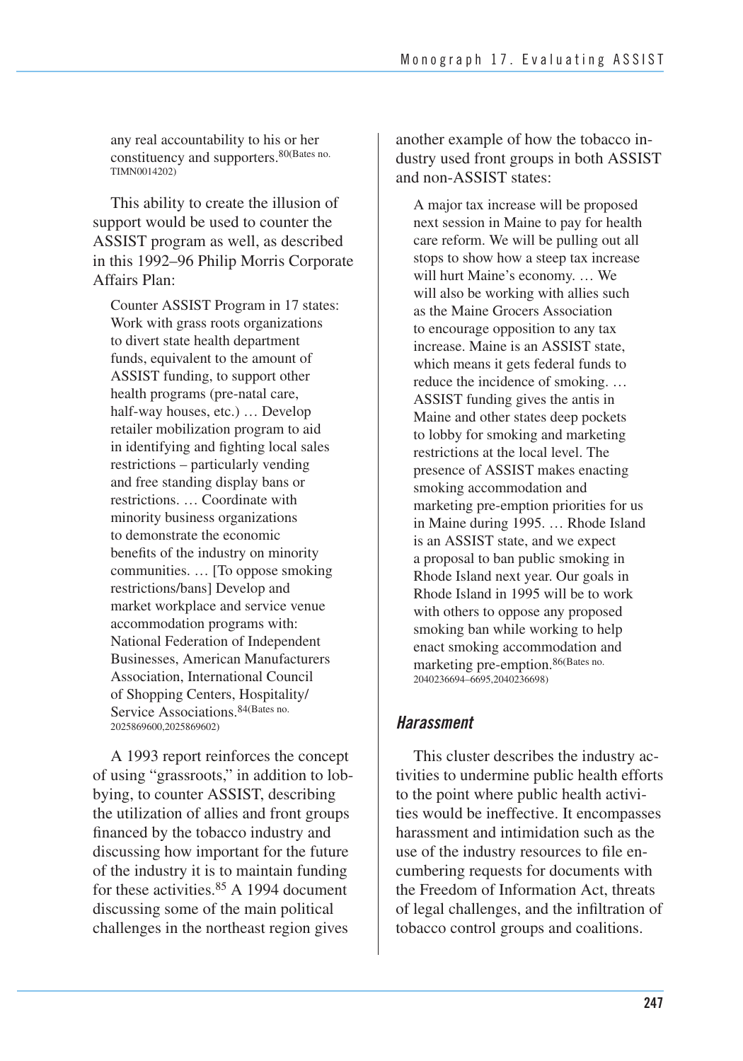> any real accountability to his or her constituency and supporters.[80(Bates no. TIMN0014202)]

This ability to create the illusion of support would be used to counter the ASSIST program as well, as described in this 1992–96 Philip Morris Corporate Affairs Plan:

> Counter ASSIST Program in 17 states: Work with grass roots organizations to divert state health department funds, equivalent to the amount of ASSIST funding, to support other health programs (pre-natal care, half-way houses, etc.) … Develop retailer mobilization program to aid in identifying and fighting local sales restrictions – particularly vending and free standing display bans or restrictions. … Coordinate with minority business organizations to demonstrate the economic benefits of the industry on minority communities. … [To oppose smoking restrictions/bans] Develop and market workplace and service venue accommodation programs with: National Federation of Independent Businesses, American Manufacturers Association, International Council of Shopping Centers, Hospitality/Service Associations.[84(Bates no. 2025869600,2025869602)]

A 1993 report reinforces the concept of using "grassroots," in addition to lobbying, to counter ASSIST, describing the utilization of allies and front groups financed by the tobacco industry and discussing how important for the future of the industry it is to maintain funding for these activities.[85] A 1994 document discussing some of the main political challenges in the northeast region gives another example of how the tobacco industry used front groups in both ASSIST and non-ASSIST states:

> A major tax increase will be proposed next session in Maine to pay for health care reform. We will be pulling out all stops to show how a steep tax increase will hurt Maine's economy. … We will also be working with allies such as the Maine Grocers Association to encourage opposition to any tax increase. Maine is an ASSIST state, which means it gets federal funds to reduce the incidence of smoking. … ASSIST funding gives the antis in Maine and other states deep pockets to lobby for smoking and marketing restrictions at the local level. The presence of ASSIST makes enacting smoking accommodation and marketing pre-emption priorities for us in Maine during 1995. … Rhode Island is an ASSIST state, and we expect a proposal to ban public smoking in Rhode Island next year. Our goals in Rhode Island in 1995 will be to work with others to oppose any proposed smoking ban while working to help enact smoking accommodation and marketing pre-emption.[86(Bates no. 2040236694–6695,2040236698)]

### *Harassment*

This cluster describes the industry activities to undermine public health efforts to the point where public health activities would be ineffective. It encompasses harassment and intimidation such as the use of the industry resources to file encumbering requests for documents with the Freedom of Information Act, threats of legal challenges, and the infiltration of tobacco control groups and coalitions.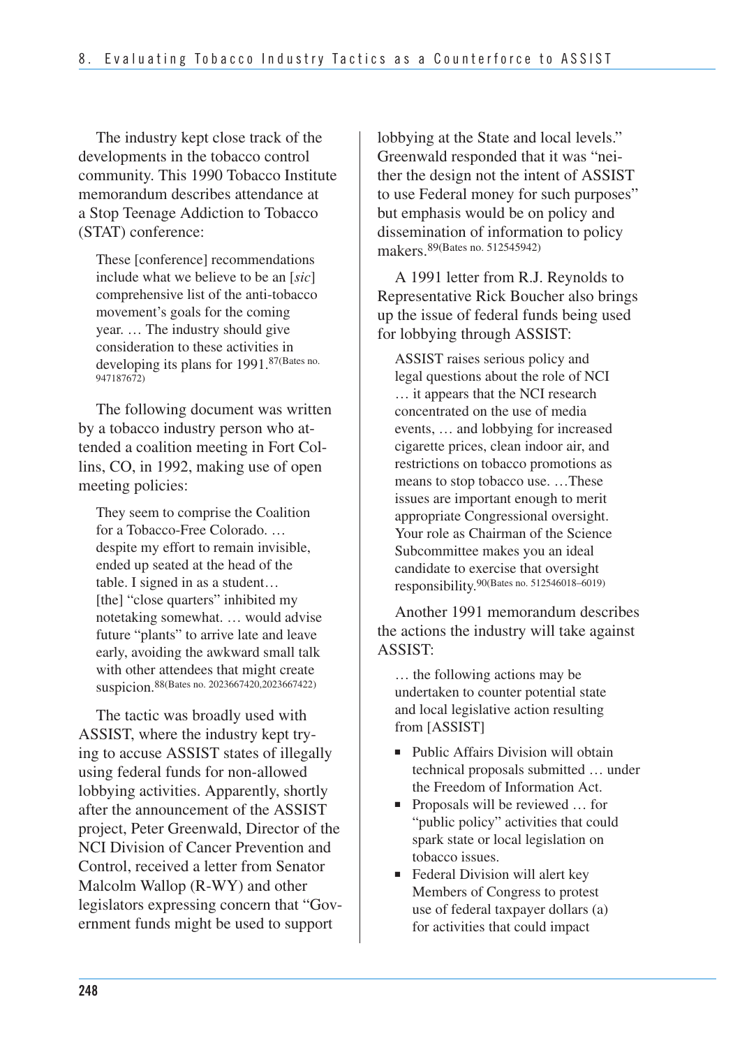The industry kept close track of the developments in the tobacco control community. This 1990 Tobacco Institute memorandum describes attendance at a Stop Teenage Addiction to Tobacco (STAT) conference:

> These [conference] recommendations include what we believe to be an [*sic*] comprehensive list of the anti-tobacco movement's goals for the coming year. … The industry should give consideration to these activities in developing its plans for 1991.[87(Bates no. 947187672)]

The following document was written by a tobacco industry person who attended a coalition meeting in Fort Collins, CO, in 1992, making use of open meeting policies:

> They seem to comprise the Coalition for a Tobacco-Free Colorado. … despite my effort to remain invisible, ended up seated at the head of the table. I signed in as a student… [the] "close quarters" inhibited my notetaking somewhat. … would advise future "plants" to arrive late and leave early, avoiding the awkward small talk with other attendees that might create suspicion.[88(Bates no. 2023667420,2023667422)]

The tactic was broadly used with ASSIST, where the industry kept trying to accuse ASSIST states of illegally using federal funds for non-allowed lobbying activities. Apparently, shortly after the announcement of the ASSIST project, Peter Greenwald, Director of the NCI Division of Cancer Prevention and Control, received a letter from Senator Malcolm Wallop (R-WY) and other legislators expressing concern that "Government funds might be used to support lobbying at the State and local levels." Greenwald responded that it was "neither the design not the intent of ASSIST to use Federal money for such purposes" but emphasis would be on policy and dissemination of information to policy makers.[89(Bates no. 512545942)]

A 1991 letter from R.J. Reynolds to Representative Rick Boucher also brings up the issue of federal funds being used for lobbying through ASSIST:

> ASSIST raises serious policy and legal questions about the role of NCI … it appears that the NCI research concentrated on the use of media events, … and lobbying for increased cigarette prices, clean indoor air, and restrictions on tobacco promotions as means to stop tobacco use. …These issues are important enough to merit appropriate Congressional oversight. Your role as Chairman of the Science Subcommittee makes you an ideal candidate to exercise that oversight responsibility.[90(Bates no. 512546018–6019)]

Another 1991 memorandum describes the actions the industry will take against ASSIST:

> … the following actions may be undertaken to counter potential state and local legislative action resulting from [ASSIST]
>
> - Public Affairs Division will obtain technical proposals submitted … under the Freedom of Information Act.
> - Proposals will be reviewed … for "public policy" activities that could spark state or local legislation on tobacco issues.
> - Federal Division will alert key Members of Congress to protest use of federal taxpayer dollars (a) for activities that could impact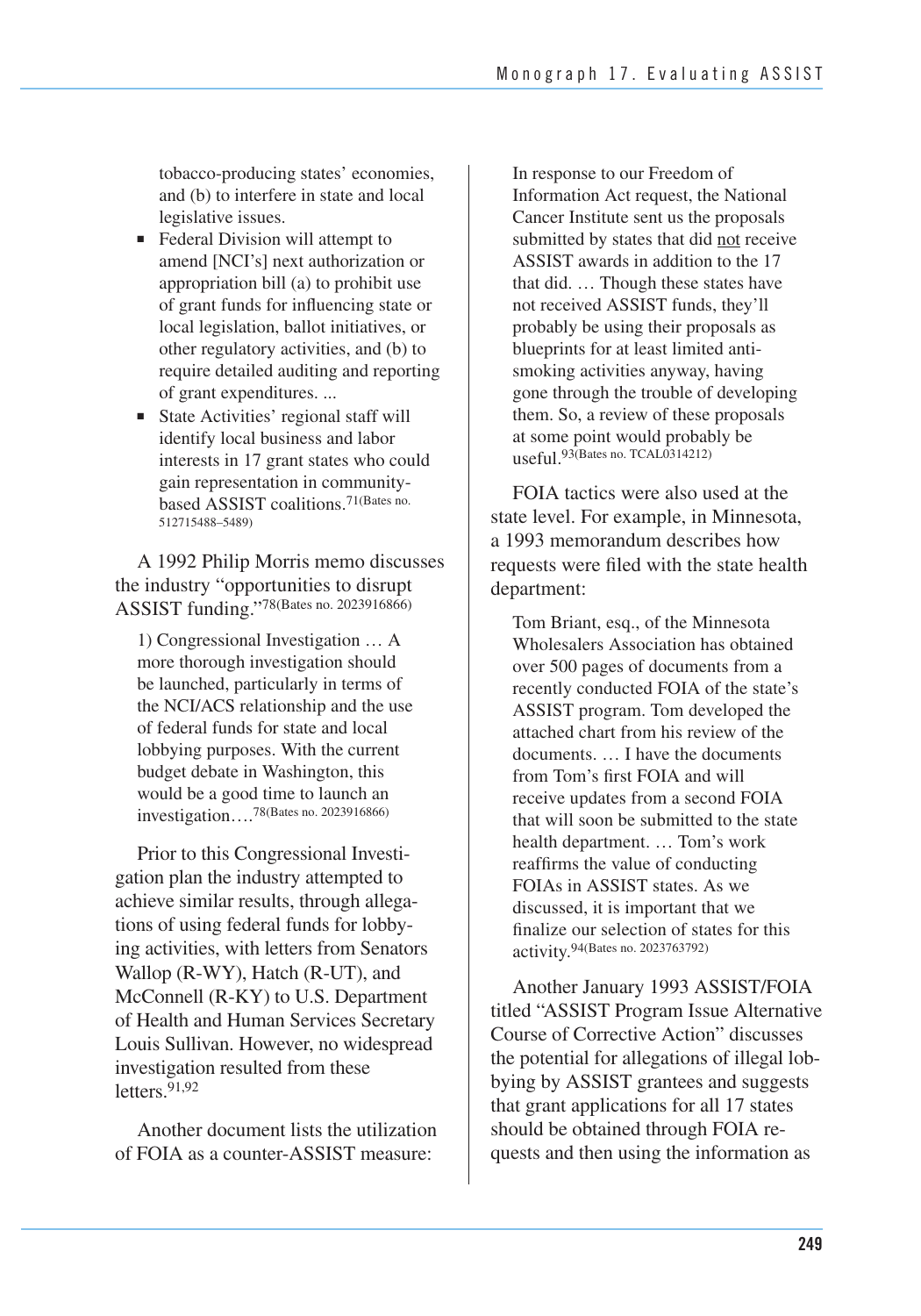tobacco-producing states' economies, and (b) to interfere in state and local legislative issues.

- Federal Division will attempt to amend [NCI's] next authorization or appropriation bill (a) to prohibit use of grant funds for influencing state or local legislation, ballot initiatives, or other regulatory activities, and (b) to require detailed auditing and reporting of grant expenditures. ...
- State Activities' regional staff will identify local business and labor interests in 17 grant states who could gain representation in community-based ASSIST coalitions.[71(Bates no. 512715488–5489)]

A 1992 Philip Morris memo discusses the industry "opportunities to disrupt ASSIST funding."[78(Bates no. 2023916866)]

> 1) Congressional Investigation … A more thorough investigation should be launched, particularly in terms of the NCI/ACS relationship and the use of federal funds for state and local lobbying purposes. With the current budget debate in Washington, this would be a good time to launch an investigation….[78(Bates no. 2023916866)]

Prior to this Congressional Investigation plan the industry attempted to achieve similar results, through allegations of using federal funds for lobbying activities, with letters from Senators Wallop (R-WY), Hatch (R-UT), and McConnell (R-KY) to U.S. Department of Health and Human Services Secretary Louis Sullivan. However, no widespread investigation resulted from these letters.[91,92]

Another document lists the utilization of FOIA as a counter-ASSIST measure:

> In response to our Freedom of Information Act request, the National Cancer Institute sent us the proposals submitted by states that did not receive ASSIST awards in addition to the 17 that did. … Though these states have not received ASSIST funds, they'll probably be using their proposals as blueprints for at least limited anti-smoking activities anyway, having gone through the trouble of developing them. So, a review of these proposals at some point would probably be useful.[93(Bates no. TCAL0314212)]

FOIA tactics were also used at the state level. For example, in Minnesota, a 1993 memorandum describes how requests were filed with the state health department:

> Tom Briant, esq., of the Minnesota Wholesalers Association has obtained over 500 pages of documents from a recently conducted FOIA of the state's ASSIST program. Tom developed the attached chart from his review of the documents. … I have the documents from Tom's first FOIA and will receive updates from a second FOIA that will soon be submitted to the state health department. … Tom's work reaffirms the value of conducting FOIAs in ASSIST states. As we discussed, it is important that we finalize our selection of states for this activity.[94(Bates no. 2023763792)]

Another January 1993 ASSIST/FOIA titled "ASSIST Program Issue Alternative Course of Corrective Action" discusses the potential for allegations of illegal lobbying by ASSIST grantees and suggests that grant applications for all 17 states should be obtained through FOIA requests and then using the information as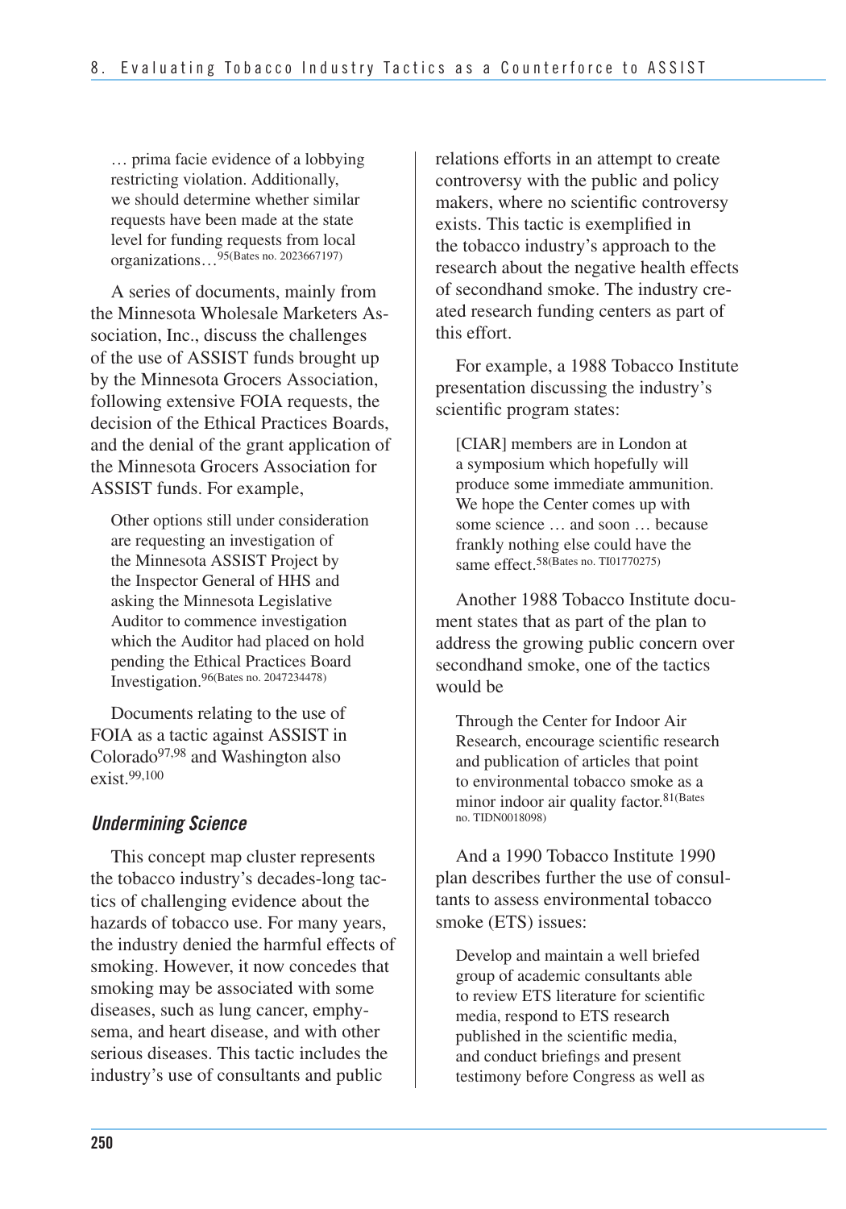… prima facie evidence of a lobbying restricting violation. Additionally, we should determine whether similar requests have been made at the state level for funding requests from local organizations…[95(Bates no. 2023667197)]

A series of documents, mainly from the Minnesota Wholesale Marketers Association, Inc., discuss the challenges of the use of ASSIST funds brought up by the Minnesota Grocers Association, following extensive FOIA requests, the decision of the Ethical Practices Boards, and the denial of the grant application of the Minnesota Grocers Association for ASSIST funds. For example,

> Other options still under consideration are requesting an investigation of the Minnesota ASSIST Project by the Inspector General of HHS and asking the Minnesota Legislative Auditor to commence investigation which the Auditor had placed on hold pending the Ethical Practices Board Investigation.[96(Bates no. 2047234478)]

Documents relating to the use of FOIA as a tactic against ASSIST in Colorado[97,98] and Washington also exist.[99,100]

### *Undermining Science*

This concept map cluster represents the tobacco industry's decades-long tactics of challenging evidence about the hazards of tobacco use. For many years, the industry denied the harmful effects of smoking. However, it now concedes that smoking may be associated with some diseases, such as lung cancer, emphysema, and heart disease, and with other serious diseases. This tactic includes the industry's use of consultants and public relations efforts in an attempt to create controversy with the public and policy makers, where no scientific controversy exists. This tactic is exemplified in the tobacco industry's approach to the research about the negative health effects of secondhand smoke. The industry created research funding centers as part of this effort.

For example, a 1988 Tobacco Institute presentation discussing the industry's scientific program states:

> [CIAR] members are in London at a symposium which hopefully will produce some immediate ammunition. We hope the Center comes up with some science … and soon … because frankly nothing else could have the same effect.[58(Bates no. TI01770275)]

Another 1988 Tobacco Institute document states that as part of the plan to address the growing public concern over secondhand smoke, one of the tactics would be

> Through the Center for Indoor Air Research, encourage scientific research and publication of articles that point to environmental tobacco smoke as a minor indoor air quality factor.[81(Bates no. TIDN0018098)]

And a 1990 Tobacco Institute 1990 plan describes further the use of consultants to assess environmental tobacco smoke (ETS) issues:

> Develop and maintain a well briefed group of academic consultants able to review ETS literature for scientific media, respond to ETS research published in the scientific media, and conduct briefings and present testimony before Congress as well as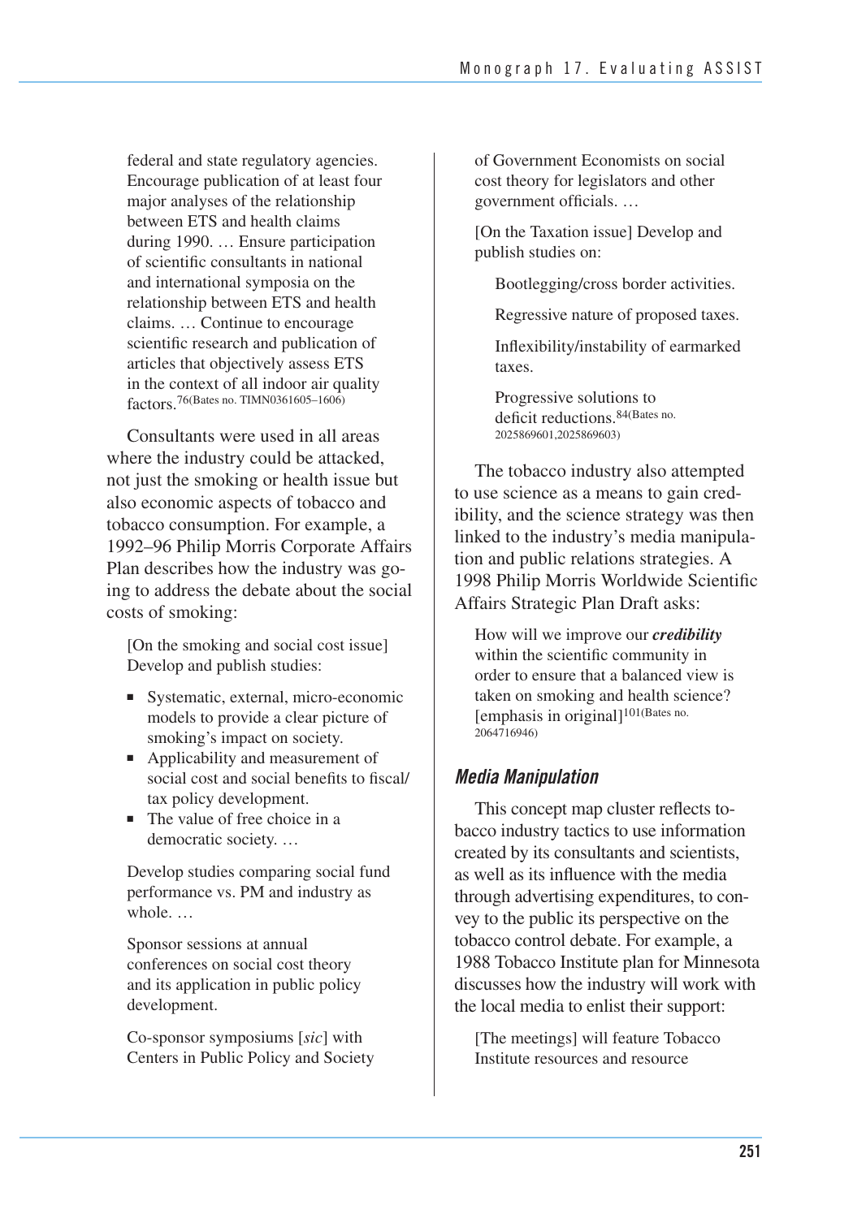> federal and state regulatory agencies. Encourage publication of at least four major analyses of the relationship between ETS and health claims during 1990. … Ensure participation of scientific consultants in national and international symposia on the relationship between ETS and health claims. … Continue to encourage scientific research and publication of articles that objectively assess ETS in the context of all indoor air quality factors.[76(Bates no. TIMN0361605–1606)]

Consultants were used in all areas where the industry could be attacked, not just the smoking or health issue but also economic aspects of tobacco and tobacco consumption. For example, a 1992–96 Philip Morris Corporate Affairs Plan describes how the industry was going to address the debate about the social costs of smoking:

> [On the smoking and social cost issue] Develop and publish studies:
>
> - Systematic, external, micro-economic models to provide a clear picture of smoking's impact on society.
> - Applicability and measurement of social cost and social benefits to fiscal/tax policy development.
> - The value of free choice in a democratic society. …
>
> Develop studies comparing social fund performance vs. PM and industry as whole. …
>
> Sponsor sessions at annual conferences on social cost theory and its application in public policy development.
>
> Co-sponsor symposiums [*sic*] with Centers in Public Policy and Society of Government Economists on social cost theory for legislators and other government officials. …
>
> [On the Taxation issue] Develop and publish studies on:
>
> Bootlegging/cross border activities.
>
> Regressive nature of proposed taxes.
>
> Inflexibility/instability of earmarked taxes.
>
> Progressive solutions to deficit reductions.[84(Bates no. 2025869601,2025869603)]

The tobacco industry also attempted to use science as a means to gain credibility, and the science strategy was then linked to the industry's media manipulation and public relations strategies. A 1998 Philip Morris Worldwide Scientific Affairs Strategic Plan Draft asks:

> How will we improve our ***credibility*** within the scientific community in order to ensure that a balanced view is taken on smoking and health science? [emphasis in original][101(Bates no. 2064716946)]

### *Media Manipulation*

This concept map cluster reflects tobacco industry tactics to use information created by its consultants and scientists, as well as its influence with the media through advertising expenditures, to convey to the public its perspective on the tobacco control debate. For example, a 1988 Tobacco Institute plan for Minnesota discusses how the industry will work with the local media to enlist their support:

> [The meetings] will feature Tobacco Institute resources and resource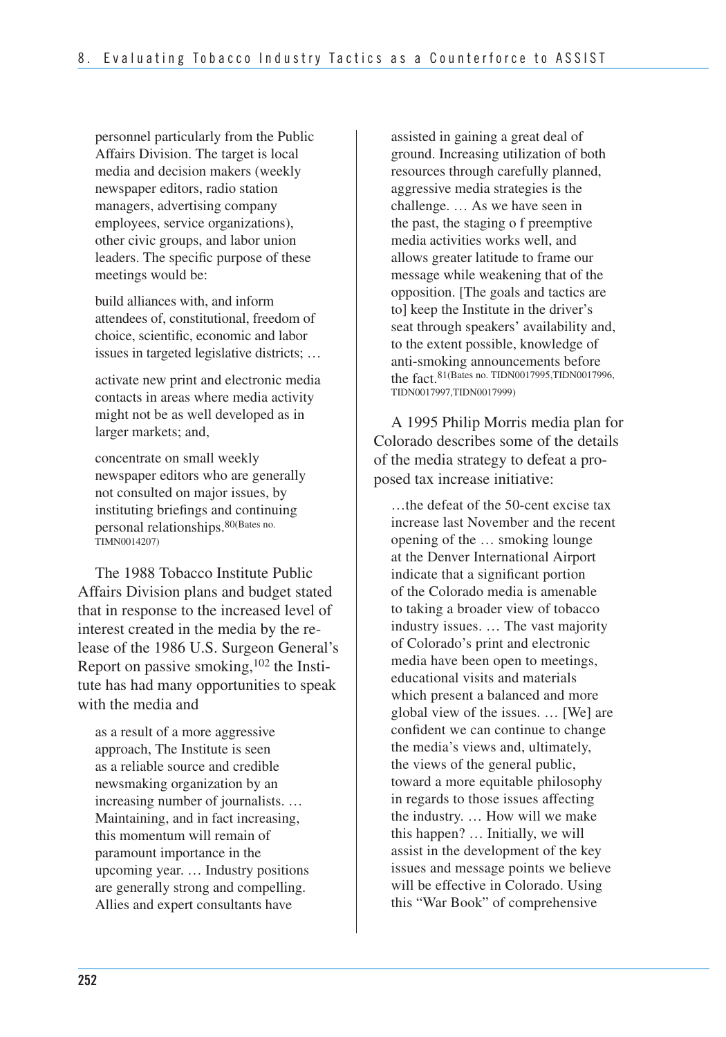personnel particularly from the Public Affairs Division. The target is local media and decision makers (weekly newspaper editors, radio station managers, advertising company employees, service organizations), other civic groups, and labor union leaders. The specific purpose of these meetings would be:

> build alliances with, and inform attendees of, constitutional, freedom of choice, scientific, economic and labor issues in targeted legislative districts; …
>
> activate new print and electronic media contacts in areas where media activity might not be as well developed as in larger markets; and,
>
> concentrate on small weekly newspaper editors who are generally not consulted on major issues, by instituting briefings and continuing personal relationships.[80](Bates no. TIMN0014207)

The 1988 Tobacco Institute Public Affairs Division plans and budget stated that in response to the increased level of interest created in the media by the release of the 1986 U.S. Surgeon General's Report on passive smoking,[102] the Institute has had many opportunities to speak with the media and

> as a result of a more aggressive approach, The Institute is seen as a reliable source and credible newsmaking organization by an increasing number of journalists. … Maintaining, and in fact increasing, this momentum will remain of paramount importance in the upcoming year. … Industry positions are generally strong and compelling. Allies and expert consultants have assisted in gaining a great deal of ground. Increasing utilization of both resources through carefully planned, aggressive media strategies is the challenge. … As we have seen in the past, the staging o f preemptive media activities works well, and allows greater latitude to frame our message while weakening that of the opposition. [The goals and tactics are to] keep the Institute in the driver's seat through speakers' availability and, to the extent possible, knowledge of anti-smoking announcements before the fact.[81](Bates no. TIDN0017995,TIDN0017996, TIDN0017997,TIDN0017999)

A 1995 Philip Morris media plan for Colorado describes some of the details of the media strategy to defeat a proposed tax increase initiative:

> …the defeat of the 50-cent excise tax increase last November and the recent opening of the … smoking lounge at the Denver International Airport indicate that a significant portion of the Colorado media is amenable to taking a broader view of tobacco industry issues. … The vast majority of Colorado's print and electronic media have been open to meetings, educational visits and materials which present a balanced and more global view of the issues. … [We] are confident we can continue to change the media's views and, ultimately, the views of the general public, toward a more equitable philosophy in regards to those issues affecting the industry. … How will we make this happen? … Initially, we will assist in the development of the key issues and message points we believe will be effective in Colorado. Using this "War Book" of comprehensive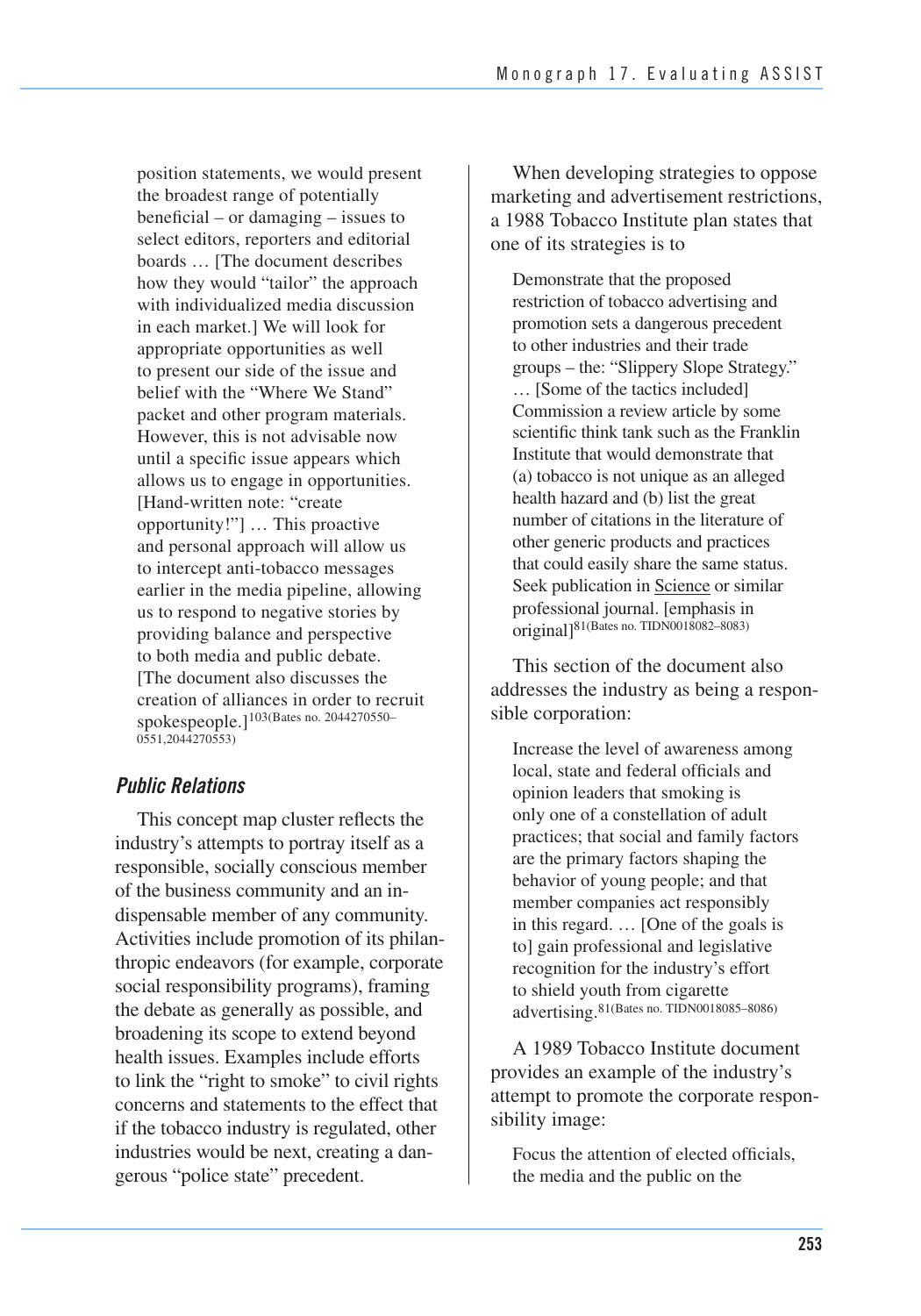position statements, we would present the broadest range of potentially beneficial – or damaging – issues to select editors, reporters and editorial boards … [The document describes how they would "tailor" the approach with individualized media discussion in each market.] We will look for appropriate opportunities as well to present our side of the issue and belief with the "Where We Stand" packet and other program materials. However, this is not advisable now until a specific issue appears which allows us to engage in opportunities. [Hand-written note: "create opportunity!"] … This proactive and personal approach will allow us to intercept anti-tobacco messages earlier in the media pipeline, allowing us to respond to negative stories by providing balance and perspective to both media and public debate. [The document also discusses the creation of alliances in order to recruit spokespeople.][103(Bates no. 2044270550–0551,2044270553)]

### *Public Relations*

This concept map cluster reflects the industry's attempts to portray itself as a responsible, socially conscious member of the business community and an indispensable member of any community. Activities include promotion of its philanthropic endeavors (for example, corporate social responsibility programs), framing the debate as generally as possible, and broadening its scope to extend beyond health issues. Examples include efforts to link the "right to smoke" to civil rights concerns and statements to the effect that if the tobacco industry is regulated, other industries would be next, creating a dangerous "police state" precedent.

When developing strategies to oppose marketing and advertisement restrictions, a 1988 Tobacco Institute plan states that one of its strategies is to

> Demonstrate that the proposed restriction of tobacco advertising and promotion sets a dangerous precedent to other industries and their trade groups – the: "Slippery Slope Strategy." … [Some of the tactics included] Commission a review article by some scientific think tank such as the Franklin Institute that would demonstrate that (a) tobacco is not unique as an alleged health hazard and (b) list the great number of citations in the literature of other generic products and practices that could easily share the same status. Seek publication in Science or similar professional journal. [emphasis in original][81(Bates no. TIDN0018082–8083)]

This section of the document also addresses the industry as being a responsible corporation:

> Increase the level of awareness among local, state and federal officials and opinion leaders that smoking is only one of a constellation of adult practices; that social and family factors are the primary factors shaping the behavior of young people; and that member companies act responsibly in this regard. … [One of the goals is to] gain professional and legislative recognition for the industry's effort to shield youth from cigarette advertising.[81(Bates no. TIDN0018085–8086)]

A 1989 Tobacco Institute document provides an example of the industry's attempt to promote the corporate responsibility image:

> Focus the attention of elected officials, the media and the public on the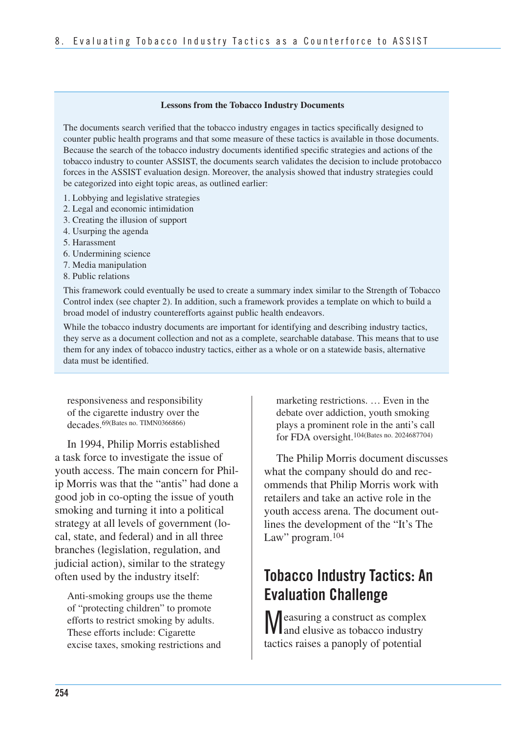**Lessons from the Tobacco Industry Documents**

The documents search verified that the tobacco industry engages in tactics specifically designed to counter public health programs and that some measure of these tactics is available in those documents. Because the search of the tobacco industry documents identified specific strategies and actions of the tobacco industry to counter ASSIST, the documents search validates the decision to include protobacco forces in the ASSIST evaluation design. Moreover, the analysis showed that industry strategies could be categorized into eight topic areas, as outlined earlier:

1. Lobbying and legislative strategies
2. Legal and economic intimidation
3. Creating the illusion of support
4. Usurping the agenda
5. Harassment
6. Undermining science
7. Media manipulation
8. Public relations

This framework could eventually be used to create a summary index similar to the Strength of Tobacco Control index (see chapter 2). In addition, such a framework provides a template on which to build a broad model of industry counterefforts against public health endeavors.

While the tobacco industry documents are important for identifying and describing industry tactics, they serve as a document collection and not as a complete, searchable database. This means that to use them for any index of tobacco industry tactics, either as a whole or on a statewide basis, alternative data must be identified.

> responsiveness and responsibility of the cigarette industry over the decades.[69(Bates no. TIMN0366866)]

In 1994, Philip Morris established a task force to investigate the issue of youth access. The main concern for Philip Morris was that the "antis" had done a good job in co-opting the issue of youth smoking and turning it into a political strategy at all levels of government (local, state, and federal) and in all three branches (legislation, regulation, and judicial action), similar to the strategy often used by the industry itself:

> Anti-smoking groups use the theme of "protecting children" to promote efforts to restrict smoking by adults. These efforts include: Cigarette excise taxes, smoking restrictions and marketing restrictions. … Even in the debate over addiction, youth smoking plays a prominent role in the anti's call for FDA oversight.[104(Bates no. 2024687704)]

The Philip Morris document discusses what the company should do and recommends that Philip Morris work with retailers and take an active role in the youth access arena. The document outlines the development of the "It's The Law" program.[104]

## Tobacco Industry Tactics: An Evaluation Challenge

Measuring a construct as complex and elusive as tobacco industry tactics raises a panoply of potential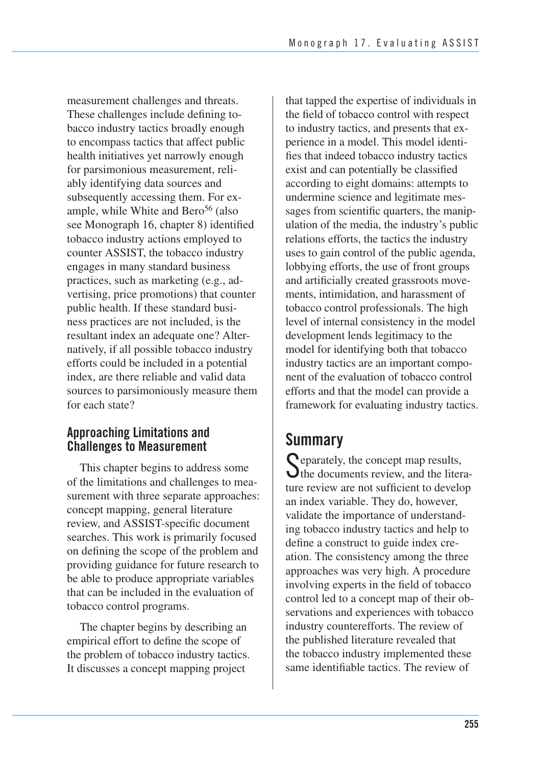measurement challenges and threats. These challenges include defining tobacco industry tactics broadly enough to encompass tactics that affect public health initiatives yet narrowly enough for parsimonious measurement, reliably identifying data sources and subsequently accessing them. For example, while White and Bero[56] (also see Monograph 16, chapter 8) identified tobacco industry actions employed to counter ASSIST, the tobacco industry engages in many standard business practices, such as marketing (e.g., advertising, price promotions) that counter public health. If these standard business practices are not included, is the resultant index an adequate one? Alternatively, if all possible tobacco industry efforts could be included in a potential index, are there reliable and valid data sources to parsimoniously measure them for each state?

### Approaching Limitations and Challenges to Measurement

This chapter begins to address some of the limitations and challenges to measurement with three separate approaches: concept mapping, general literature review, and ASSIST-specific document searches. This work is primarily focused on defining the scope of the problem and providing guidance for future research to be able to produce appropriate variables that can be included in the evaluation of tobacco control programs.

The chapter begins by describing an empirical effort to define the scope of the problem of tobacco industry tactics. It discusses a concept mapping project that tapped the expertise of individuals in the field of tobacco control with respect to industry tactics, and presents that experience in a model. This model identifies that indeed tobacco industry tactics exist and can potentially be classified according to eight domains: attempts to undermine science and legitimate messages from scientific quarters, the manipulation of the media, the industry's public relations efforts, the tactics the industry uses to gain control of the public agenda, lobbying efforts, the use of front groups and artificially created grassroots movements, intimidation, and harassment of tobacco control professionals. The high level of internal consistency in the model development lends legitimacy to the model for identifying both that tobacco industry tactics are an important component of the evaluation of tobacco control efforts and that the model can provide a framework for evaluating industry tactics.

## Summary

Separately, the concept map results, the documents review, and the literature review are not sufficient to develop an index variable. They do, however, validate the importance of understanding tobacco industry tactics and help to define a construct to guide index creation. The consistency among the three approaches was very high. A procedure involving experts in the field of tobacco control led to a concept map of their observations and experiences with tobacco industry counterefforts. The review of the published literature revealed that the tobacco industry implemented these same identifiable tactics. The review of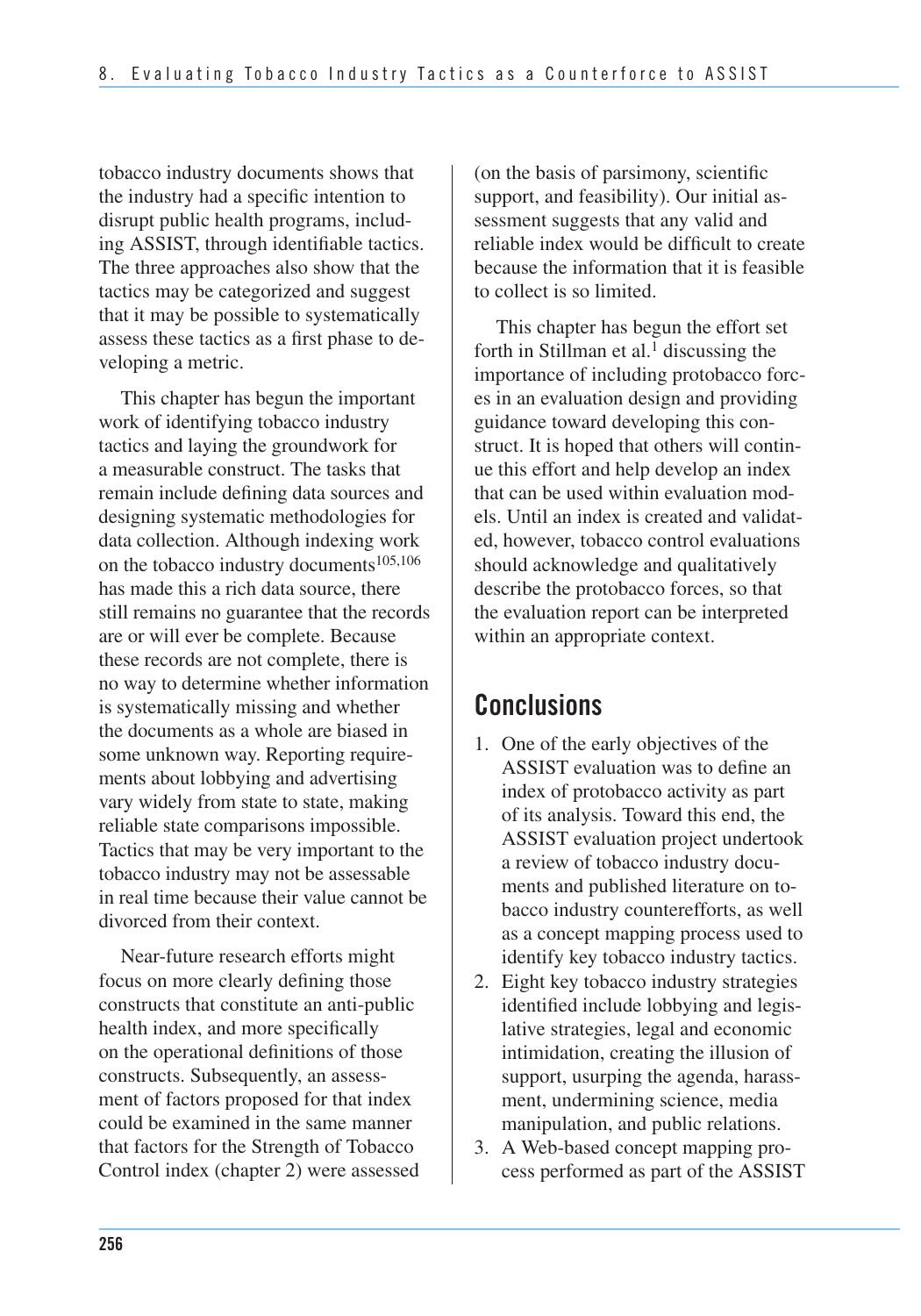tobacco industry documents shows that the industry had a specific intention to disrupt public health programs, including ASSIST, through identifiable tactics. The three approaches also show that the tactics may be categorized and suggest that it may be possible to systematically assess these tactics as a first phase to developing a metric.

This chapter has begun the important work of identifying tobacco industry tactics and laying the groundwork for a measurable construct. The tasks that remain include defining data sources and designing systematic methodologies for data collection. Although indexing work on the tobacco industry documents[105,106] has made this a rich data source, there still remains no guarantee that the records are or will ever be complete. Because these records are not complete, there is no way to determine whether information is systematically missing and whether the documents as a whole are biased in some unknown way. Reporting requirements about lobbying and advertising vary widely from state to state, making reliable state comparisons impossible. Tactics that may be very important to the tobacco industry may not be assessable in real time because their value cannot be divorced from their context.

Near-future research efforts might focus on more clearly defining those constructs that constitute an anti-public health index, and more specifically on the operational definitions of those constructs. Subsequently, an assessment of factors proposed for that index could be examined in the same manner that factors for the Strength of Tobacco Control index (chapter 2) were assessed (on the basis of parsimony, scientific support, and feasibility). Our initial assessment suggests that any valid and reliable index would be difficult to create because the information that it is feasible to collect is so limited.

This chapter has begun the effort set forth in Stillman et al.[1] discussing the importance of including protobacco forces in an evaluation design and providing guidance toward developing this construct. It is hoped that others will continue this effort and help develop an index that can be used within evaluation models. Until an index is created and validated, however, tobacco control evaluations should acknowledge and qualitatively describe the protobacco forces, so that the evaluation report can be interpreted within an appropriate context.

## Conclusions

1. One of the early objectives of the ASSIST evaluation was to define an index of protobacco activity as part of its analysis. Toward this end, the ASSIST evaluation project undertook a review of tobacco industry documents and published literature on tobacco industry counterefforts, as well as a concept mapping process used to identify key tobacco industry tactics.
2. Eight key tobacco industry strategies identified include lobbying and legislative strategies, legal and economic intimidation, creating the illusion of support, usurping the agenda, harassment, undermining science, media manipulation, and public relations.
3. A Web-based concept mapping process performed as part of the ASSIST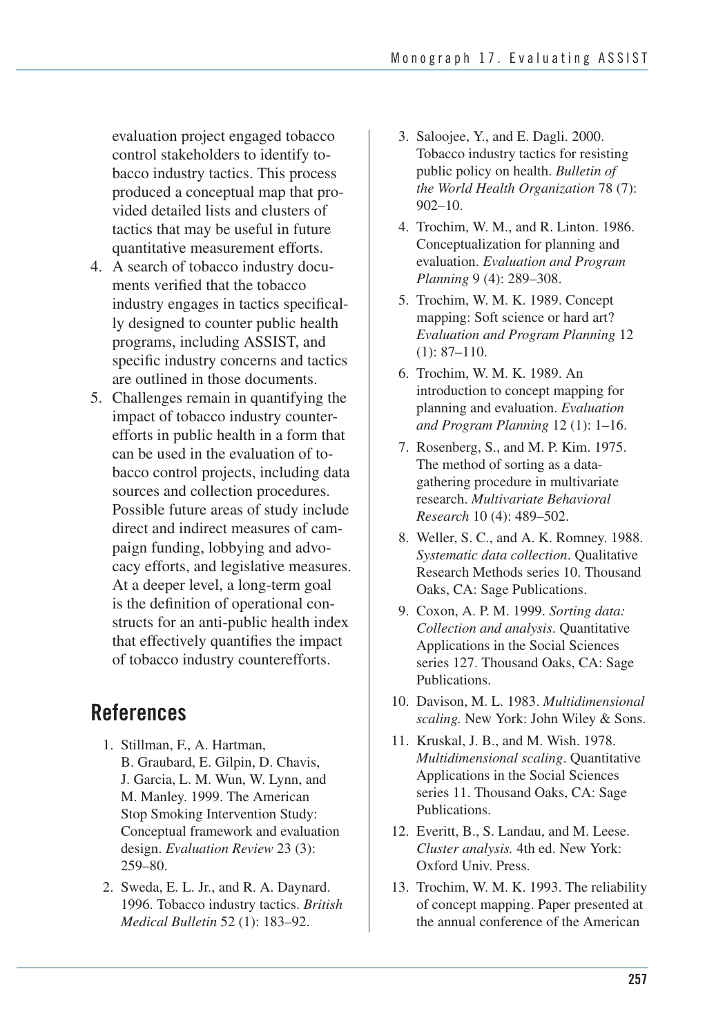evaluation project engaged tobacco control stakeholders to identify tobacco industry tactics. This process produced a conceptual map that provided detailed lists and clusters of tactics that may be useful in future quantitative measurement efforts.

4. A search of tobacco industry documents verified that the tobacco industry engages in tactics specifically designed to counter public health programs, including ASSIST, and specific industry concerns and tactics are outlined in those documents.
5. Challenges remain in quantifying the impact of tobacco industry counterefforts in public health in a form that can be used in the evaluation of tobacco control projects, including data sources and collection procedures. Possible future areas of study include direct and indirect measures of campaign funding, lobbying and advocacy efforts, and legislative measures. At a deeper level, a long-term goal is the definition of operational constructs for an anti-public health index that effectively quantifies the impact of tobacco industry counterefforts.

## References

1. Stillman, F., A. Hartman, B. Graubard, E. Gilpin, D. Chavis, J. Garcia, L. M. Wun, W. Lynn, and M. Manley. 1999. The American Stop Smoking Intervention Study: Conceptual framework and evaluation design. *Evaluation Review* 23 (3): 259–80.
2. Sweda, E. L. Jr., and R. A. Daynard. 1996. Tobacco industry tactics. *British Medical Bulletin* 52 (1): 183–92.
3. Saloojee, Y., and E. Dagli. 2000. Tobacco industry tactics for resisting public policy on health. *Bulletin of the World Health Organization* 78 (7): 902–10.
4. Trochim, W. M., and R. Linton. 1986. Conceptualization for planning and evaluation. *Evaluation and Program Planning* 9 (4): 289–308.
5. Trochim, W. M. K. 1989. Concept mapping: Soft science or hard art? *Evaluation and Program Planning* 12 (1): 87–110.
6. Trochim, W. M. K. 1989. An introduction to concept mapping for planning and evaluation. *Evaluation and Program Planning* 12 (1): 1–16.
7. Rosenberg, S., and M. P. Kim. 1975. The method of sorting as a data-gathering procedure in multivariate research. *Multivariate Behavioral Research* 10 (4): 489–502.
8. Weller, S. C., and A. K. Romney. 1988. *Systematic data collection*. Qualitative Research Methods series 10. Thousand Oaks, CA: Sage Publications.
9. Coxon, A. P. M. 1999. *Sorting data: Collection and analysis*. Quantitative Applications in the Social Sciences series 127. Thousand Oaks, CA: Sage Publications.
10. Davison, M. L. 1983. *Multidimensional scaling.* New York: John Wiley & Sons.
11. Kruskal, J. B., and M. Wish. 1978. *Multidimensional scaling*. Quantitative Applications in the Social Sciences series 11. Thousand Oaks, CA: Sage Publications.
12. Everitt, B., S. Landau, and M. Leese. *Cluster analysis.* 4th ed. New York: Oxford Univ. Press.
13. Trochim, W. M. K. 1993. The reliability of concept mapping. Paper presented at the annual conference of the American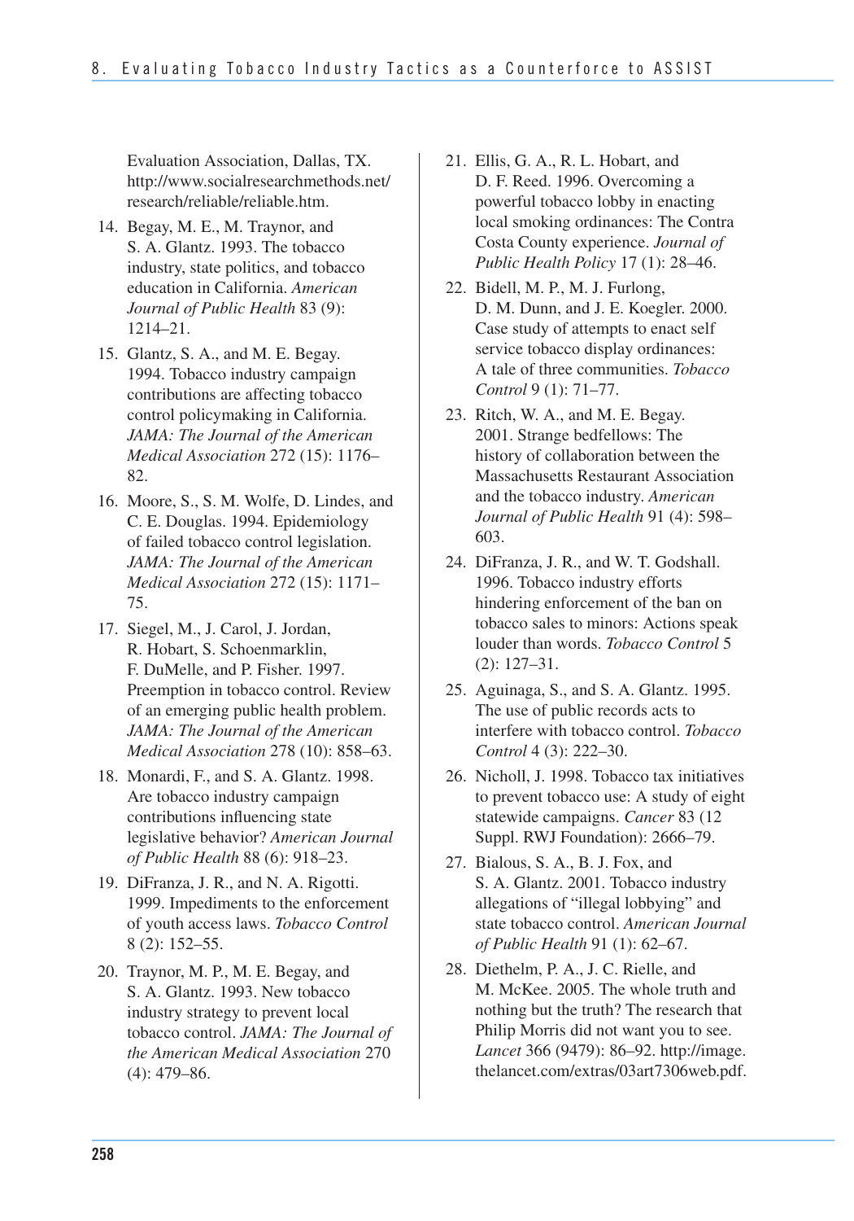Evaluation Association, Dallas, TX. http://www.socialresearchmethods.net/research/reliable/reliable.htm.

14. Begay, M. E., M. Traynor, and S. A. Glantz. 1993. The tobacco industry, state politics, and tobacco education in California. *American Journal of Public Health* 83 (9): 1214–21.
15. Glantz, S. A., and M. E. Begay. 1994. Tobacco industry campaign contributions are affecting tobacco control policymaking in California. *JAMA: The Journal of the American Medical Association* 272 (15): 1176–82.
16. Moore, S., S. M. Wolfe, D. Lindes, and C. E. Douglas. 1994. Epidemiology of failed tobacco control legislation. *JAMA: The Journal of the American Medical Association* 272 (15): 1171–75.
17. Siegel, M., J. Carol, J. Jordan, R. Hobart, S. Schoenmarklin, F. DuMelle, and P. Fisher. 1997. Preemption in tobacco control. Review of an emerging public health problem. *JAMA: The Journal of the American Medical Association* 278 (10): 858–63.
18. Monardi, F., and S. A. Glantz. 1998. Are tobacco industry campaign contributions influencing state legislative behavior? *American Journal of Public Health* 88 (6): 918–23.
19. DiFranza, J. R., and N. A. Rigotti. 1999. Impediments to the enforcement of youth access laws. *Tobacco Control* 8 (2): 152–55.
20. Traynor, M. P., M. E. Begay, and S. A. Glantz. 1993. New tobacco industry strategy to prevent local tobacco control. *JAMA: The Journal of the American Medical Association* 270 (4): 479–86.
21. Ellis, G. A., R. L. Hobart, and D. F. Reed. 1996. Overcoming a powerful tobacco lobby in enacting local smoking ordinances: The Contra Costa County experience. *Journal of Public Health Policy* 17 (1): 28–46.
22. Bidell, M. P., M. J. Furlong, D. M. Dunn, and J. E. Koegler. 2000. Case study of attempts to enact self service tobacco display ordinances: A tale of three communities. *Tobacco Control* 9 (1): 71–77.
23. Ritch, W. A., and M. E. Begay. 2001. Strange bedfellows: The history of collaboration between the Massachusetts Restaurant Association and the tobacco industry. *American Journal of Public Health* 91 (4): 598–603.
24. DiFranza, J. R., and W. T. Godshall. 1996. Tobacco industry efforts hindering enforcement of the ban on tobacco sales to minors: Actions speak louder than words. *Tobacco Control* 5 (2): 127–31.
25. Aguinaga, S., and S. A. Glantz. 1995. The use of public records acts to interfere with tobacco control. *Tobacco Control* 4 (3): 222–30.
26. Nicholl, J. 1998. Tobacco tax initiatives to prevent tobacco use: A study of eight statewide campaigns. *Cancer* 83 (12 Suppl. RWJ Foundation): 2666–79.
27. Bialous, S. A., B. J. Fox, and S. A. Glantz. 2001. Tobacco industry allegations of "illegal lobbying" and state tobacco control. *American Journal of Public Health* 91 (1): 62–67.
28. Diethelm, P. A., J. C. Rielle, and M. McKee. 2005. The whole truth and nothing but the truth? The research that Philip Morris did not want you to see. *Lancet* 366 (9479): 86–92. http://image.thelancet.com/extras/03art7306web.pdf.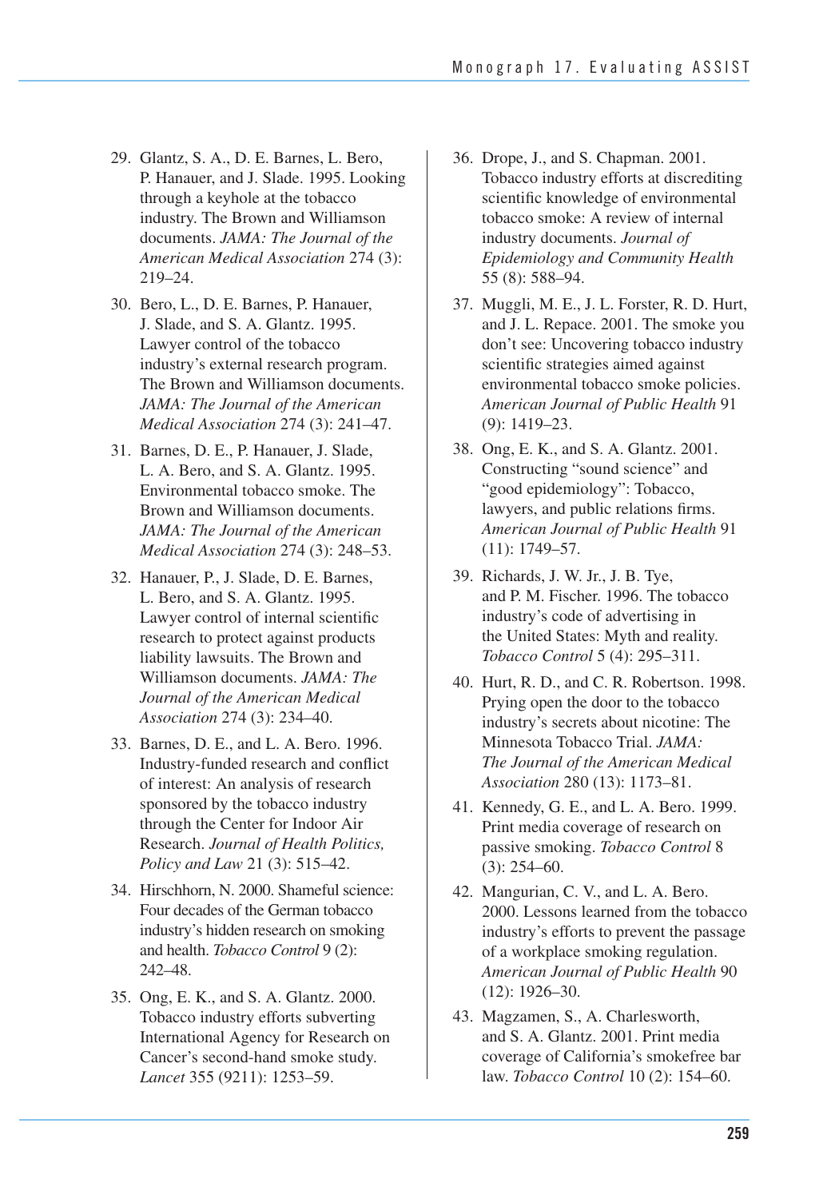29. Glantz, S. A., D. E. Barnes, L. Bero, P. Hanauer, and J. Slade. 1995. Looking through a keyhole at the tobacco industry. The Brown and Williamson documents. *JAMA: The Journal of the American Medical Association* 274 (3): 219–24.

30. Bero, L., D. E. Barnes, P. Hanauer, J. Slade, and S. A. Glantz. 1995. Lawyer control of the tobacco industry's external research program. The Brown and Williamson documents. *JAMA: The Journal of the American Medical Association* 274 (3): 241–47.

31. Barnes, D. E., P. Hanauer, J. Slade, L. A. Bero, and S. A. Glantz. 1995. Environmental tobacco smoke. The Brown and Williamson documents. *JAMA: The Journal of the American Medical Association* 274 (3): 248–53.

32. Hanauer, P., J. Slade, D. E. Barnes, L. Bero, and S. A. Glantz. 1995. Lawyer control of internal scientific research to protect against products liability lawsuits. The Brown and Williamson documents. *JAMA: The Journal of the American Medical Association* 274 (3): 234–40.

33. Barnes, D. E., and L. A. Bero. 1996. Industry-funded research and conflict of interest: An analysis of research sponsored by the tobacco industry through the Center for Indoor Air Research. *Journal of Health Politics, Policy and Law* 21 (3): 515–42.

34. Hirschhorn, N. 2000. Shameful science: Four decades of the German tobacco industry's hidden research on smoking and health. *Tobacco Control* 9 (2): 242–48.

35. Ong, E. K., and S. A. Glantz. 2000. Tobacco industry efforts subverting International Agency for Research on Cancer's second-hand smoke study. *Lancet* 355 (9211): 1253–59.

36. Drope, J., and S. Chapman. 2001. Tobacco industry efforts at discrediting scientific knowledge of environmental tobacco smoke: A review of internal industry documents. *Journal of Epidemiology and Community Health* 55 (8): 588–94.

37. Muggli, M. E., J. L. Forster, R. D. Hurt, and J. L. Repace. 2001. The smoke you don't see: Uncovering tobacco industry scientific strategies aimed against environmental tobacco smoke policies. *American Journal of Public Health* 91 (9): 1419–23.

38. Ong, E. K., and S. A. Glantz. 2001. Constructing "sound science" and "good epidemiology": Tobacco, lawyers, and public relations firms. *American Journal of Public Health* 91 (11): 1749–57.

39. Richards, J. W. Jr., J. B. Tye, and P. M. Fischer. 1996. The tobacco industry's code of advertising in the United States: Myth and reality. *Tobacco Control* 5 (4): 295–311.

40. Hurt, R. D., and C. R. Robertson. 1998. Prying open the door to the tobacco industry's secrets about nicotine: The Minnesota Tobacco Trial. *JAMA: The Journal of the American Medical Association* 280 (13): 1173–81.

41. Kennedy, G. E., and L. A. Bero. 1999. Print media coverage of research on passive smoking. *Tobacco Control* 8 (3): 254–60.

42. Mangurian, C. V., and L. A. Bero. 2000. Lessons learned from the tobacco industry's efforts to prevent the passage of a workplace smoking regulation. *American Journal of Public Health* 90 (12): 1926–30.

43. Magzamen, S., A. Charlesworth, and S. A. Glantz. 2001. Print media coverage of California's smokefree bar law. *Tobacco Control* 10 (2): 154–60.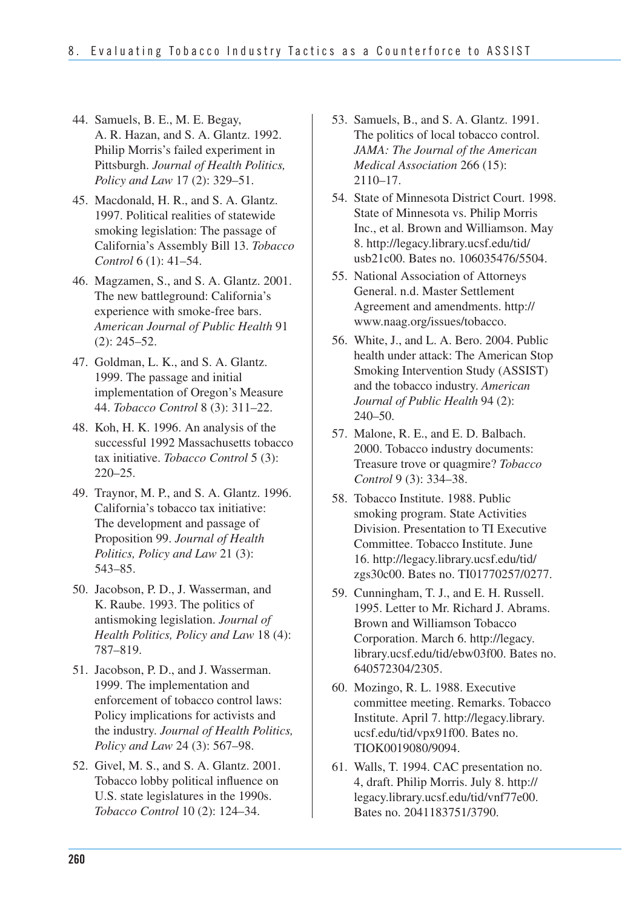44. Samuels, B. E., M. E. Begay, A. R. Hazan, and S. A. Glantz. 1992. Philip Morris's failed experiment in Pittsburgh. *Journal of Health Politics, Policy and Law* 17 (2): 329–51.
45. Macdonald, H. R., and S. A. Glantz. 1997. Political realities of statewide smoking legislation: The passage of California's Assembly Bill 13. *Tobacco Control* 6 (1): 41–54.
46. Magzamen, S., and S. A. Glantz. 2001. The new battleground: California's experience with smoke-free bars. *American Journal of Public Health* 91 (2): 245–52.
47. Goldman, L. K., and S. A. Glantz. 1999. The passage and initial implementation of Oregon's Measure 44. *Tobacco Control* 8 (3): 311–22.
48. Koh, H. K. 1996. An analysis of the successful 1992 Massachusetts tobacco tax initiative. *Tobacco Control* 5 (3): 220–25.
49. Traynor, M. P., and S. A. Glantz. 1996. California's tobacco tax initiative: The development and passage of Proposition 99. *Journal of Health Politics, Policy and Law* 21 (3): 543–85.
50. Jacobson, P. D., J. Wasserman, and K. Raube. 1993. The politics of antismoking legislation. *Journal of Health Politics, Policy and Law* 18 (4): 787–819.
51. Jacobson, P. D., and J. Wasserman. 1999. The implementation and enforcement of tobacco control laws: Policy implications for activists and the industry. *Journal of Health Politics, Policy and Law* 24 (3): 567–98.
52. Givel, M. S., and S. A. Glantz. 2001. Tobacco lobby political influence on U.S. state legislatures in the 1990s. *Tobacco Control* 10 (2): 124–34.
53. Samuels, B., and S. A. Glantz. 1991. The politics of local tobacco control. *JAMA: The Journal of the American Medical Association* 266 (15): 2110–17.
54. State of Minnesota District Court. 1998. State of Minnesota vs. Philip Morris Inc., et al. Brown and Williamson. May 8. http://legacy.library.ucsf.edu/tid/usb21c00. Bates no. 106035476/5504.
55. National Association of Attorneys General. n.d. Master Settlement Agreement and amendments. http://www.naag.org/issues/tobacco.
56. White, J., and L. A. Bero. 2004. Public health under attack: The American Stop Smoking Intervention Study (ASSIST) and the tobacco industry. *American Journal of Public Health* 94 (2): 240–50.
57. Malone, R. E., and E. D. Balbach. 2000. Tobacco industry documents: Treasure trove or quagmire? *Tobacco Control* 9 (3): 334–38.
58. Tobacco Institute. 1988. Public smoking program. State Activities Division. Presentation to TI Executive Committee. Tobacco Institute. June 16. http://legacy.library.ucsf.edu/tid/zgs30c00. Bates no. TI01770257/0277.
59. Cunningham, T. J., and E. H. Russell. 1995. Letter to Mr. Richard J. Abrams. Brown and Williamson Tobacco Corporation. March 6. http://legacy.library.ucsf.edu/tid/ebw03f00. Bates no. 640572304/2305.
60. Mozingo, R. L. 1988. Executive committee meeting. Remarks. Tobacco Institute. April 7. http://legacy.library.ucsf.edu/tid/vpx91f00. Bates no. TIOK0019080/9094.
61. Walls, T. 1994. CAC presentation no. 4, draft. Philip Morris. July 8. http://legacy.library.ucsf.edu/tid/vnf77e00. Bates no. 2041183751/3790.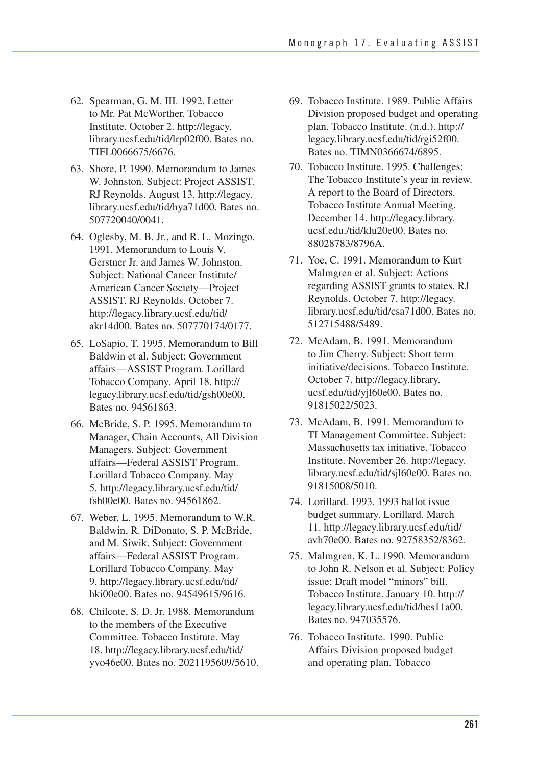62. Spearman, G. M. III. 1992. Letter to Mr. Pat McWorther. Tobacco Institute. October 2. http://legacy.library.ucsf.edu/tid/lrp02f00. Bates no. TIFL0066675/6676.
63. Shore, P. 1990. Memorandum to James W. Johnston. Subject: Project ASSIST. RJ Reynolds. August 13. http://legacy.library.ucsf.edu/tid/hya71d00. Bates no. 507720040/0041.
64. Oglesby, M. B. Jr., and R. L. Mozingo. 1991. Memorandum to Louis V. Gerstner Jr. and James W. Johnston. Subject: National Cancer Institute/American Cancer Society—Project ASSIST. RJ Reynolds. October 7. http://legacy.library.ucsf.edu/tid/akr14d00. Bates no. 507770174/0177.
65. LoSapio, T. 1995. Memorandum to Bill Baldwin et al. Subject: Government affairs—ASSIST Program. Lorillard Tobacco Company. April 18. http://legacy.library.ucsf.edu/tid/gsh00e00. Bates no. 94561863.
66. McBride, S. P. 1995. Memorandum to Manager, Chain Accounts, All Division Managers. Subject: Government affairs—Federal ASSIST Program. Lorillard Tobacco Company. May 5. http://legacy.library.ucsf.edu/tid/fsh00e00. Bates no. 94561862.
67. Weber, L. 1995. Memorandum to W.R. Baldwin, R. DiDonato, S. P. McBride, and M. Siwik. Subject: Government affairs—Federal ASSIST Program. Lorillard Tobacco Company. May 9. http://legacy.library.ucsf.edu/tid/hki00e00. Bates no. 94549615/9616.
68. Chilcote, S. D. Jr. 1988. Memorandum to the members of the Executive Committee. Tobacco Institute. May 18. http://legacy.library.ucsf.edu/tid/yvo46e00. Bates no. 2021195609/5610.
69. Tobacco Institute. 1989. Public Affairs Division proposed budget and operating plan. Tobacco Institute. (n.d.). http://legacy.library.ucsf.edu/tid/rgi52f00. Bates no. TIMN0366674/6895.
70. Tobacco Institute. 1995. Challenges: The Tobacco Institute's year in review. A report to the Board of Directors. Tobacco Institute Annual Meeting. December 14. http://legacy.library.ucsf.edu./tid/klu20e00. Bates no. 88028783/8796A.
71. Yoe, C. 1991. Memorandum to Kurt Malmgren et al. Subject: Actions regarding ASSIST grants to states. RJ Reynolds. October 7. http://legacy.library.ucsf.edu/tid/csa71d00. Bates no. 512715488/5489.
72. McAdam, B. 1991. Memorandum to Jim Cherry. Subject: Short term initiative/decisions. Tobacco Institute. October 7. http://legacy.library.ucsf.edu/tid/yjl60e00. Bates no. 91815022/5023.
73. McAdam, B. 1991. Memorandum to TI Management Committee. Subject: Massachusetts tax initiative. Tobacco Institute. November 26. http://legacy.library.ucsf.edu/tid/sjl60e00. Bates no. 91815008/5010.
74. Lorillard. 1993. 1993 ballot issue budget summary. Lorillard. March 11. http://legacy.library.ucsf.edu/tid/avh70e00. Bates no. 92758352/8362.
75. Malmgren, K. L. 1990. Memorandum to John R. Nelson et al. Subject: Policy issue: Draft model "minors" bill. Tobacco Institute. January 10. http://legacy.library.ucsf.edu/tid/bes11a00. Bates no. 947035576.
76. Tobacco Institute. 1990. Public Affairs Division proposed budget and operating plan. Tobacco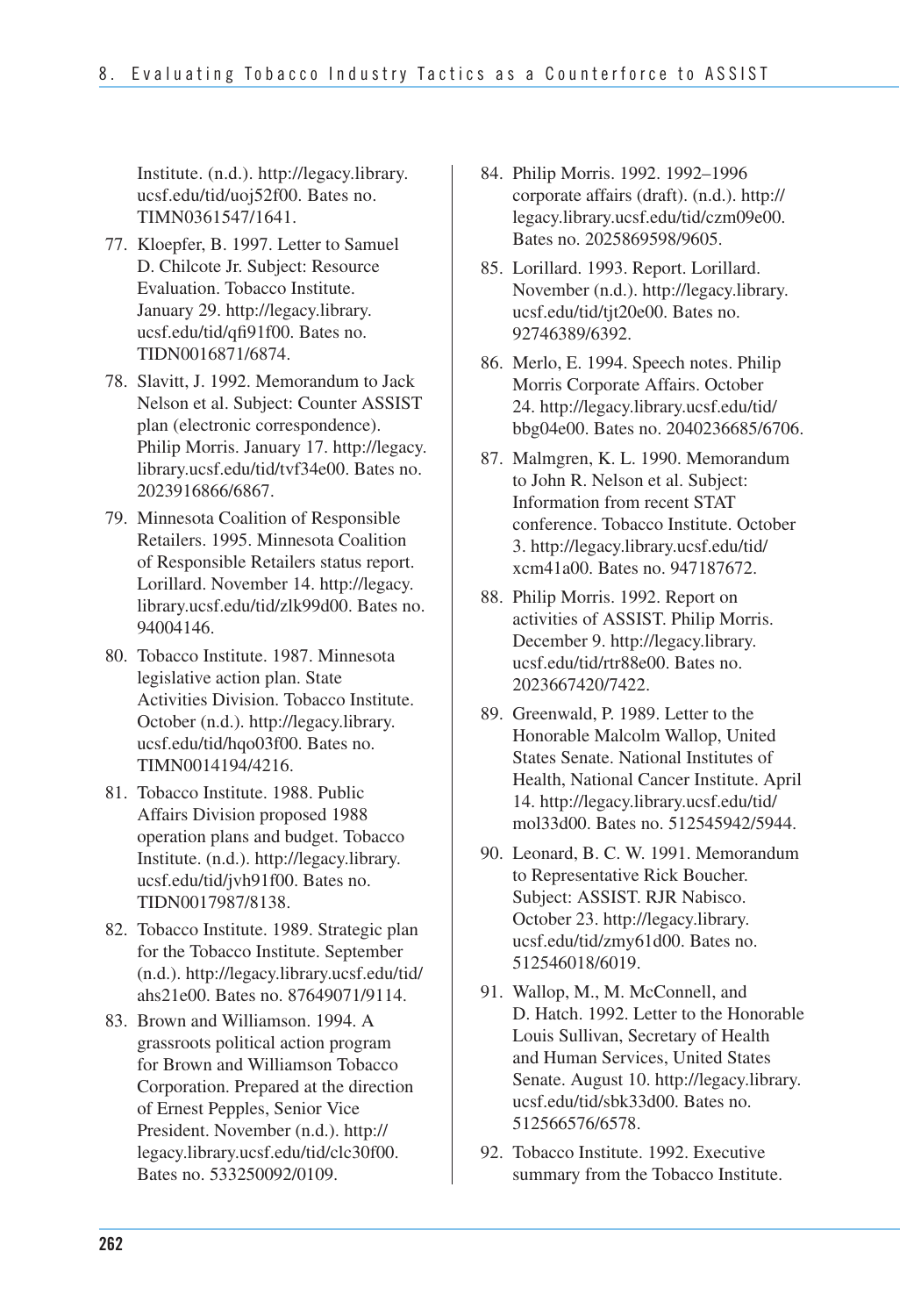Institute. (n.d.). http://legacy.library.ucsf.edu/tid/uoj52f00. Bates no. TIMN0361547/1641.

77. Kloepfer, B. 1997. Letter to Samuel D. Chilcote Jr. Subject: Resource Evaluation. Tobacco Institute. January 29. http://legacy.library.ucsf.edu/tid/qfi91f00. Bates no. TIDN0016871/6874.
78. Slavitt, J. 1992. Memorandum to Jack Nelson et al. Subject: Counter ASSIST plan (electronic correspondence). Philip Morris. January 17. http://legacy.library.ucsf.edu/tid/tvf34e00. Bates no. 2023916866/6867.
79. Minnesota Coalition of Responsible Retailers. 1995. Minnesota Coalition of Responsible Retailers status report. Lorillard. November 14. http://legacy.library.ucsf.edu/tid/zlk99d00. Bates no. 94004146.
80. Tobacco Institute. 1987. Minnesota legislative action plan. State Activities Division. Tobacco Institute. October (n.d.). http://legacy.library.ucsf.edu/tid/hqo03f00. Bates no. TIMN0014194/4216.
81. Tobacco Institute. 1988. Public Affairs Division proposed 1988 operation plans and budget. Tobacco Institute. (n.d.). http://legacy.library.ucsf.edu/tid/jvh91f00. Bates no. TIDN0017987/8138.
82. Tobacco Institute. 1989. Strategic plan for the Tobacco Institute. September (n.d.). http://legacy.library.ucsf.edu/tid/ahs21e00. Bates no. 87649071/9114.
83. Brown and Williamson. 1994. A grassroots political action program for Brown and Williamson Tobacco Corporation. Prepared at the direction of Ernest Pepples, Senior Vice President. November (n.d.). http://legacy.library.ucsf.edu/tid/clc30f00. Bates no. 533250092/0109.
84. Philip Morris. 1992. 1992–1996 corporate affairs (draft). (n.d.). http://legacy.library.ucsf.edu/tid/czm09e00. Bates no. 2025869598/9605.
85. Lorillard. 1993. Report. Lorillard. November (n.d.). http://legacy.library.ucsf.edu/tid/tjt20e00. Bates no. 92746389/6392.
86. Merlo, E. 1994. Speech notes. Philip Morris Corporate Affairs. October 24. http://legacy.library.ucsf.edu/tid/bbg04e00. Bates no. 2040236685/6706.
87. Malmgren, K. L. 1990. Memorandum to John R. Nelson et al. Subject: Information from recent STAT conference. Tobacco Institute. October 3. http://legacy.library.ucsf.edu/tid/xcm41a00. Bates no. 947187672.
88. Philip Morris. 1992. Report on activities of ASSIST. Philip Morris. December 9. http://legacy.library.ucsf.edu/tid/rtr88e00. Bates no. 2023667420/7422.
89. Greenwald, P. 1989. Letter to the Honorable Malcolm Wallop, United States Senate. National Institutes of Health, National Cancer Institute. April 14. http://legacy.library.ucsf.edu/tid/mol33d00. Bates no. 512545942/5944.
90. Leonard, B. C. W. 1991. Memorandum to Representative Rick Boucher. Subject: ASSIST. RJR Nabisco. October 23. http://legacy.library.ucsf.edu/tid/zmy61d00. Bates no. 512546018/6019.
91. Wallop, M., M. McConnell, and D. Hatch. 1992. Letter to the Honorable Louis Sullivan, Secretary of Health and Human Services, United States Senate. August 10. http://legacy.library.ucsf.edu/tid/sbk33d00. Bates no. 512566576/6578.
92. Tobacco Institute. 1992. Executive summary from the Tobacco Institute.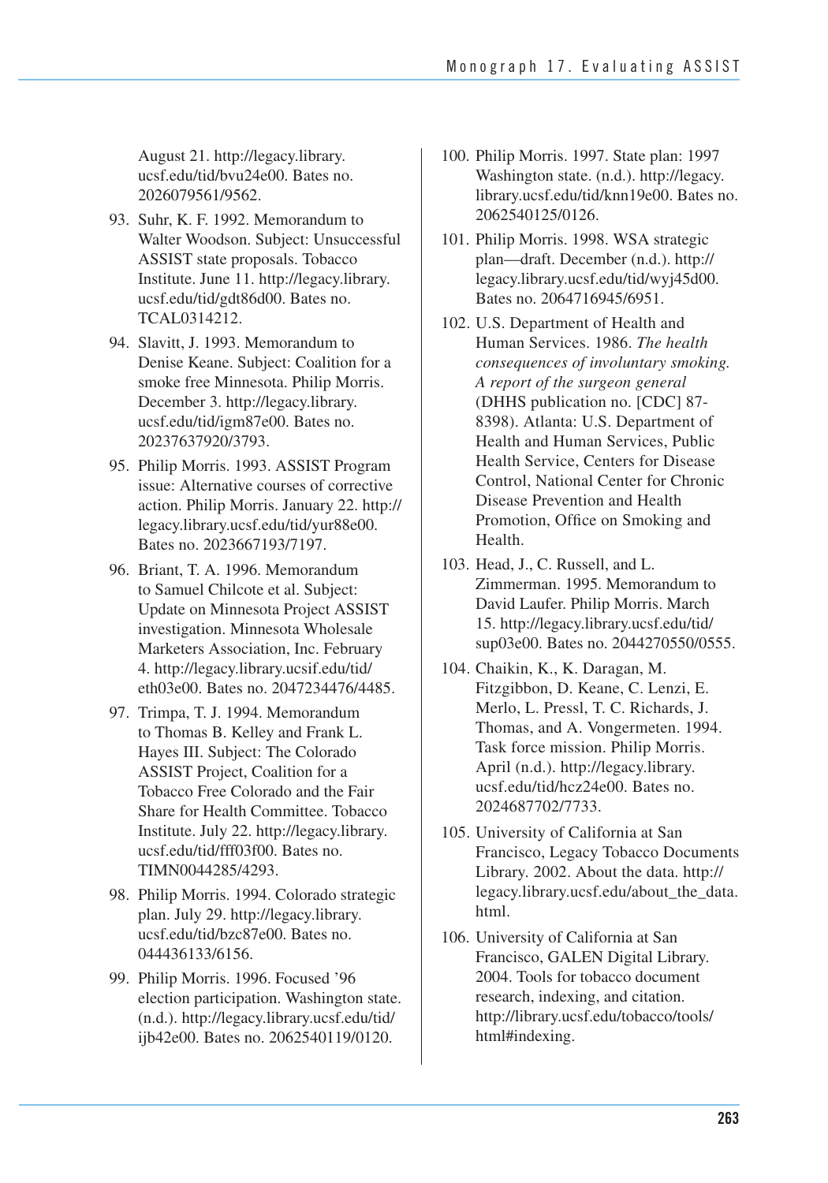August 21. http://legacy.library.ucsf.edu/tid/bvu24e00. Bates no. 2026079561/9562.

93. Suhr, K. F. 1992. Memorandum to Walter Woodson. Subject: Unsuccessful ASSIST state proposals. Tobacco Institute. June 11. http://legacy.library.ucsf.edu/tid/gdt86d00. Bates no. TCAL0314212.

94. Slavitt, J. 1993. Memorandum to Denise Keane. Subject: Coalition for a smoke free Minnesota. Philip Morris. December 3. http://legacy.library.ucsf.edu/tid/igm87e00. Bates no. 20237637920/3793.

95. Philip Morris. 1993. ASSIST Program issue: Alternative courses of corrective action. Philip Morris. January 22. http://legacy.library.ucsf.edu/tid/yur88e00. Bates no. 2023667193/7197.

96. Briant, T. A. 1996. Memorandum to Samuel Chilcote et al. Subject: Update on Minnesota Project ASSIST investigation. Minnesota Wholesale Marketers Association, Inc. February 4. http://legacy.library.ucsf.edu/tid/eth03e00. Bates no. 2047234476/4485.

97. Trimpa, T. J. 1994. Memorandum to Thomas B. Kelley and Frank L. Hayes III. Subject: The Colorado ASSIST Project, Coalition for a Tobacco Free Colorado and the Fair Share for Health Committee. Tobacco Institute. July 22. http://legacy.library.ucsf.edu/tid/fff03f00. Bates no. TIMN0044285/4293.

98. Philip Morris. 1994. Colorado strategic plan. July 29. http://legacy.library.ucsf.edu/tid/bzc87e00. Bates no. 044436133/6156.

99. Philip Morris. 1996. Focused '96 election participation. Washington state. (n.d.). http://legacy.library.ucsf.edu/tid/ijb42e00. Bates no. 2062540119/0120.

100. Philip Morris. 1997. State plan: 1997 Washington state. (n.d.). http://legacy.library.ucsf.edu/tid/knn19e00. Bates no. 2062540125/0126.

101. Philip Morris. 1998. WSA strategic plan—draft. December (n.d.). http://legacy.library.ucsf.edu/tid/wyj45d00. Bates no. 2064716945/6951.

102. U.S. Department of Health and Human Services. 1986. *The health consequences of involuntary smoking. A report of the surgeon general* (DHHS publication no. [CDC] 87-8398). Atlanta: U.S. Department of Health and Human Services, Public Health Service, Centers for Disease Control, National Center for Chronic Disease Prevention and Health Promotion, Office on Smoking and Health.

103. Head, J., C. Russell, and L. Zimmerman. 1995. Memorandum to David Laufer. Philip Morris. March 15. http://legacy.library.ucsf.edu/tid/sup03e00. Bates no. 2044270550/0555.

104. Chaikin, K., K. Daragan, M. Fitzgibbon, D. Keane, C. Lenzi, E. Merlo, L. Pressl, T. C. Richards, J. Thomas, and A. Vongermeten. 1994. Task force mission. Philip Morris. April (n.d.). http://legacy.library.ucsf.edu/tid/hcz24e00. Bates no. 2024687702/7733.

105. University of California at San Francisco, Legacy Tobacco Documents Library. 2002. About the data. http://legacy.library.ucsf.edu/about_the_data.html.

106. University of California at San Francisco, GALEN Digital Library. 2004. Tools for tobacco document research, indexing, and citation. http://library.ucsf.edu/tobacco/tools/html#indexing.